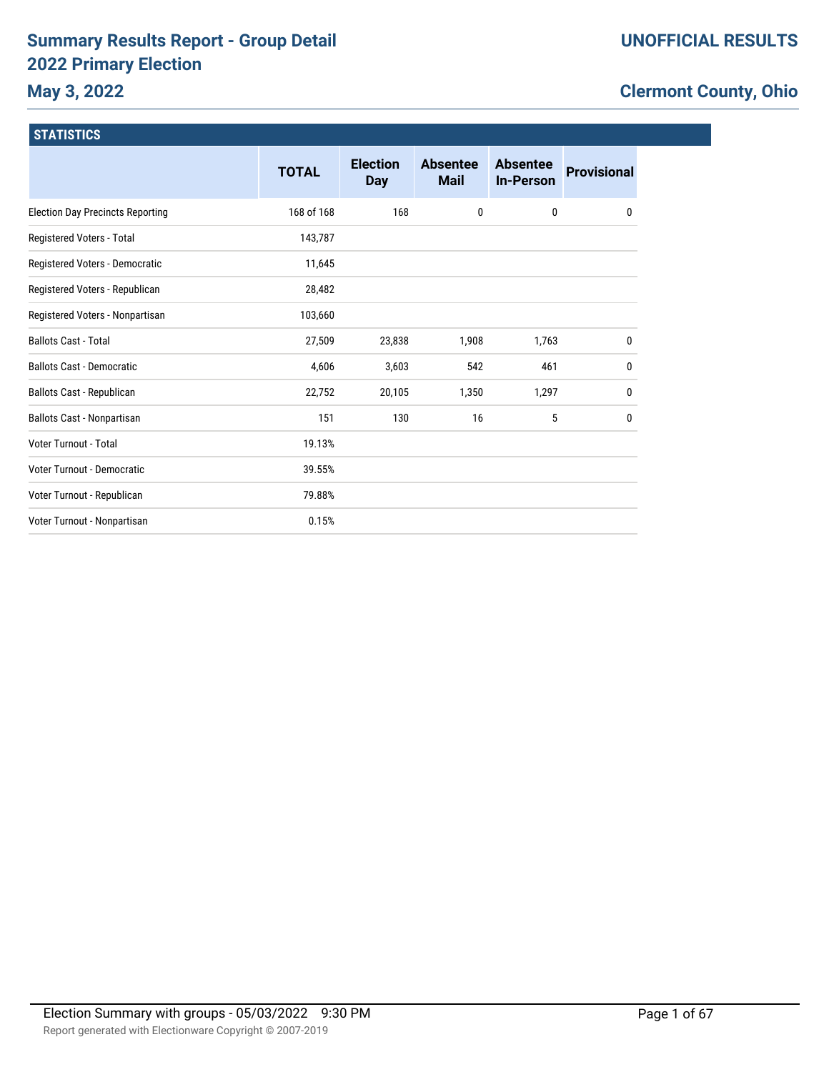# Summary Results Report - Group Detail
# 2022 Primary Election
## May 3, 2022

**UNOFFICIAL RESULTS**

**Clermont County, Ohio**

### STATISTICS

| | TOTAL | Election Day | Absentee Mail | Absentee In-Person | Provisional |
|---|---|---|---|---|---|
| Election Day Precincts Reporting | 168 of 168 | 168 | 0 | 0 | 0 |
| Registered Voters - Total | 143,787 | | | | |
| Registered Voters - Democratic | 11,645 | | | | |
| Registered Voters - Republican | 28,482 | | | | |
| Registered Voters - Nonpartisan | 103,660 | | | | |
| Ballots Cast - Total | 27,509 | 23,838 | 1,908 | 1,763 | 0 |
| Ballots Cast - Democratic | 4,606 | 3,603 | 542 | 461 | 0 |
| Ballots Cast - Republican | 22,752 | 20,105 | 1,350 | 1,297 | 0 |
| Ballots Cast - Nonpartisan | 151 | 130 | 16 | 5 | 0 |
| Voter Turnout - Total | 19.13% | | | | |
| Voter Turnout - Democratic | 39.55% | | | | |
| Voter Turnout - Republican | 79.88% | | | | |
| Voter Turnout - Nonpartisan | 0.15% | | | | |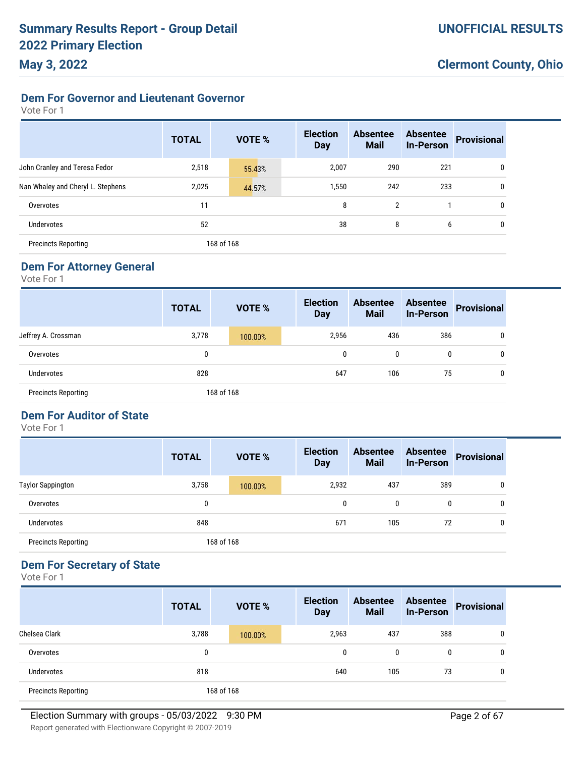## Dem For Governor and Lieutenant Governor

Vote For 1

| | TOTAL | VOTE % | Election Day | Absentee Mail | Absentee In-Person | Provisional |
|---|---|---|---|---|---|---|
| John Cranley and Teresa Fedor | 2,518 | 55.43% | 2,007 | 290 | 221 | 0 |
| Nan Whaley and Cheryl L. Stephens | 2,025 | 44.57% | 1,550 | 242 | 233 | 0 |
| Overvotes | 11 | | 8 | 2 | 1 | 0 |
| Undervotes | 52 | | 38 | 8 | 6 | 0 |
| Precincts Reporting | 168 of 168 | | | | | |

## Dem For Attorney General

Vote For 1

| | TOTAL | VOTE % | Election Day | Absentee Mail | Absentee In-Person | Provisional |
|---|---|---|---|---|---|---|
| Jeffrey A. Crossman | 3,778 | 100.00% | 2,956 | 436 | 386 | 0 |
| Overvotes | 0 | | 0 | 0 | 0 | 0 |
| Undervotes | 828 | | 647 | 106 | 75 | 0 |
| Precincts Reporting | 168 of 168 | | | | | |

## Dem For Auditor of State

Vote For 1

| | TOTAL | VOTE % | Election Day | Absentee Mail | Absentee In-Person | Provisional |
|---|---|---|---|---|---|---|
| Taylor Sappington | 3,758 | 100.00% | 2,932 | 437 | 389 | 0 |
| Overvotes | 0 | | 0 | 0 | 0 | 0 |
| Undervotes | 848 | | 671 | 105 | 72 | 0 |
| Precincts Reporting | 168 of 168 | | | | | |

## Dem For Secretary of State

Vote For 1

| | TOTAL | VOTE % | Election Day | Absentee Mail | Absentee In-Person | Provisional |
|---|---|---|---|---|---|---|
| Chelsea Clark | 3,788 | 100.00% | 2,963 | 437 | 388 | 0 |
| Overvotes | 0 | | 0 | 0 | 0 | 0 |
| Undervotes | 818 | | 640 | 105 | 73 | 0 |
| Precincts Reporting | 168 of 168 | | | | | |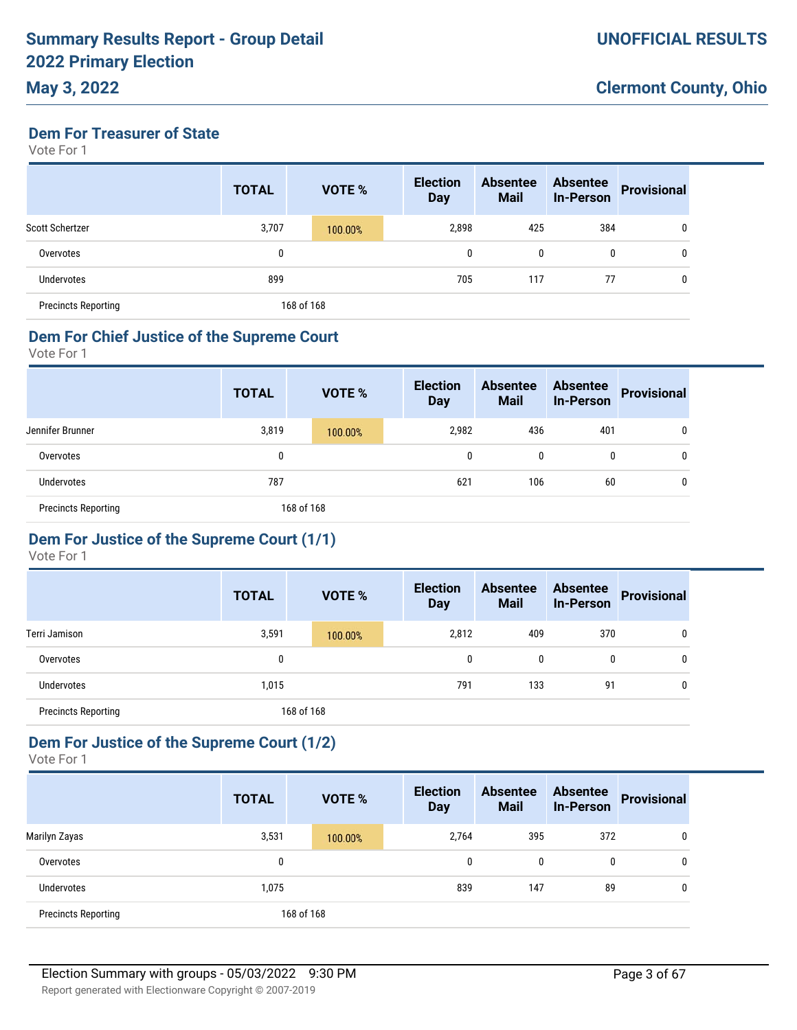## Dem For Treasurer of State

Vote For 1

| | TOTAL | VOTE % | Election Day | Absentee Mail | Absentee In-Person | Provisional |
|---|---|---|---|---|---|---|
| Scott Schertzer | 3,707 | 100.00% | 2,898 | 425 | 384 | 0 |
| Overvotes | 0 | | 0 | 0 | 0 | 0 |
| Undervotes | 899 | | 705 | 117 | 77 | 0 |
| Precincts Reporting | 168 of 168 | | | | | |

## Dem For Chief Justice of the Supreme Court

Vote For 1

| | TOTAL | VOTE % | Election Day | Absentee Mail | Absentee In-Person | Provisional |
|---|---|---|---|---|---|---|
| Jennifer Brunner | 3,819 | 100.00% | 2,982 | 436 | 401 | 0 |
| Overvotes | 0 | | 0 | 0 | 0 | 0 |
| Undervotes | 787 | | 621 | 106 | 60 | 0 |
| Precincts Reporting | 168 of 168 | | | | | |

## Dem For Justice of the Supreme Court (1/1)

Vote For 1

| | TOTAL | VOTE % | Election Day | Absentee Mail | Absentee In-Person | Provisional |
|---|---|---|---|---|---|---|
| Terri Jamison | 3,591 | 100.00% | 2,812 | 409 | 370 | 0 |
| Overvotes | 0 | | 0 | 0 | 0 | 0 |
| Undervotes | 1,015 | | 791 | 133 | 91 | 0 |
| Precincts Reporting | 168 of 168 | | | | | |

## Dem For Justice of the Supreme Court (1/2)

Vote For 1

| | TOTAL | VOTE % | Election Day | Absentee Mail | Absentee In-Person | Provisional |
|---|---|---|---|---|---|---|
| Marilyn Zayas | 3,531 | 100.00% | 2,764 | 395 | 372 | 0 |
| Overvotes | 0 | | 0 | 0 | 0 | 0 |
| Undervotes | 1,075 | | 839 | 147 | 89 | 0 |
| Precincts Reporting | 168 of 168 | | | | | |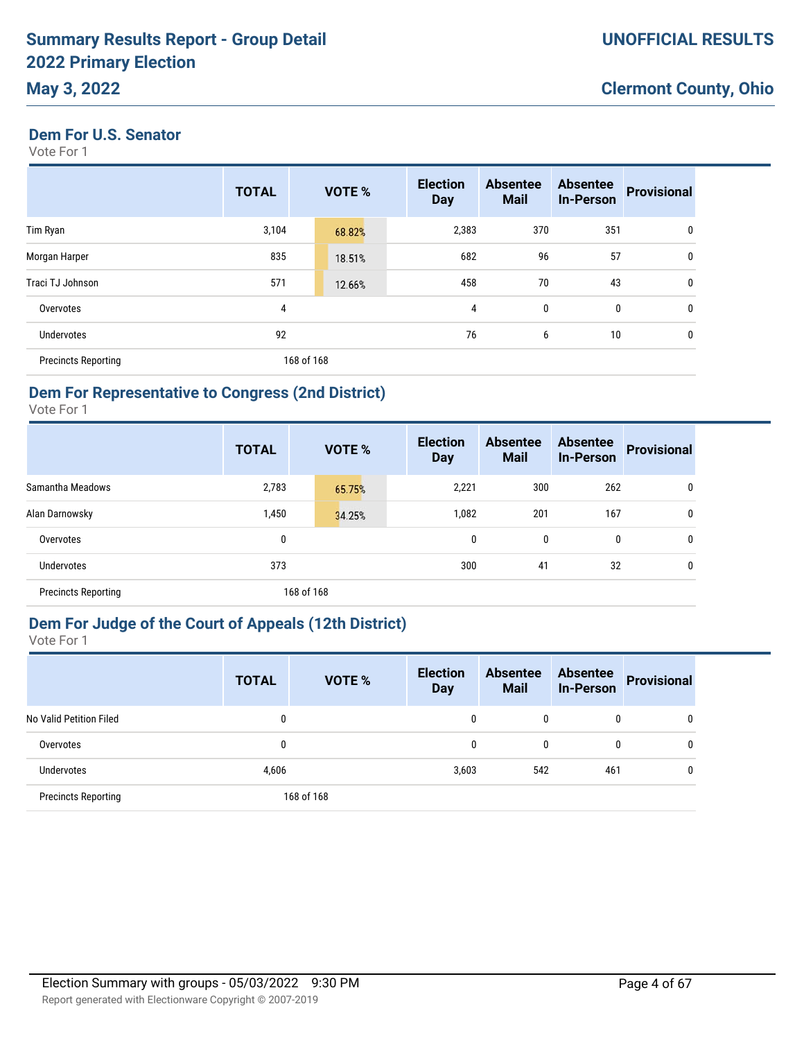# Summary Results Report - Group Detail
## 2022 Primary Election
## May 3, 2022

**UNOFFICIAL RESULTS**

**Clermont County, Ohio**

### Dem For U.S. Senator

Vote For 1

| | TOTAL | VOTE % | Election Day | Absentee Mail | Absentee In-Person | Provisional |
|---|---|---|---|---|---|---|
| Tim Ryan | 3,104 | 68.82% | 2,383 | 370 | 351 | 0 |
| Morgan Harper | 835 | 18.51% | 682 | 96 | 57 | 0 |
| Traci TJ Johnson | 571 | 12.66% | 458 | 70 | 43 | 0 |
| Overvotes | 4 | | 4 | 0 | 0 | 0 |
| Undervotes | 92 | | 76 | 6 | 10 | 0 |
| Precincts Reporting | 168 of 168 | | | | | |

### Dem For Representative to Congress (2nd District)

Vote For 1

| | TOTAL | VOTE % | Election Day | Absentee Mail | Absentee In-Person | Provisional |
|---|---|---|---|---|---|---|
| Samantha Meadows | 2,783 | 65.75% | 2,221 | 300 | 262 | 0 |
| Alan Darnowsky | 1,450 | 34.25% | 1,082 | 201 | 167 | 0 |
| Overvotes | 0 | | 0 | 0 | 0 | 0 |
| Undervotes | 373 | | 300 | 41 | 32 | 0 |
| Precincts Reporting | 168 of 168 | | | | | |

### Dem For Judge of the Court of Appeals (12th District)

Vote For 1

| | TOTAL | VOTE % | Election Day | Absentee Mail | Absentee In-Person | Provisional |
|---|---|---|---|---|---|---|
| No Valid Petition Filed | 0 | | 0 | 0 | 0 | 0 |
| Overvotes | 0 | | 0 | 0 | 0 | 0 |
| Undervotes | 4,606 | | 3,603 | 542 | 461 | 0 |
| Precincts Reporting | 168 of 168 | | | | | |

Election Summary with groups - 05/03/2022 9:30 PM

Report generated with Electionware Copyright © 2007-2019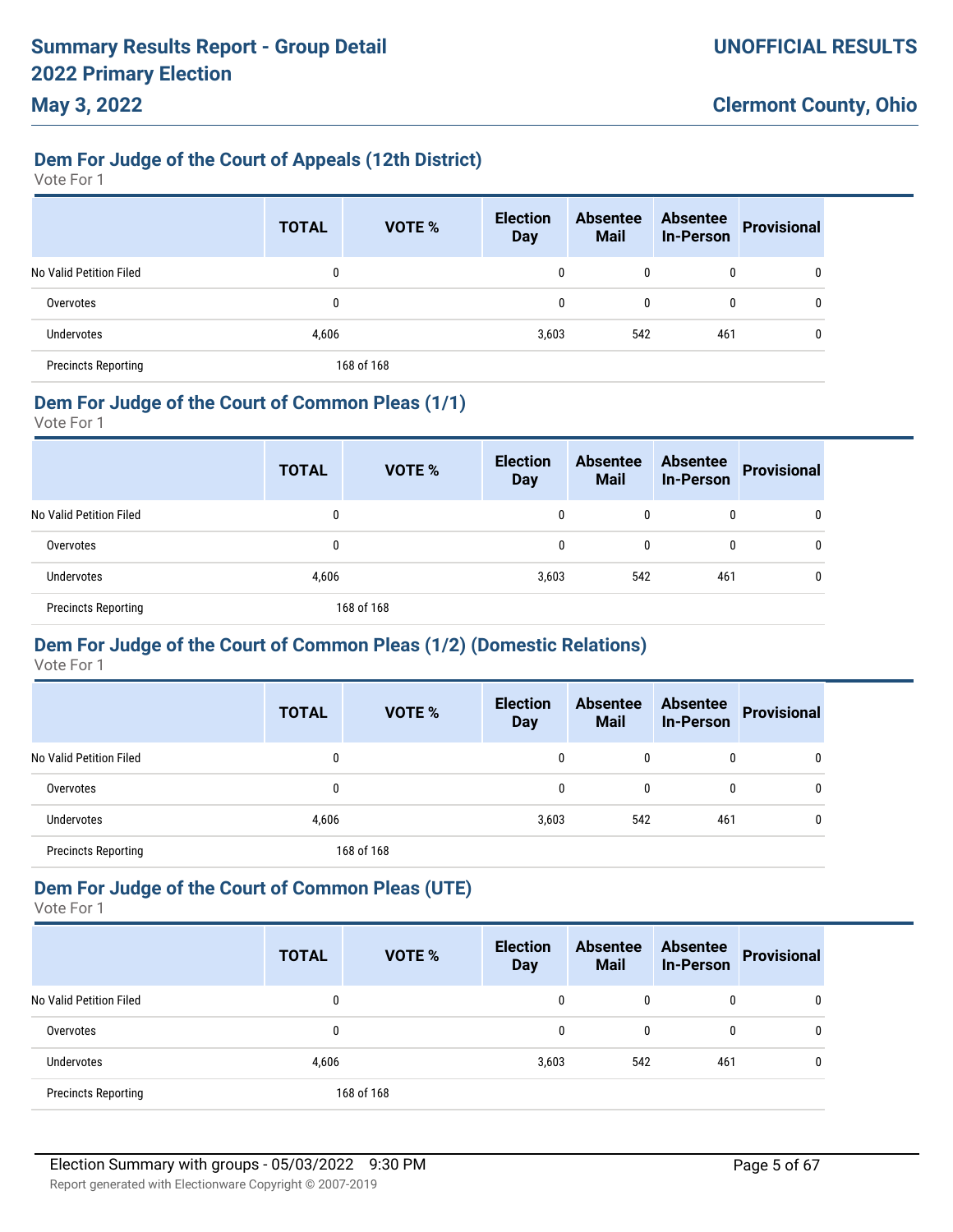**Summary Results Report - Group Detail**
**2022 Primary Election**
**May 3, 2022**

**UNOFFICIAL RESULTS**

**Clermont County, Ohio**

### Dem For Judge of the Court of Appeals (12th District)

Vote For 1

| | TOTAL | VOTE % | Election Day | Absentee Mail | Absentee In-Person | Provisional |
|---|---|---|---|---|---|---|
| No Valid Petition Filed | 0 | | 0 | 0 | 0 | 0 |
| Overvotes | 0 | | 0 | 0 | 0 | 0 |
| Undervotes | 4,606 | | 3,603 | 542 | 461 | 0 |
| Precincts Reporting | 168 of 168 | | | | | |

### Dem For Judge of the Court of Common Pleas (1/1)

Vote For 1

| | TOTAL | VOTE % | Election Day | Absentee Mail | Absentee In-Person | Provisional |
|---|---|---|---|---|---|---|
| No Valid Petition Filed | 0 | | 0 | 0 | 0 | 0 |
| Overvotes | 0 | | 0 | 0 | 0 | 0 |
| Undervotes | 4,606 | | 3,603 | 542 | 461 | 0 |
| Precincts Reporting | 168 of 168 | | | | | |

### Dem For Judge of the Court of Common Pleas (1/2) (Domestic Relations)

Vote For 1

| | TOTAL | VOTE % | Election Day | Absentee Mail | Absentee In-Person | Provisional |
|---|---|---|---|---|---|---|
| No Valid Petition Filed | 0 | | 0 | 0 | 0 | 0 |
| Overvotes | 0 | | 0 | 0 | 0 | 0 |
| Undervotes | 4,606 | | 3,603 | 542 | 461 | 0 |
| Precincts Reporting | 168 of 168 | | | | | |

### Dem For Judge of the Court of Common Pleas (UTE)

Vote For 1

| | TOTAL | VOTE % | Election Day | Absentee Mail | Absentee In-Person | Provisional |
|---|---|---|---|---|---|---|
| No Valid Petition Filed | 0 | | 0 | 0 | 0 | 0 |
| Overvotes | 0 | | 0 | 0 | 0 | 0 |
| Undervotes | 4,606 | | 3,603 | 542 | 461 | 0 |
| Precincts Reporting | 168 of 168 | | | | | |

Election Summary with groups - 05/03/2022 9:30 PM

Report generated with Electionware Copyright © 2007-2019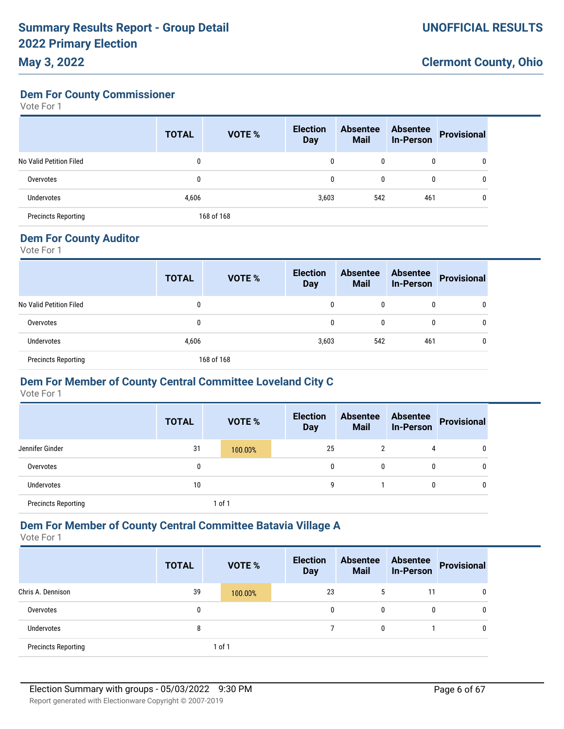## Dem For County Commissioner

Vote For 1

| | TOTAL | VOTE % | Election Day | Absentee Mail | Absentee In-Person | Provisional |
|---|---|---|---|---|---|---|
| No Valid Petition Filed | 0 | | 0 | 0 | 0 | 0 |
| Overvotes | 0 | | 0 | 0 | 0 | 0 |
| Undervotes | 4,606 | | 3,603 | 542 | 461 | 0 |
| Precincts Reporting | 168 of 168 | | | | | |

## Dem For County Auditor

Vote For 1

| | TOTAL | VOTE % | Election Day | Absentee Mail | Absentee In-Person | Provisional |
|---|---|---|---|---|---|---|
| No Valid Petition Filed | 0 | | 0 | 0 | 0 | 0 |
| Overvotes | 0 | | 0 | 0 | 0 | 0 |
| Undervotes | 4,606 | | 3,603 | 542 | 461 | 0 |
| Precincts Reporting | 168 of 168 | | | | | |

## Dem For Member of County Central Committee Loveland City C

Vote For 1

| | TOTAL | VOTE % | Election Day | Absentee Mail | Absentee In-Person | Provisional |
|---|---|---|---|---|---|---|
| Jennifer Ginder | 31 | 100.00% | 25 | 2 | 4 | 0 |
| Overvotes | 0 | | 0 | 0 | 0 | 0 |
| Undervotes | 10 | | 9 | 1 | 0 | 0 |
| Precincts Reporting | 1 of 1 | | | | | |

## Dem For Member of County Central Committee Batavia Village A

Vote For 1

| | TOTAL | VOTE % | Election Day | Absentee Mail | Absentee In-Person | Provisional |
|---|---|---|---|---|---|---|
| Chris A. Dennison | 39 | 100.00% | 23 | 5 | 11 | 0 |
| Overvotes | 0 | | 0 | 0 | 0 | 0 |
| Undervotes | 8 | | 7 | 0 | 1 | 0 |
| Precincts Reporting | 1 of 1 | | | | | |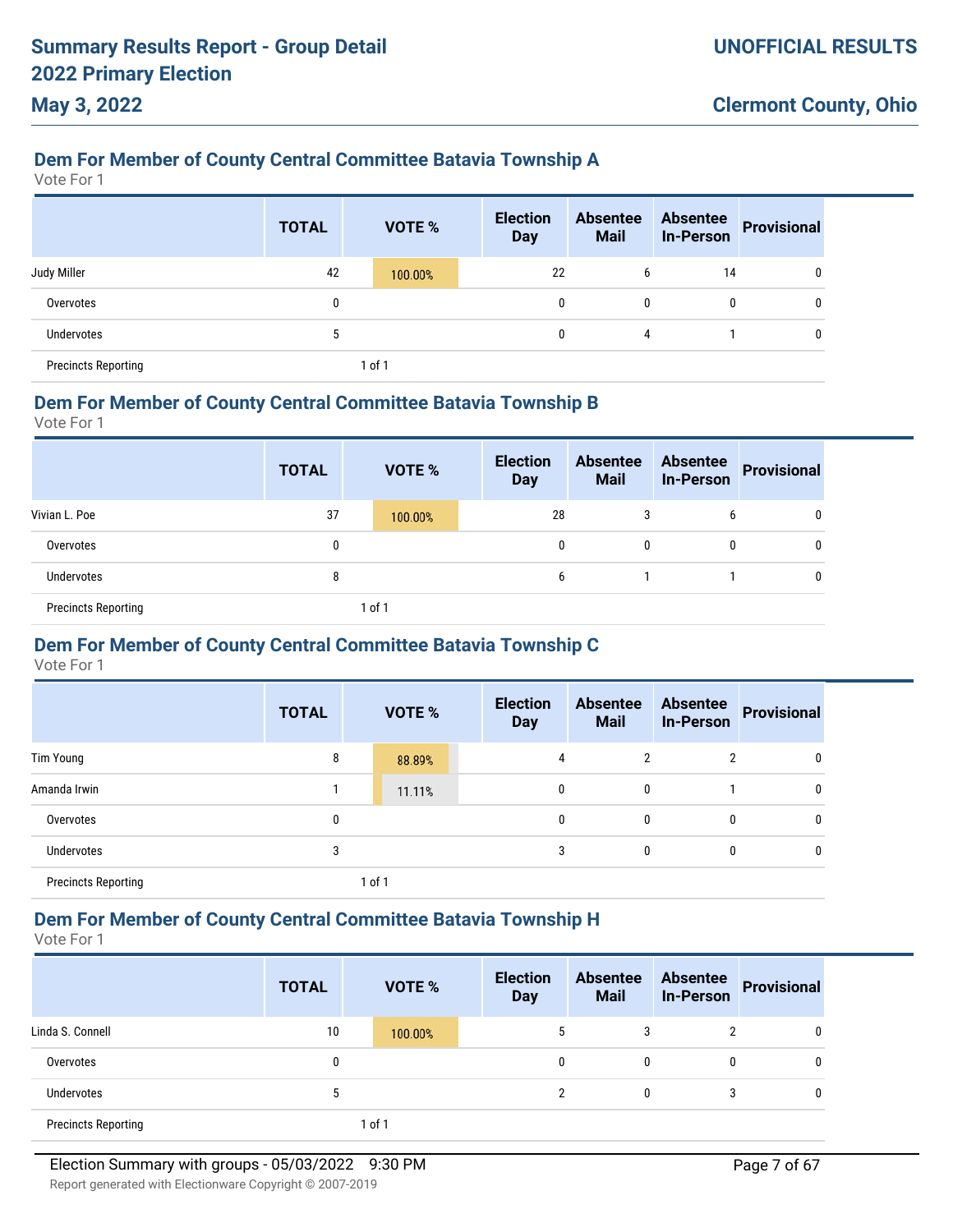## Dem For Member of County Central Committee Batavia Township A

Vote For 1

| | TOTAL | VOTE % | Election Day | Absentee Mail | Absentee In-Person | Provisional |
|---|---|---|---|---|---|---|
| Judy Miller | 42 | 100.00% | 22 | 6 | 14 | 0 |
| Overvotes | 0 | | 0 | 0 | 0 | 0 |
| Undervotes | 5 | | 0 | 4 | 1 | 0 |
| Precincts Reporting | | 1 of 1 | | | | |

## Dem For Member of County Central Committee Batavia Township B

Vote For 1

| | TOTAL | VOTE % | Election Day | Absentee Mail | Absentee In-Person | Provisional |
|---|---|---|---|---|---|---|
| Vivian L. Poe | 37 | 100.00% | 28 | 3 | 6 | 0 |
| Overvotes | 0 | | 0 | 0 | 0 | 0 |
| Undervotes | 8 | | 6 | 1 | 1 | 0 |
| Precincts Reporting | | 1 of 1 | | | | |

## Dem For Member of County Central Committee Batavia Township C

Vote For 1

| | TOTAL | VOTE % | Election Day | Absentee Mail | Absentee In-Person | Provisional |
|---|---|---|---|---|---|---|
| Tim Young | 8 | 88.89% | 4 | 2 | 2 | 0 |
| Amanda Irwin | 1 | 11.11% | 0 | 0 | 1 | 0 |
| Overvotes | 0 | | 0 | 0 | 0 | 0 |
| Undervotes | 3 | | 3 | 0 | 0 | 0 |
| Precincts Reporting | | 1 of 1 | | | | |

## Dem For Member of County Central Committee Batavia Township H

Vote For 1

| | TOTAL | VOTE % | Election Day | Absentee Mail | Absentee In-Person | Provisional |
|---|---|---|---|---|---|---|
| Linda S. Connell | 10 | 100.00% | 5 | 3 | 2 | 0 |
| Overvotes | 0 | | 0 | 0 | 0 | 0 |
| Undervotes | 5 | | 2 | 0 | 3 | 0 |
| Precincts Reporting | | 1 of 1 | | | | |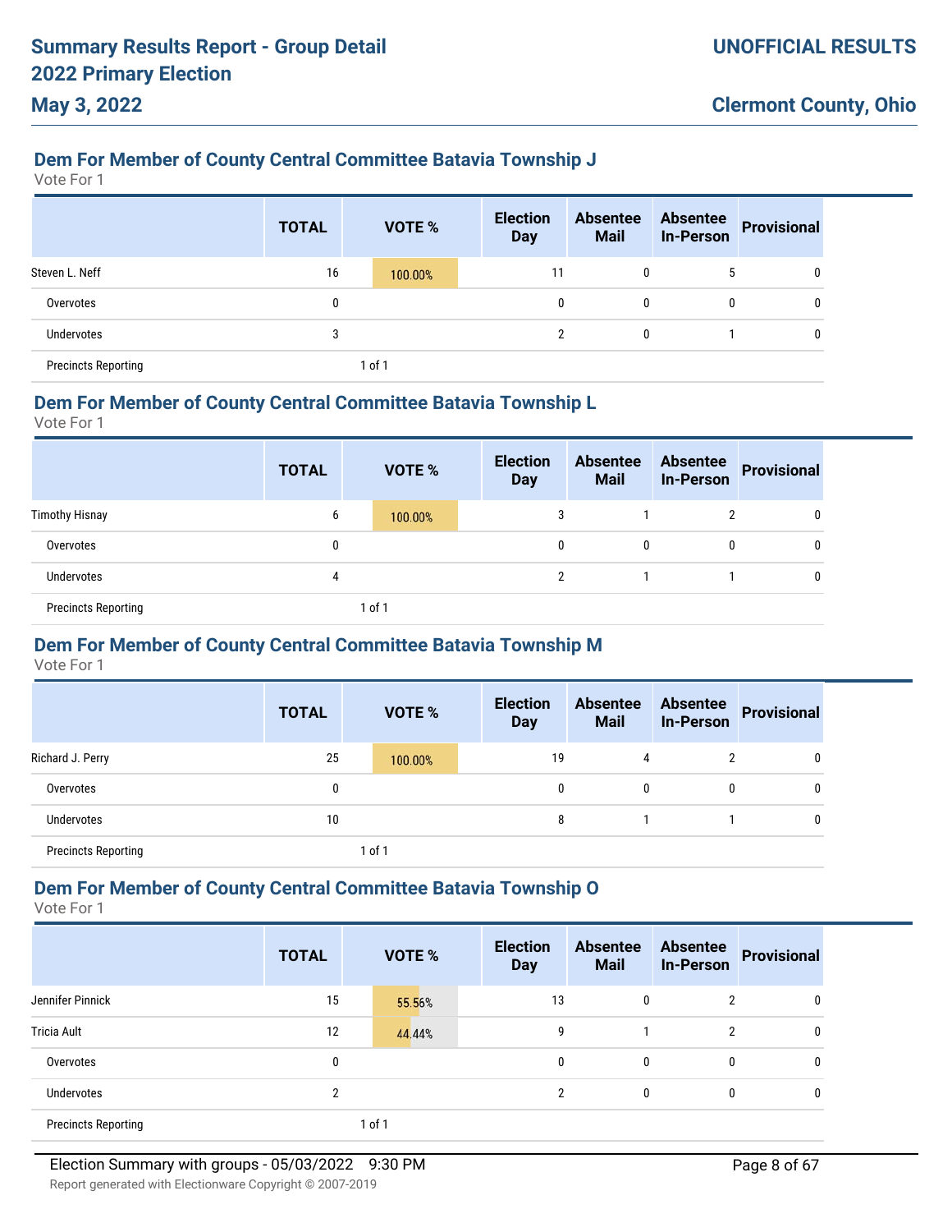## Dem For Member of County Central Committee Batavia Township J

Vote For 1

| | TOTAL | VOTE % | Election Day | Absentee Mail | Absentee In-Person | Provisional |
|---|---|---|---|---|---|---|
| Steven L. Neff | 16 | 100.00% | 11 | 0 | 5 | 0 |
| Overvotes | 0 | | 0 | 0 | 0 | 0 |
| Undervotes | 3 | | 2 | 0 | 1 | 0 |
| Precincts Reporting | | 1 of 1 | | | | |

## Dem For Member of County Central Committee Batavia Township L

Vote For 1

| | TOTAL | VOTE % | Election Day | Absentee Mail | Absentee In-Person | Provisional |
|---|---|---|---|---|---|---|
| Timothy Hisnay | 6 | 100.00% | 3 | 1 | 2 | 0 |
| Overvotes | 0 | | 0 | 0 | 0 | 0 |
| Undervotes | 4 | | 2 | 1 | 1 | 0 |
| Precincts Reporting | | 1 of 1 | | | | |

## Dem For Member of County Central Committee Batavia Township M

Vote For 1

| | TOTAL | VOTE % | Election Day | Absentee Mail | Absentee In-Person | Provisional |
|---|---|---|---|---|---|---|
| Richard J. Perry | 25 | 100.00% | 19 | 4 | 2 | 0 |
| Overvotes | 0 | | 0 | 0 | 0 | 0 |
| Undervotes | 10 | | 8 | 1 | 1 | 0 |
| Precincts Reporting | | 1 of 1 | | | | |

## Dem For Member of County Central Committee Batavia Township O

Vote For 1

| | TOTAL | VOTE % | Election Day | Absentee Mail | Absentee In-Person | Provisional |
|---|---|---|---|---|---|---|
| Jennifer Pinnick | 15 | 55.56% | 13 | 0 | 2 | 0 |
| Tricia Ault | 12 | 44.44% | 9 | 1 | 2 | 0 |
| Overvotes | 0 | | 0 | 0 | 0 | 0 |
| Undervotes | 2 | | 2 | 0 | 0 | 0 |
| Precincts Reporting | | 1 of 1 | | | | |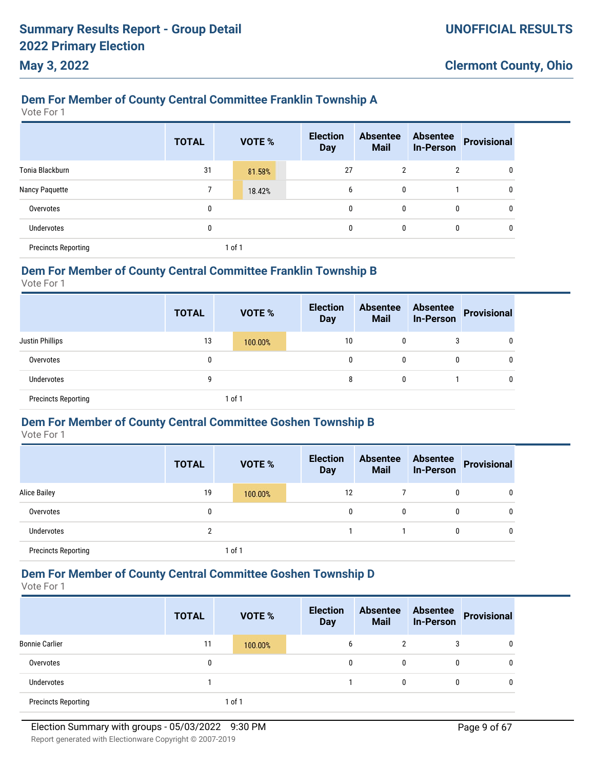# Summary Results Report - Group Detail
# 2022 Primary Election
# May 3, 2022

**UNOFFICIAL RESULTS**

**Clermont County, Ohio**

## Dem For Member of County Central Committee Franklin Township A

Vote For 1

| | TOTAL | VOTE % | Election Day | Absentee Mail | Absentee In-Person | Provisional |
|---|---|---|---|---|---|---|
| Tonia Blackburn | 31 | 81.58% | 27 | 2 | 2 | 0 |
| Nancy Paquette | 7 | 18.42% | 6 | 0 | 1 | 0 |
| Overvotes | 0 | | 0 | 0 | 0 | 0 |
| Undervotes | 0 | | 0 | 0 | 0 | 0 |
| Precincts Reporting | | 1 of 1 | | | | |

## Dem For Member of County Central Committee Franklin Township B

Vote For 1

| | TOTAL | VOTE % | Election Day | Absentee Mail | Absentee In-Person | Provisional |
|---|---|---|---|---|---|---|
| Justin Phillips | 13 | 100.00% | 10 | 0 | 3 | 0 |
| Overvotes | 0 | | 0 | 0 | 0 | 0 |
| Undervotes | 9 | | 8 | 0 | 1 | 0 |
| Precincts Reporting | | 1 of 1 | | | | |

## Dem For Member of County Central Committee Goshen Township B

Vote For 1

| | TOTAL | VOTE % | Election Day | Absentee Mail | Absentee In-Person | Provisional |
|---|---|---|---|---|---|---|
| Alice Bailey | 19 | 100.00% | 12 | 7 | 0 | 0 |
| Overvotes | 0 | | 0 | 0 | 0 | 0 |
| Undervotes | 2 | | 1 | 1 | 0 | 0 |
| Precincts Reporting | | 1 of 1 | | | | |

## Dem For Member of County Central Committee Goshen Township D

Vote For 1

| | TOTAL | VOTE % | Election Day | Absentee Mail | Absentee In-Person | Provisional |
|---|---|---|---|---|---|---|
| Bonnie Carlier | 11 | 100.00% | 6 | 2 | 3 | 0 |
| Overvotes | 0 | | 0 | 0 | 0 | 0 |
| Undervotes | 1 | | 1 | 0 | 0 | 0 |
| Precincts Reporting | | 1 of 1 | | | | |

Election Summary with groups - 05/03/2022 9:30 PM

Report generated with Electionware Copyright © 2007-2019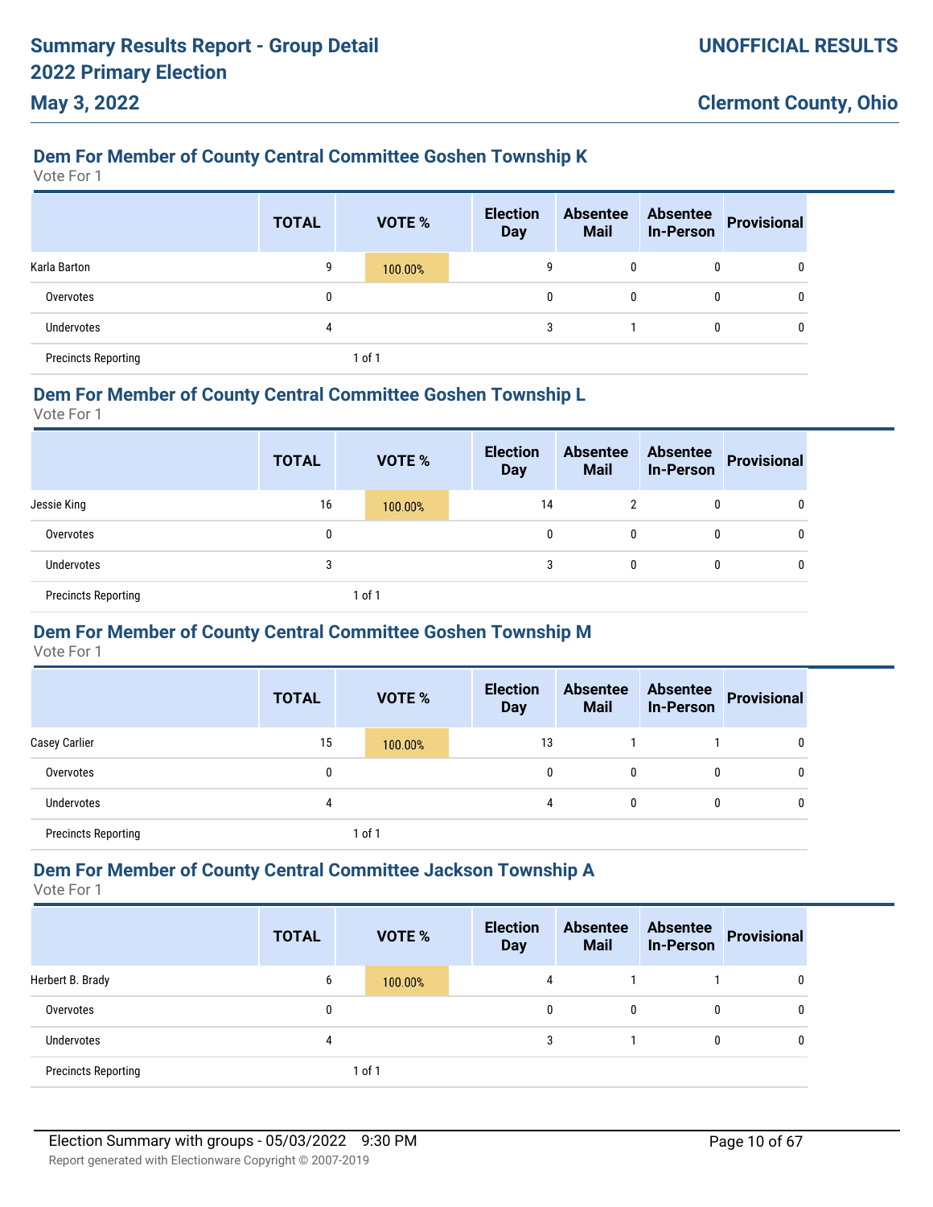### Dem For Member of County Central Committee Goshen Township K

Vote For 1

| | TOTAL | VOTE % | Election Day | Absentee Mail | Absentee In-Person | Provisional |
|---|---|---|---|---|---|---|
| Karla Barton | 9 | 100.00% | 9 | 0 | 0 | 0 |
| Overvotes | 0 | | 0 | 0 | 0 | 0 |
| Undervotes | 4 | | 3 | 1 | 0 | 0 |
| Precincts Reporting | | 1 of 1 | | | | |

### Dem For Member of County Central Committee Goshen Township L

Vote For 1

| | TOTAL | VOTE % | Election Day | Absentee Mail | Absentee In-Person | Provisional |
|---|---|---|---|---|---|---|
| Jessie King | 16 | 100.00% | 14 | 2 | 0 | 0 |
| Overvotes | 0 | | 0 | 0 | 0 | 0 |
| Undervotes | 3 | | 3 | 0 | 0 | 0 |
| Precincts Reporting | | 1 of 1 | | | | |

### Dem For Member of County Central Committee Goshen Township M

Vote For 1

| | TOTAL | VOTE % | Election Day | Absentee Mail | Absentee In-Person | Provisional |
|---|---|---|---|---|---|---|
| Casey Carlier | 15 | 100.00% | 13 | 1 | 1 | 0 |
| Overvotes | 0 | | 0 | 0 | 0 | 0 |
| Undervotes | 4 | | 4 | 0 | 0 | 0 |
| Precincts Reporting | | 1 of 1 | | | | |

### Dem For Member of County Central Committee Jackson Township A

Vote For 1

| | TOTAL | VOTE % | Election Day | Absentee Mail | Absentee In-Person | Provisional |
|---|---|---|---|---|---|---|
| Herbert B. Brady | 6 | 100.00% | 4 | 1 | 1 | 0 |
| Overvotes | 0 | | 0 | 0 | 0 | 0 |
| Undervotes | 4 | | 3 | 1 | 0 | 0 |
| Precincts Reporting | | 1 of 1 | | | | |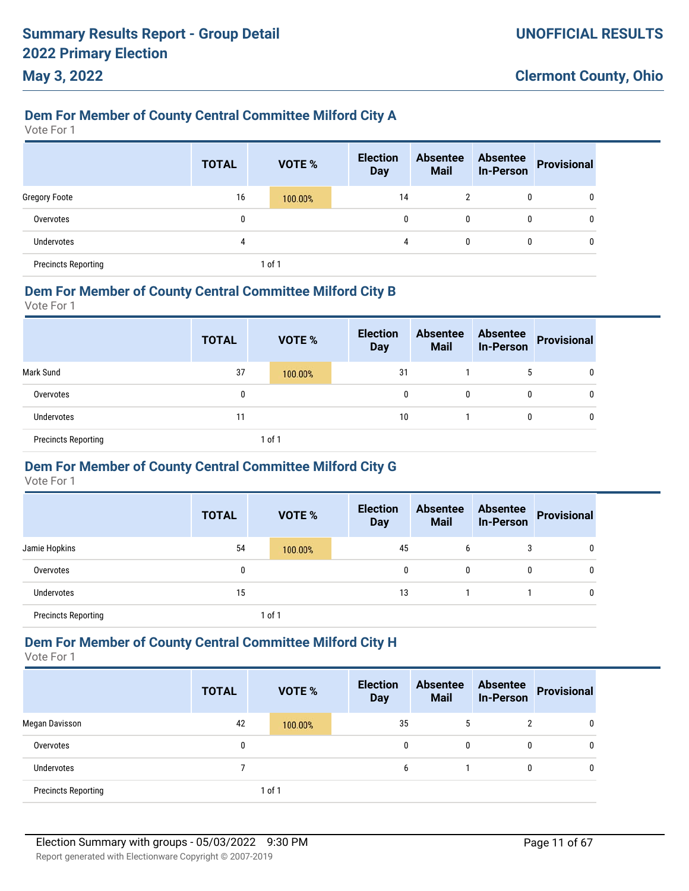## Dem For Member of County Central Committee Milford City A

Vote For 1

| | TOTAL | VOTE % | Election Day | Absentee Mail | Absentee In-Person | Provisional |
|---|---|---|---|---|---|---|
| Gregory Foote | 16 | 100.00% | 14 | 2 | 0 | 0 |
| Overvotes | 0 | | 0 | 0 | 0 | 0 |
| Undervotes | 4 | | 4 | 0 | 0 | 0 |
| Precincts Reporting | | 1 of 1 | | | | |

## Dem For Member of County Central Committee Milford City B

Vote For 1

| | TOTAL | VOTE % | Election Day | Absentee Mail | Absentee In-Person | Provisional |
|---|---|---|---|---|---|---|
| Mark Sund | 37 | 100.00% | 31 | 1 | 5 | 0 |
| Overvotes | 0 | | 0 | 0 | 0 | 0 |
| Undervotes | 11 | | 10 | 1 | 0 | 0 |
| Precincts Reporting | | 1 of 1 | | | | |

## Dem For Member of County Central Committee Milford City G

Vote For 1

| | TOTAL | VOTE % | Election Day | Absentee Mail | Absentee In-Person | Provisional |
|---|---|---|---|---|---|---|
| Jamie Hopkins | 54 | 100.00% | 45 | 6 | 3 | 0 |
| Overvotes | 0 | | 0 | 0 | 0 | 0 |
| Undervotes | 15 | | 13 | 1 | 1 | 0 |
| Precincts Reporting | | 1 of 1 | | | | |

## Dem For Member of County Central Committee Milford City H

Vote For 1

| | TOTAL | VOTE % | Election Day | Absentee Mail | Absentee In-Person | Provisional |
|---|---|---|---|---|---|---|
| Megan Davisson | 42 | 100.00% | 35 | 5 | 2 | 0 |
| Overvotes | 0 | | 0 | 0 | 0 | 0 |
| Undervotes | 7 | | 6 | 1 | 0 | 0 |
| Precincts Reporting | | 1 of 1 | | | | |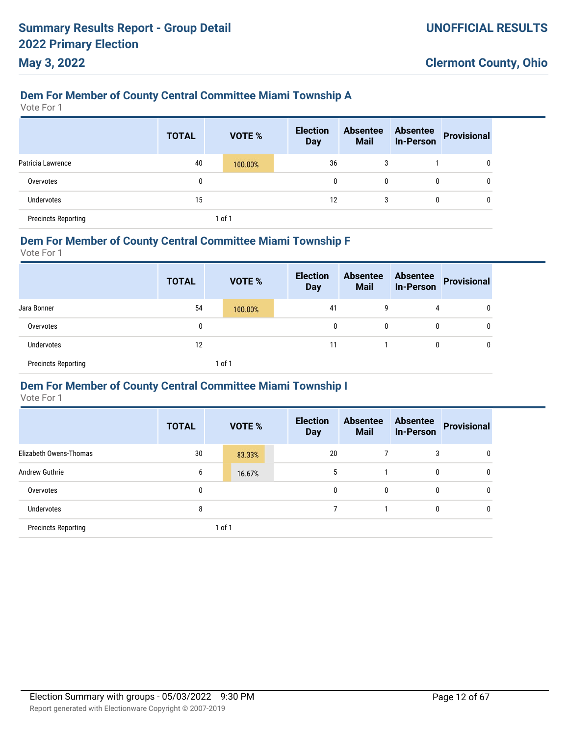## Dem For Member of County Central Committee Miami Township A

Vote For 1

| | TOTAL | VOTE % | Election Day | Absentee Mail | Absentee In-Person | Provisional |
|---|---|---|---|---|---|---|
| Patricia Lawrence | 40 | 100.00% | 36 | 3 | 1 | 0 |
| Overvotes | 0 | | 0 | 0 | 0 | 0 |
| Undervotes | 15 | | 12 | 3 | 0 | 0 |
| Precincts Reporting | | 1 of 1 | | | | |

## Dem For Member of County Central Committee Miami Township F

Vote For 1

| | TOTAL | VOTE % | Election Day | Absentee Mail | Absentee In-Person | Provisional |
|---|---|---|---|---|---|---|
| Jara Bonner | 54 | 100.00% | 41 | 9 | 4 | 0 |
| Overvotes | 0 | | 0 | 0 | 0 | 0 |
| Undervotes | 12 | | 11 | 1 | 0 | 0 |
| Precincts Reporting | | 1 of 1 | | | | |

## Dem For Member of County Central Committee Miami Township I

Vote For 1

| | TOTAL | VOTE % | Election Day | Absentee Mail | Absentee In-Person | Provisional |
|---|---|---|---|---|---|---|
| Elizabeth Owens-Thomas | 30 | 83.33% | 20 | 7 | 3 | 0 |
| Andrew Guthrie | 6 | 16.67% | 5 | 1 | 0 | 0 |
| Overvotes | 0 | | 0 | 0 | 0 | 0 |
| Undervotes | 8 | | 7 | 1 | 0 | 0 |
| Precincts Reporting | | 1 of 1 | | | | |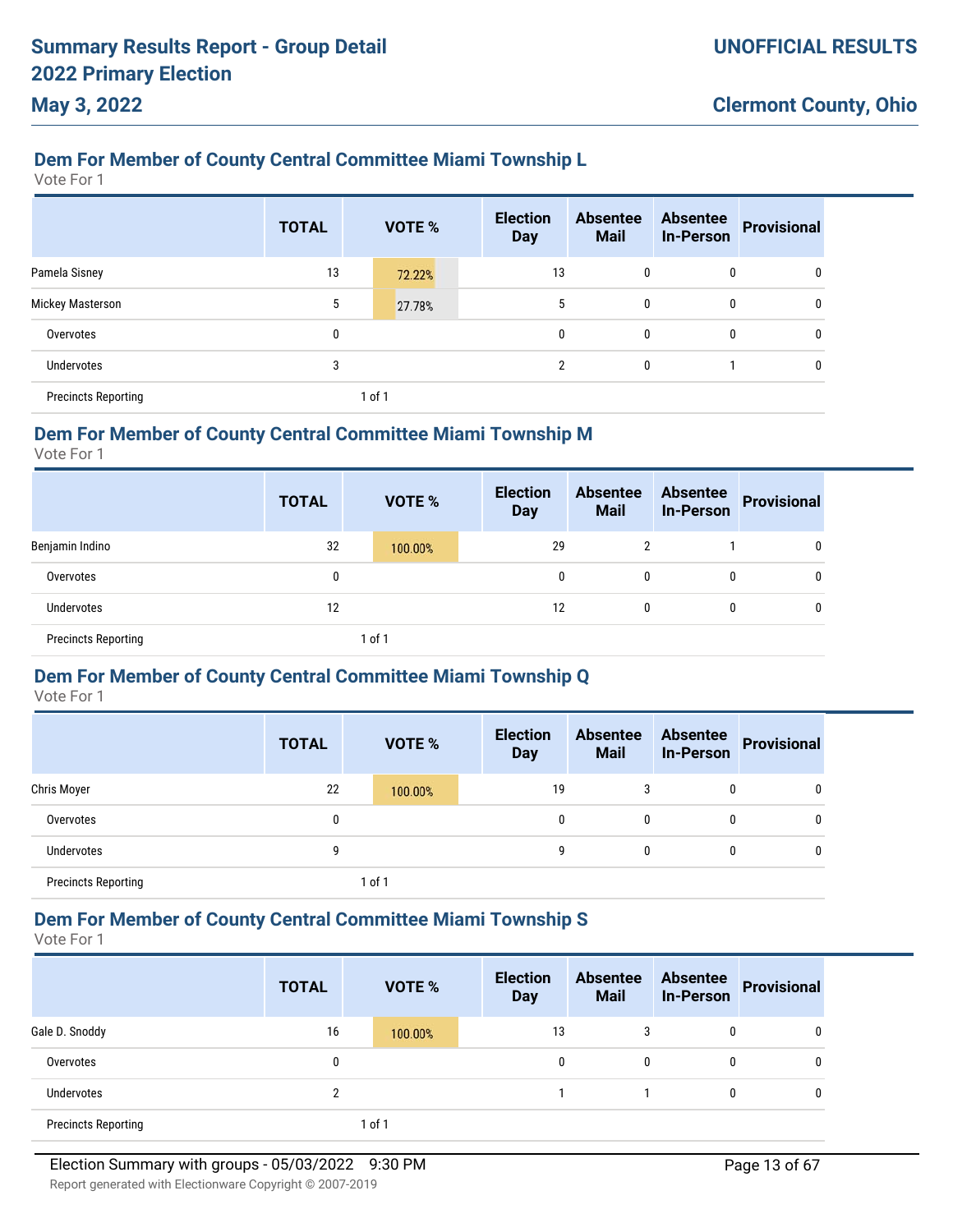## Dem For Member of County Central Committee Miami Township L

Vote For 1

| | TOTAL | VOTE % | Election Day | Absentee Mail | Absentee In-Person | Provisional |
|---|---|---|---|---|---|---|
| Pamela Sisney | 13 | 72.22% | 13 | 0 | 0 | 0 |
| Mickey Masterson | 5 | 27.78% | 5 | 0 | 0 | 0 |
| Overvotes | 0 | | 0 | 0 | 0 | 0 |
| Undervotes | 3 | | 2 | 0 | 1 | 0 |
| Precincts Reporting | | 1 of 1 | | | | |

## Dem For Member of County Central Committee Miami Township M

Vote For 1

| | TOTAL | VOTE % | Election Day | Absentee Mail | Absentee In-Person | Provisional |
|---|---|---|---|---|---|---|
| Benjamin Indino | 32 | 100.00% | 29 | 2 | 1 | 0 |
| Overvotes | 0 | | 0 | 0 | 0 | 0 |
| Undervotes | 12 | | 12 | 0 | 0 | 0 |
| Precincts Reporting | | 1 of 1 | | | | |

## Dem For Member of County Central Committee Miami Township Q

Vote For 1

| | TOTAL | VOTE % | Election Day | Absentee Mail | Absentee In-Person | Provisional |
|---|---|---|---|---|---|---|
| Chris Moyer | 22 | 100.00% | 19 | 3 | 0 | 0 |
| Overvotes | 0 | | 0 | 0 | 0 | 0 |
| Undervotes | 9 | | 9 | 0 | 0 | 0 |
| Precincts Reporting | | 1 of 1 | | | | |

## Dem For Member of County Central Committee Miami Township S

Vote For 1

| | TOTAL | VOTE % | Election Day | Absentee Mail | Absentee In-Person | Provisional |
|---|---|---|---|---|---|---|
| Gale D. Snoddy | 16 | 100.00% | 13 | 3 | 0 | 0 |
| Overvotes | 0 | | 0 | 0 | 0 | 0 |
| Undervotes | 2 | | 1 | 1 | 0 | 0 |
| Precincts Reporting | | 1 of 1 | | | | |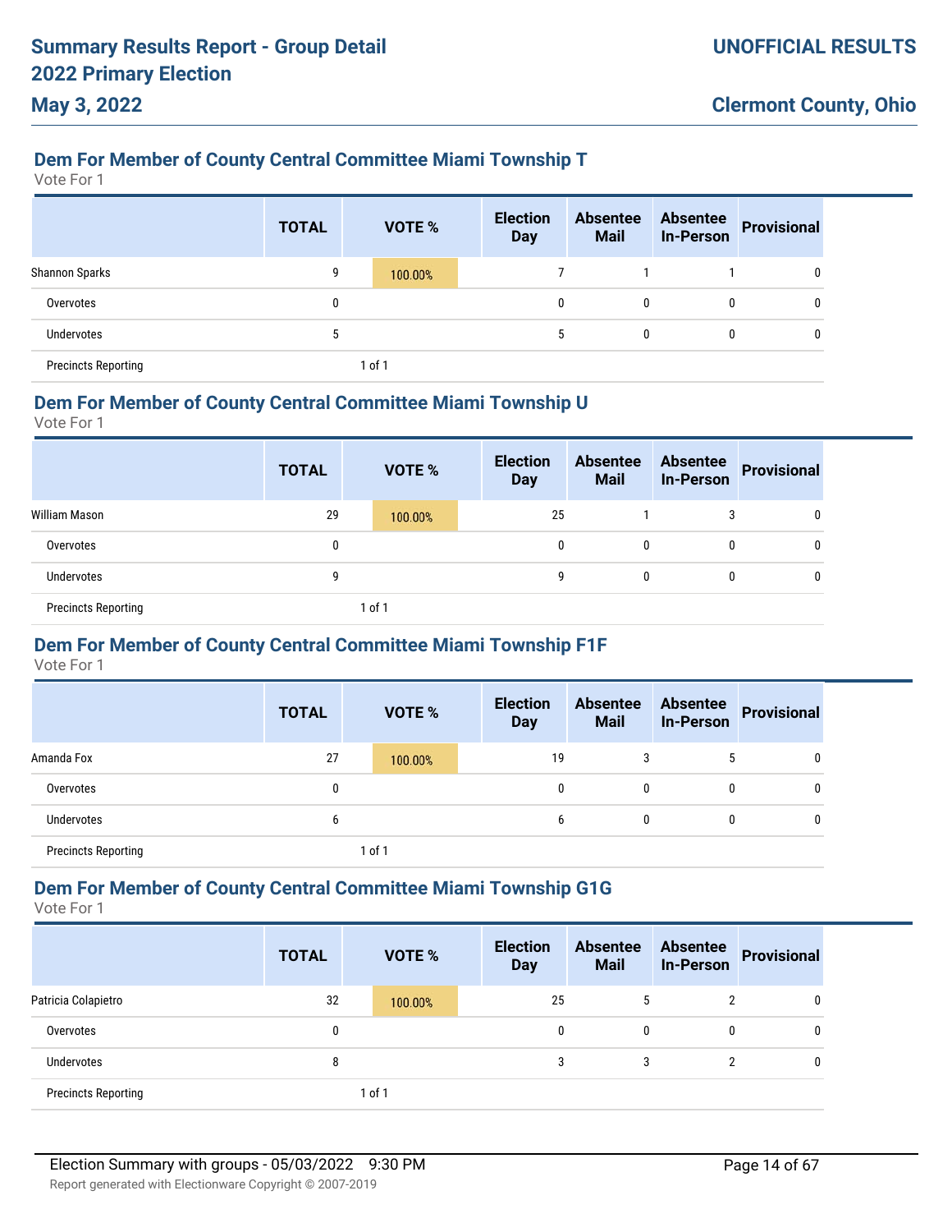## Dem For Member of County Central Committee Miami Township T

Vote For 1

| | TOTAL | VOTE % | Election Day | Absentee Mail | Absentee In-Person | Provisional |
|---|---|---|---|---|---|---|
| Shannon Sparks | 9 | 100.00% | 7 | 1 | 1 | 0 |
| Overvotes | 0 | | 0 | 0 | 0 | 0 |
| Undervotes | 5 | | 5 | 0 | 0 | 0 |
| Precincts Reporting | | 1 of 1 | | | | |

## Dem For Member of County Central Committee Miami Township U

Vote For 1

| | TOTAL | VOTE % | Election Day | Absentee Mail | Absentee In-Person | Provisional |
|---|---|---|---|---|---|---|
| William Mason | 29 | 100.00% | 25 | 1 | 3 | 0 |
| Overvotes | 0 | | 0 | 0 | 0 | 0 |
| Undervotes | 9 | | 9 | 0 | 0 | 0 |
| Precincts Reporting | | 1 of 1 | | | | |

## Dem For Member of County Central Committee Miami Township F1F

Vote For 1

| | TOTAL | VOTE % | Election Day | Absentee Mail | Absentee In-Person | Provisional |
|---|---|---|---|---|---|---|
| Amanda Fox | 27 | 100.00% | 19 | 3 | 5 | 0 |
| Overvotes | 0 | | 0 | 0 | 0 | 0 |
| Undervotes | 6 | | 6 | 0 | 0 | 0 |
| Precincts Reporting | | 1 of 1 | | | | |

## Dem For Member of County Central Committee Miami Township G1G

Vote For 1

| | TOTAL | VOTE % | Election Day | Absentee Mail | Absentee In-Person | Provisional |
|---|---|---|---|---|---|---|
| Patricia Colapietro | 32 | 100.00% | 25 | 5 | 2 | 0 |
| Overvotes | 0 | | 0 | 0 | 0 | 0 |
| Undervotes | 8 | | 3 | 3 | 2 | 0 |
| Precincts Reporting | | 1 of 1 | | | | |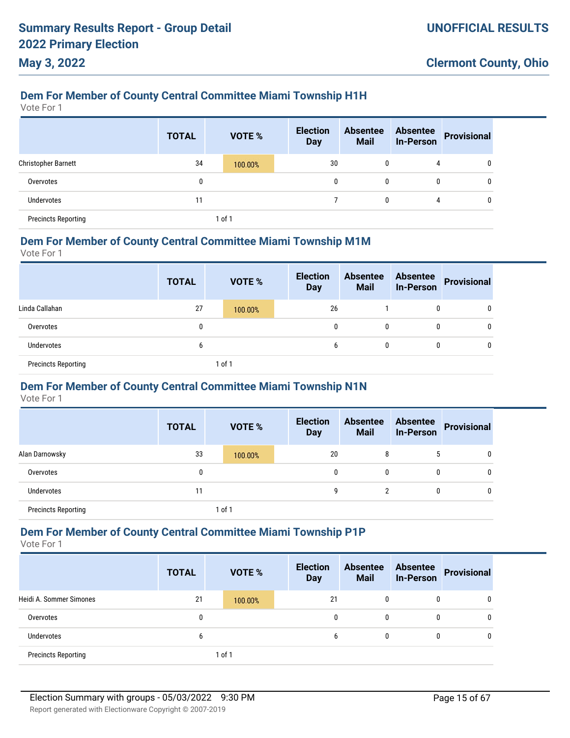## Dem For Member of County Central Committee Miami Township H1H

Vote For 1

| | TOTAL | VOTE % | Election Day | Absentee Mail | Absentee In-Person | Provisional |
|---|---|---|---|---|---|---|
| Christopher Barnett | 34 | 100.00% | 30 | 0 | 4 | 0 |
| Overvotes | 0 | | 0 | 0 | 0 | 0 |
| Undervotes | 11 | | 7 | 0 | 4 | 0 |
| Precincts Reporting | | 1 of 1 | | | | |

## Dem For Member of County Central Committee Miami Township M1M

Vote For 1

| | TOTAL | VOTE % | Election Day | Absentee Mail | Absentee In-Person | Provisional |
|---|---|---|---|---|---|---|
| Linda Callahan | 27 | 100.00% | 26 | 1 | 0 | 0 |
| Overvotes | 0 | | 0 | 0 | 0 | 0 |
| Undervotes | 6 | | 6 | 0 | 0 | 0 |
| Precincts Reporting | | 1 of 1 | | | | |

## Dem For Member of County Central Committee Miami Township N1N

Vote For 1

| | TOTAL | VOTE % | Election Day | Absentee Mail | Absentee In-Person | Provisional |
|---|---|---|---|---|---|---|
| Alan Darnowsky | 33 | 100.00% | 20 | 8 | 5 | 0 |
| Overvotes | 0 | | 0 | 0 | 0 | 0 |
| Undervotes | 11 | | 9 | 2 | 0 | 0 |
| Precincts Reporting | | 1 of 1 | | | | |

## Dem For Member of County Central Committee Miami Township P1P

Vote For 1

| | TOTAL | VOTE % | Election Day | Absentee Mail | Absentee In-Person | Provisional |
|---|---|---|---|---|---|---|
| Heidi A. Sommer Simones | 21 | 100.00% | 21 | 0 | 0 | 0 |
| Overvotes | 0 | | 0 | 0 | 0 | 0 |
| Undervotes | 6 | | 6 | 0 | 0 | 0 |
| Precincts Reporting | | 1 of 1 | | | | |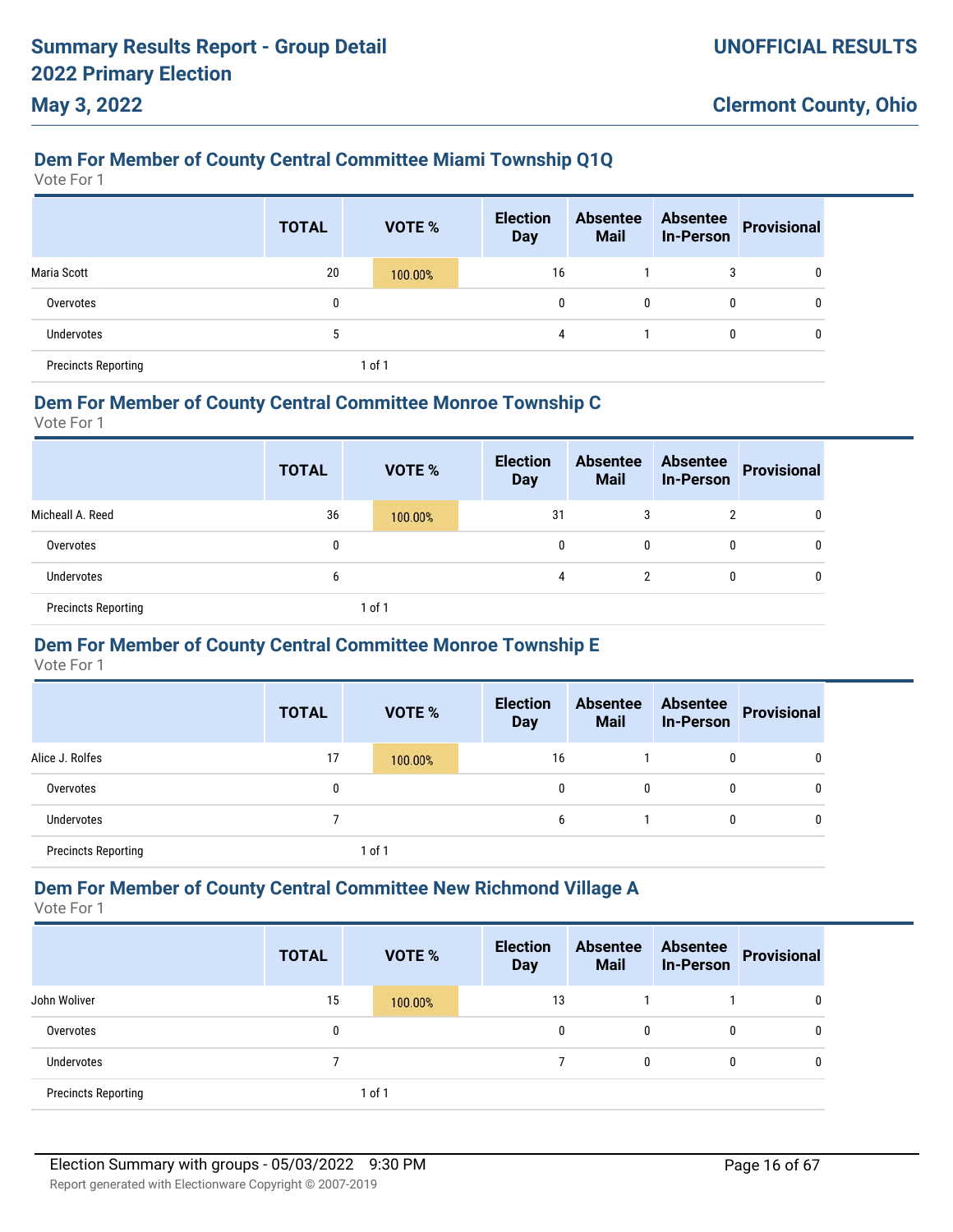## Dem For Member of County Central Committee Miami Township Q1Q

Vote For 1

| | TOTAL | VOTE % | Election Day | Absentee Mail | Absentee In-Person | Provisional |
|---|---|---|---|---|---|---|
| Maria Scott | 20 | 100.00% | 16 | 1 | 3 | 0 |
| Overvotes | 0 | | 0 | 0 | 0 | 0 |
| Undervotes | 5 | | 4 | 1 | 0 | 0 |
| Precincts Reporting | | 1 of 1 | | | | |

## Dem For Member of County Central Committee Monroe Township C

Vote For 1

| | TOTAL | VOTE % | Election Day | Absentee Mail | Absentee In-Person | Provisional |
|---|---|---|---|---|---|---|
| Micheall A. Reed | 36 | 100.00% | 31 | 3 | 2 | 0 |
| Overvotes | 0 | | 0 | 0 | 0 | 0 |
| Undervotes | 6 | | 4 | 2 | 0 | 0 |
| Precincts Reporting | | 1 of 1 | | | | |

## Dem For Member of County Central Committee Monroe Township E

Vote For 1

| | TOTAL | VOTE % | Election Day | Absentee Mail | Absentee In-Person | Provisional |
|---|---|---|---|---|---|---|
| Alice J. Rolfes | 17 | 100.00% | 16 | 1 | 0 | 0 |
| Overvotes | 0 | | 0 | 0 | 0 | 0 |
| Undervotes | 7 | | 6 | 1 | 0 | 0 |
| Precincts Reporting | | 1 of 1 | | | | |

## Dem For Member of County Central Committee New Richmond Village A

Vote For 1

| | TOTAL | VOTE % | Election Day | Absentee Mail | Absentee In-Person | Provisional |
|---|---|---|---|---|---|---|
| John Woliver | 15 | 100.00% | 13 | 1 | 1 | 0 |
| Overvotes | 0 | | 0 | 0 | 0 | 0 |
| Undervotes | 7 | | 7 | 0 | 0 | 0 |
| Precincts Reporting | | 1 of 1 | | | | |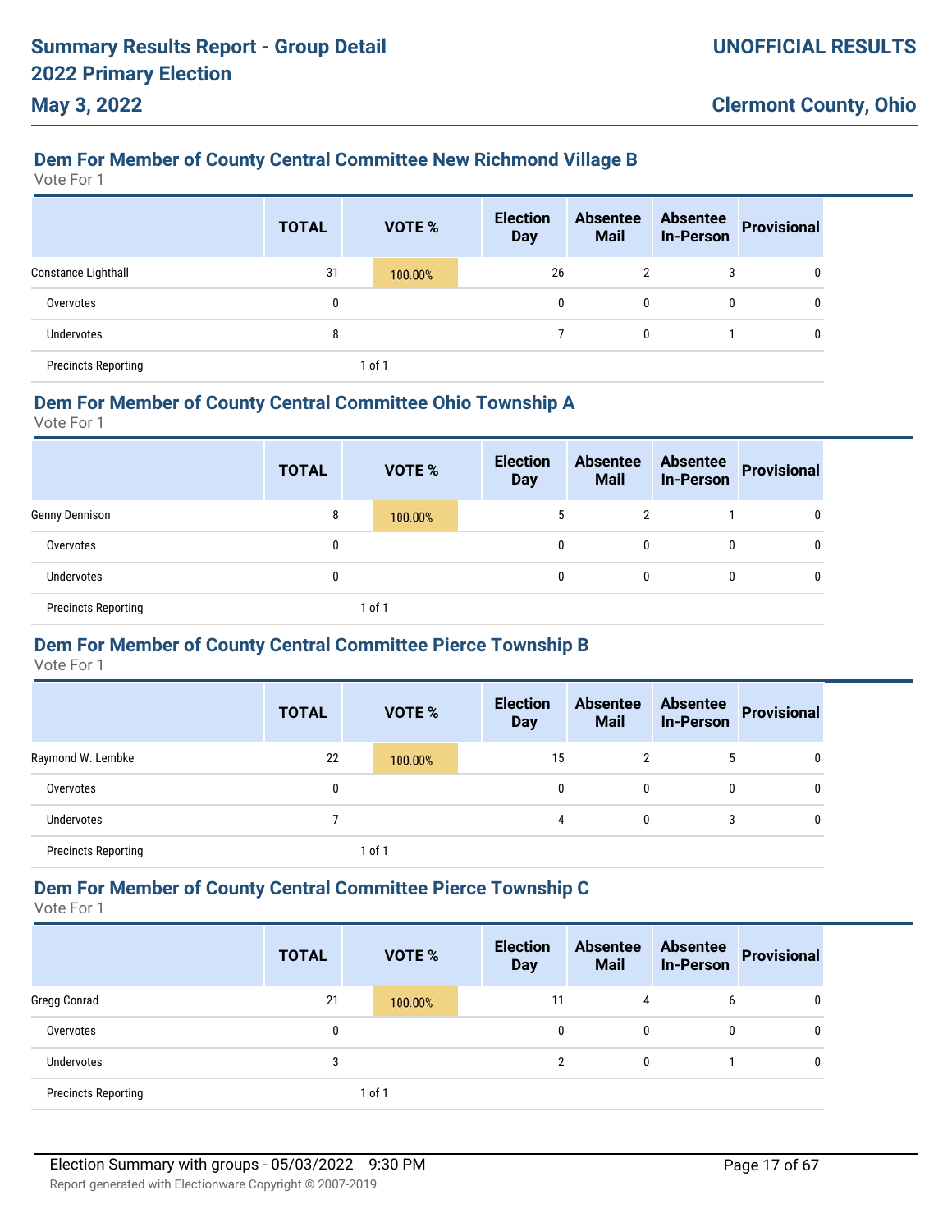## Dem For Member of County Central Committee New Richmond Village B

Vote For 1

| | TOTAL | VOTE % | Election Day | Absentee Mail | Absentee In-Person | Provisional |
|---|---|---|---|---|---|---|
| Constance Lighthall | 31 | 100.00% | 26 | 2 | 3 | 0 |
| Overvotes | 0 | | 0 | 0 | 0 | 0 |
| Undervotes | 8 | | 7 | 0 | 1 | 0 |
| Precincts Reporting | | 1 of 1 | | | | |

## Dem For Member of County Central Committee Ohio Township A

Vote For 1

| | TOTAL | VOTE % | Election Day | Absentee Mail | Absentee In-Person | Provisional |
|---|---|---|---|---|---|---|
| Genny Dennison | 8 | 100.00% | 5 | 2 | 1 | 0 |
| Overvotes | 0 | | 0 | 0 | 0 | 0 |
| Undervotes | 0 | | 0 | 0 | 0 | 0 |
| Precincts Reporting | | 1 of 1 | | | | |

## Dem For Member of County Central Committee Pierce Township B

Vote For 1

| | TOTAL | VOTE % | Election Day | Absentee Mail | Absentee In-Person | Provisional |
|---|---|---|---|---|---|---|
| Raymond W. Lembke | 22 | 100.00% | 15 | 2 | 5 | 0 |
| Overvotes | 0 | | 0 | 0 | 0 | 0 |
| Undervotes | 7 | | 4 | 0 | 3 | 0 |
| Precincts Reporting | | 1 of 1 | | | | |

## Dem For Member of County Central Committee Pierce Township C

Vote For 1

| | TOTAL | VOTE % | Election Day | Absentee Mail | Absentee In-Person | Provisional |
|---|---|---|---|---|---|---|
| Gregg Conrad | 21 | 100.00% | 11 | 4 | 6 | 0 |
| Overvotes | 0 | | 0 | 0 | 0 | 0 |
| Undervotes | 3 | | 2 | 0 | 1 | 0 |
| Precincts Reporting | | 1 of 1 | | | | |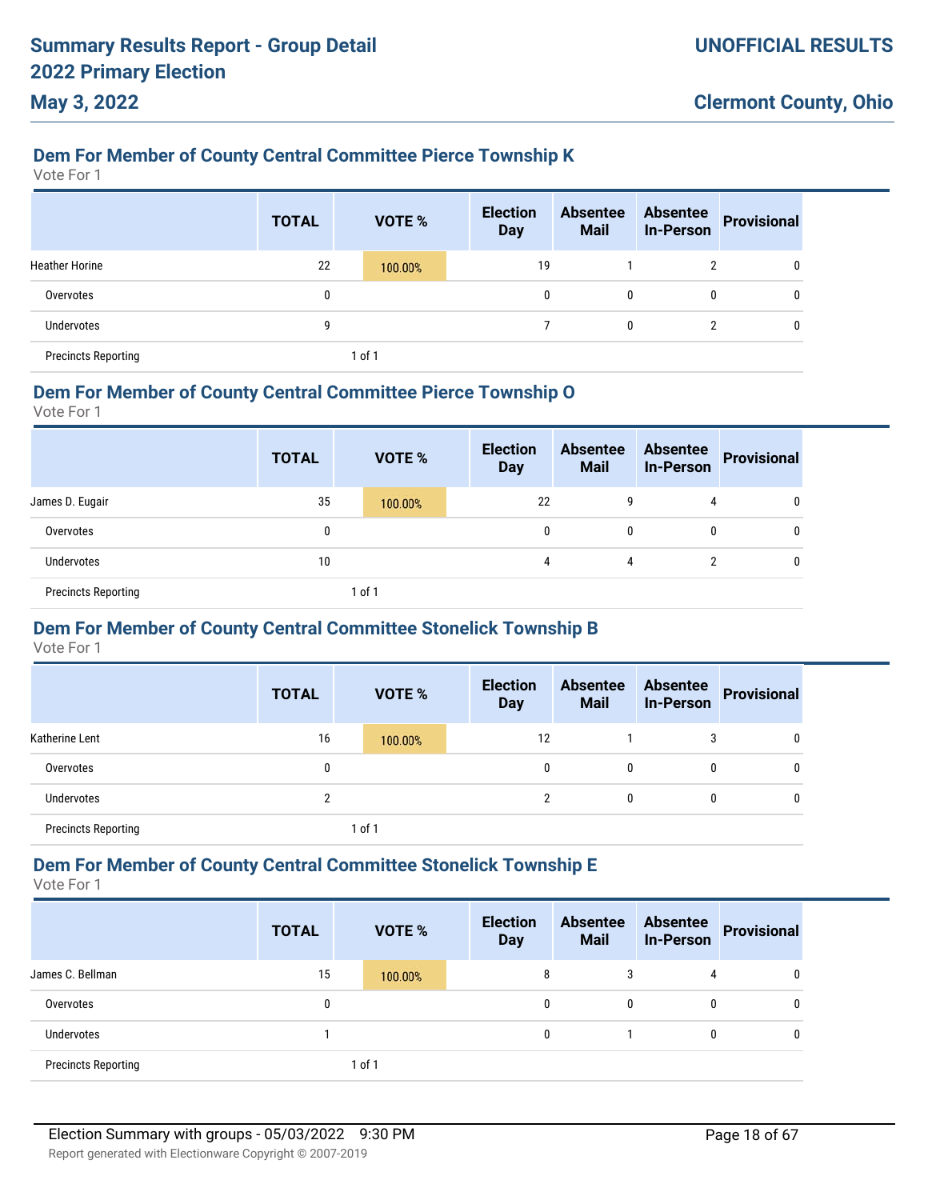## Dem For Member of County Central Committee Pierce Township K

Vote For 1

| | TOTAL | VOTE % | Election Day | Absentee Mail | Absentee In-Person | Provisional |
|---|---|---|---|---|---|---|
| Heather Horine | 22 | 100.00% | 19 | 1 | 2 | 0 |
| Overvotes | 0 | | 0 | 0 | 0 | 0 |
| Undervotes | 9 | | 7 | 0 | 2 | 0 |
| Precincts Reporting | | 1 of 1 | | | | |

## Dem For Member of County Central Committee Pierce Township O

Vote For 1

| | TOTAL | VOTE % | Election Day | Absentee Mail | Absentee In-Person | Provisional |
|---|---|---|---|---|---|---|
| James D. Eugair | 35 | 100.00% | 22 | 9 | 4 | 0 |
| Overvotes | 0 | | 0 | 0 | 0 | 0 |
| Undervotes | 10 | | 4 | 4 | 2 | 0 |
| Precincts Reporting | | 1 of 1 | | | | |

## Dem For Member of County Central Committee Stonelick Township B

Vote For 1

| | TOTAL | VOTE % | Election Day | Absentee Mail | Absentee In-Person | Provisional |
|---|---|---|---|---|---|---|
| Katherine Lent | 16 | 100.00% | 12 | 1 | 3 | 0 |
| Overvotes | 0 | | 0 | 0 | 0 | 0 |
| Undervotes | 2 | | 2 | 0 | 0 | 0 |
| Precincts Reporting | | 1 of 1 | | | | |

## Dem For Member of County Central Committee Stonelick Township E

Vote For 1

| | TOTAL | VOTE % | Election Day | Absentee Mail | Absentee In-Person | Provisional |
|---|---|---|---|---|---|---|
| James C. Bellman | 15 | 100.00% | 8 | 3 | 4 | 0 |
| Overvotes | 0 | | 0 | 0 | 0 | 0 |
| Undervotes | 1 | | 0 | 1 | 0 | 0 |
| Precincts Reporting | | 1 of 1 | | | | |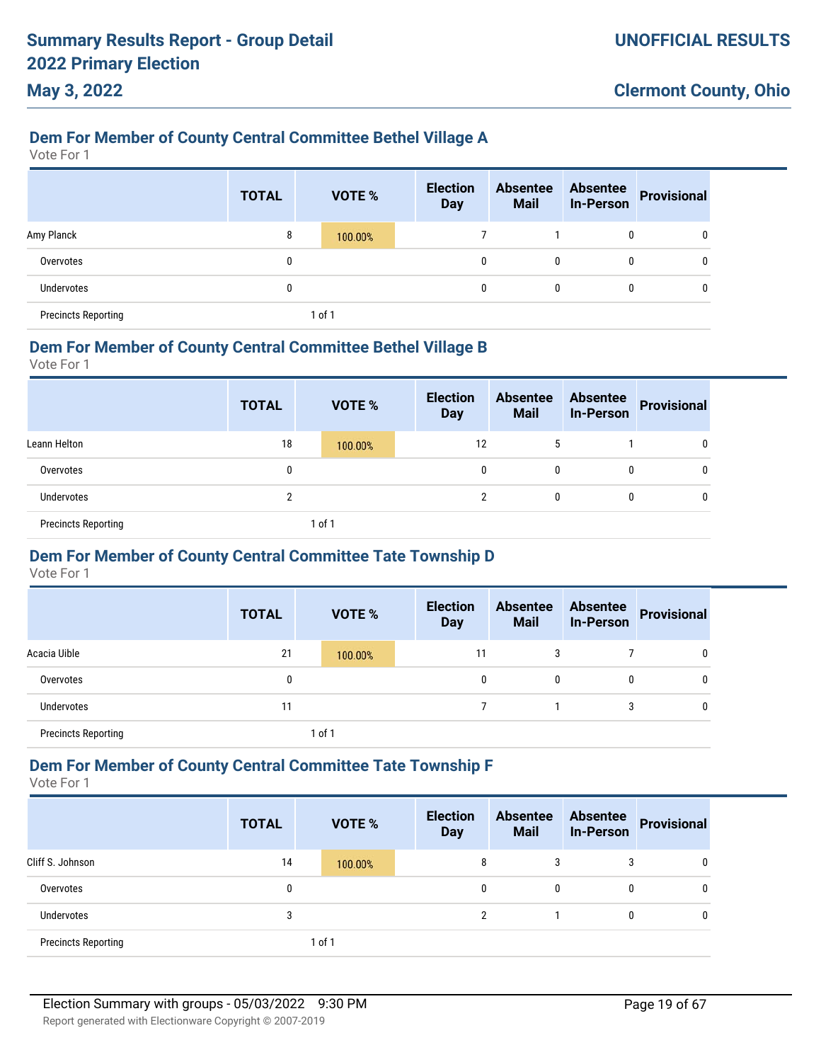## Dem For Member of County Central Committee Bethel Village A

Vote For 1

| | TOTAL | VOTE % | Election Day | Absentee Mail | Absentee In-Person | Provisional |
|---|---|---|---|---|---|---|
| Amy Planck | 8 | 100.00% | 7 | 1 | 0 | 0 |
| Overvotes | 0 | | 0 | 0 | 0 | 0 |
| Undervotes | 0 | | 0 | 0 | 0 | 0 |
| Precincts Reporting | | 1 of 1 | | | | |

## Dem For Member of County Central Committee Bethel Village B

Vote For 1

| | TOTAL | VOTE % | Election Day | Absentee Mail | Absentee In-Person | Provisional |
|---|---|---|---|---|---|---|
| Leann Helton | 18 | 100.00% | 12 | 5 | 1 | 0 |
| Overvotes | 0 | | 0 | 0 | 0 | 0 |
| Undervotes | 2 | | 2 | 0 | 0 | 0 |
| Precincts Reporting | | 1 of 1 | | | | |

## Dem For Member of County Central Committee Tate Township D

Vote For 1

| | TOTAL | VOTE % | Election Day | Absentee Mail | Absentee In-Person | Provisional |
|---|---|---|---|---|---|---|
| Acacia Uible | 21 | 100.00% | 11 | 3 | 7 | 0 |
| Overvotes | 0 | | 0 | 0 | 0 | 0 |
| Undervotes | 11 | | 7 | 1 | 3 | 0 |
| Precincts Reporting | | 1 of 1 | | | | |

## Dem For Member of County Central Committee Tate Township F

Vote For 1

| | TOTAL | VOTE % | Election Day | Absentee Mail | Absentee In-Person | Provisional |
|---|---|---|---|---|---|---|
| Cliff S. Johnson | 14 | 100.00% | 8 | 3 | 3 | 0 |
| Overvotes | 0 | | 0 | 0 | 0 | 0 |
| Undervotes | 3 | | 2 | 1 | 0 | 0 |
| Precincts Reporting | | 1 of 1 | | | | |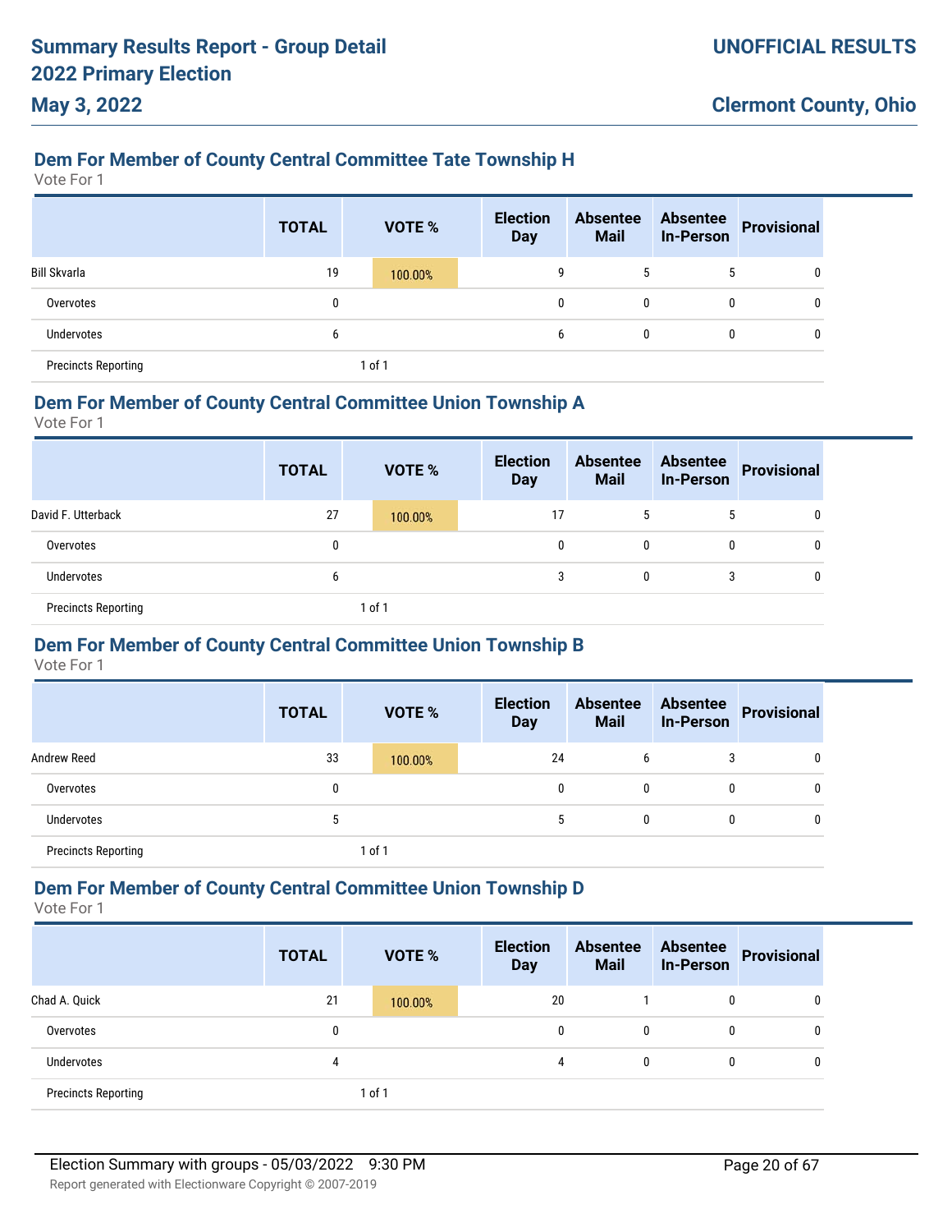## Dem For Member of County Central Committee Tate Township H

Vote For 1

| | TOTAL | VOTE % | Election Day | Absentee Mail | Absentee In-Person | Provisional |
|---|---|---|---|---|---|---|
| Bill Skvarla | 19 | 100.00% | 9 | 5 | 5 | 0 |
| Overvotes | 0 | | 0 | 0 | 0 | 0 |
| Undervotes | 6 | | 6 | 0 | 0 | 0 |
| Precincts Reporting | | 1 of 1 | | | | |

## Dem For Member of County Central Committee Union Township A

Vote For 1

| | TOTAL | VOTE % | Election Day | Absentee Mail | Absentee In-Person | Provisional |
|---|---|---|---|---|---|---|
| David F. Utterback | 27 | 100.00% | 17 | 5 | 5 | 0 |
| Overvotes | 0 | | 0 | 0 | 0 | 0 |
| Undervotes | 6 | | 3 | 0 | 3 | 0 |
| Precincts Reporting | | 1 of 1 | | | | |

## Dem For Member of County Central Committee Union Township B

Vote For 1

| | TOTAL | VOTE % | Election Day | Absentee Mail | Absentee In-Person | Provisional |
|---|---|---|---|---|---|---|
| Andrew Reed | 33 | 100.00% | 24 | 6 | 3 | 0 |
| Overvotes | 0 | | 0 | 0 | 0 | 0 |
| Undervotes | 5 | | 5 | 0 | 0 | 0 |
| Precincts Reporting | | 1 of 1 | | | | |

## Dem For Member of County Central Committee Union Township D

Vote For 1

| | TOTAL | VOTE % | Election Day | Absentee Mail | Absentee In-Person | Provisional |
|---|---|---|---|---|---|---|
| Chad A. Quick | 21 | 100.00% | 20 | 1 | 0 | 0 |
| Overvotes | 0 | | 0 | 0 | 0 | 0 |
| Undervotes | 4 | | 4 | 0 | 0 | 0 |
| Precincts Reporting | | 1 of 1 | | | | |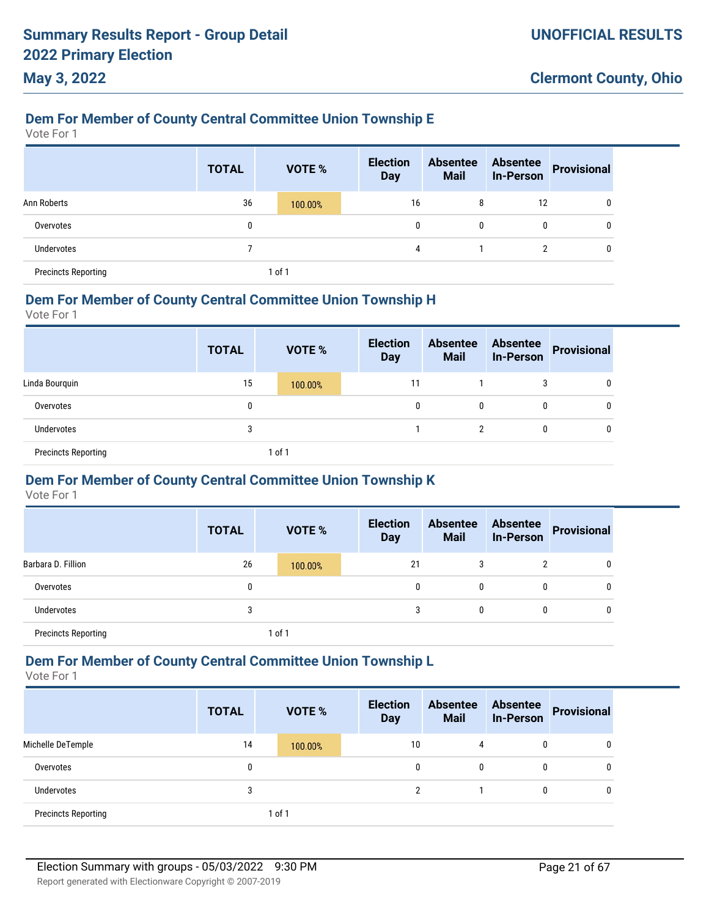## Dem For Member of County Central Committee Union Township E

Vote For 1

| | TOTAL | VOTE % | Election Day | Absentee Mail | Absentee In-Person | Provisional |
|---|---|---|---|---|---|---|
| Ann Roberts | 36 | 100.00% | 16 | 8 | 12 | 0 |
| Overvotes | 0 | | 0 | 0 | 0 | 0 |
| Undervotes | 7 | | 4 | 1 | 2 | 0 |
| Precincts Reporting | | 1 of 1 | | | | |

## Dem For Member of County Central Committee Union Township H

Vote For 1

| | TOTAL | VOTE % | Election Day | Absentee Mail | Absentee In-Person | Provisional |
|---|---|---|---|---|---|---|
| Linda Bourquin | 15 | 100.00% | 11 | 1 | 3 | 0 |
| Overvotes | 0 | | 0 | 0 | 0 | 0 |
| Undervotes | 3 | | 1 | 2 | 0 | 0 |
| Precincts Reporting | | 1 of 1 | | | | |

## Dem For Member of County Central Committee Union Township K

Vote For 1

| | TOTAL | VOTE % | Election Day | Absentee Mail | Absentee In-Person | Provisional |
|---|---|---|---|---|---|---|
| Barbara D. Fillion | 26 | 100.00% | 21 | 3 | 2 | 0 |
| Overvotes | 0 | | 0 | 0 | 0 | 0 |
| Undervotes | 3 | | 3 | 0 | 0 | 0 |
| Precincts Reporting | | 1 of 1 | | | | |

## Dem For Member of County Central Committee Union Township L

Vote For 1

| | TOTAL | VOTE % | Election Day | Absentee Mail | Absentee In-Person | Provisional |
|---|---|---|---|---|---|---|
| Michelle DeTemple | 14 | 100.00% | 10 | 4 | 0 | 0 |
| Overvotes | 0 | | 0 | 0 | 0 | 0 |
| Undervotes | 3 | | 2 | 1 | 0 | 0 |
| Precincts Reporting | | 1 of 1 | | | | |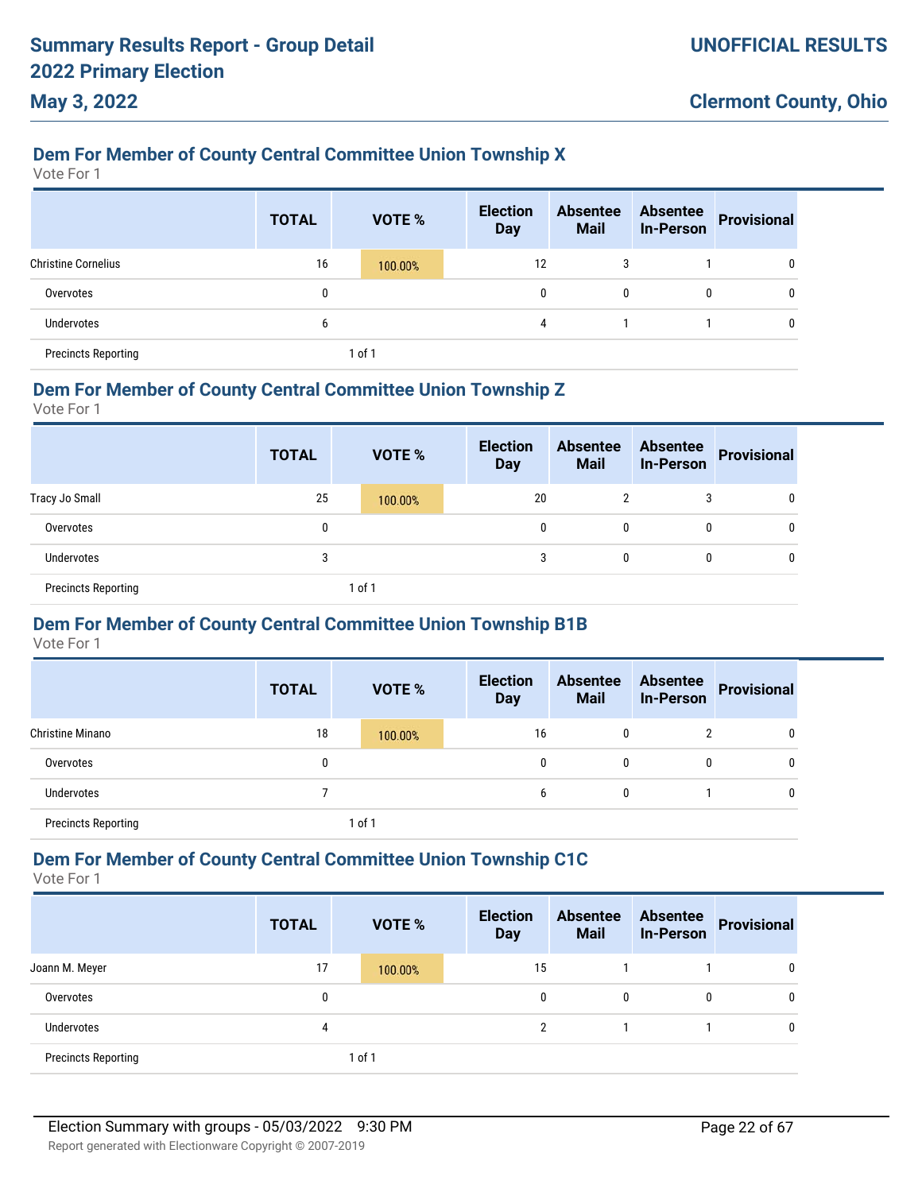## Dem For Member of County Central Committee Union Township X

Vote For 1

| | TOTAL | VOTE % | Election Day | Absentee Mail | Absentee In-Person | Provisional |
|---|---|---|---|---|---|---|
| Christine Cornelius | 16 | 100.00% | 12 | 3 | 1 | 0 |
| Overvotes | 0 | | 0 | 0 | 0 | 0 |
| Undervotes | 6 | | 4 | 1 | 1 | 0 |
| Precincts Reporting | | 1 of 1 | | | | |

## Dem For Member of County Central Committee Union Township Z

Vote For 1

| | TOTAL | VOTE % | Election Day | Absentee Mail | Absentee In-Person | Provisional |
|---|---|---|---|---|---|---|
| Tracy Jo Small | 25 | 100.00% | 20 | 2 | 3 | 0 |
| Overvotes | 0 | | 0 | 0 | 0 | 0 |
| Undervotes | 3 | | 3 | 0 | 0 | 0 |
| Precincts Reporting | | 1 of 1 | | | | |

## Dem For Member of County Central Committee Union Township B1B

Vote For 1

| | TOTAL | VOTE % | Election Day | Absentee Mail | Absentee In-Person | Provisional |
|---|---|---|---|---|---|---|
| Christine Minano | 18 | 100.00% | 16 | 0 | 2 | 0 |
| Overvotes | 0 | | 0 | 0 | 0 | 0 |
| Undervotes | 7 | | 6 | 0 | 1 | 0 |
| Precincts Reporting | | 1 of 1 | | | | |

## Dem For Member of County Central Committee Union Township C1C

Vote For 1

| | TOTAL | VOTE % | Election Day | Absentee Mail | Absentee In-Person | Provisional |
|---|---|---|---|---|---|---|
| Joann M. Meyer | 17 | 100.00% | 15 | 1 | 1 | 0 |
| Overvotes | 0 | | 0 | 0 | 0 | 0 |
| Undervotes | 4 | | 2 | 1 | 1 | 0 |
| Precincts Reporting | | 1 of 1 | | | | |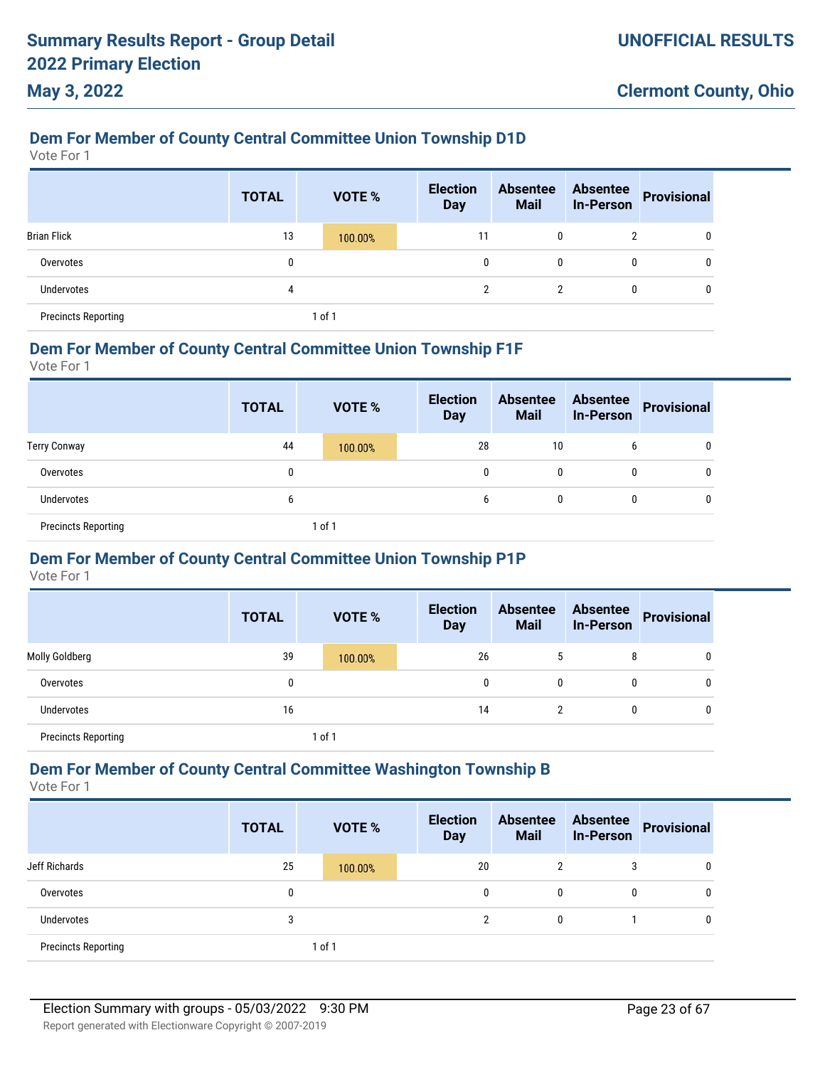### Dem For Member of County Central Committee Union Township D1D

Vote For 1

| | TOTAL | VOTE % | Election Day | Absentee Mail | Absentee In-Person | Provisional |
|---|---|---|---|---|---|---|
| Brian Flick | 13 | 100.00% | 11 | 0 | 2 | 0 |
| Overvotes | 0 | | 0 | 0 | 0 | 0 |
| Undervotes | 4 | | 2 | 2 | 0 | 0 |
| Precincts Reporting | | 1 of 1 | | | | |

### Dem For Member of County Central Committee Union Township F1F

Vote For 1

| | TOTAL | VOTE % | Election Day | Absentee Mail | Absentee In-Person | Provisional |
|---|---|---|---|---|---|---|
| Terry Conway | 44 | 100.00% | 28 | 10 | 6 | 0 |
| Overvotes | 0 | | 0 | 0 | 0 | 0 |
| Undervotes | 6 | | 6 | 0 | 0 | 0 |
| Precincts Reporting | | 1 of 1 | | | | |

### Dem For Member of County Central Committee Union Township P1P

Vote For 1

| | TOTAL | VOTE % | Election Day | Absentee Mail | Absentee In-Person | Provisional |
|---|---|---|---|---|---|---|
| Molly Goldberg | 39 | 100.00% | 26 | 5 | 8 | 0 |
| Overvotes | 0 | | 0 | 0 | 0 | 0 |
| Undervotes | 16 | | 14 | 2 | 0 | 0 |
| Precincts Reporting | | 1 of 1 | | | | |

### Dem For Member of County Central Committee Washington Township B

Vote For 1

| | TOTAL | VOTE % | Election Day | Absentee Mail | Absentee In-Person | Provisional |
|---|---|---|---|---|---|---|
| Jeff Richards | 25 | 100.00% | 20 | 2 | 3 | 0 |
| Overvotes | 0 | | 0 | 0 | 0 | 0 |
| Undervotes | 3 | | 2 | 0 | 1 | 0 |
| Precincts Reporting | | 1 of 1 | | | | |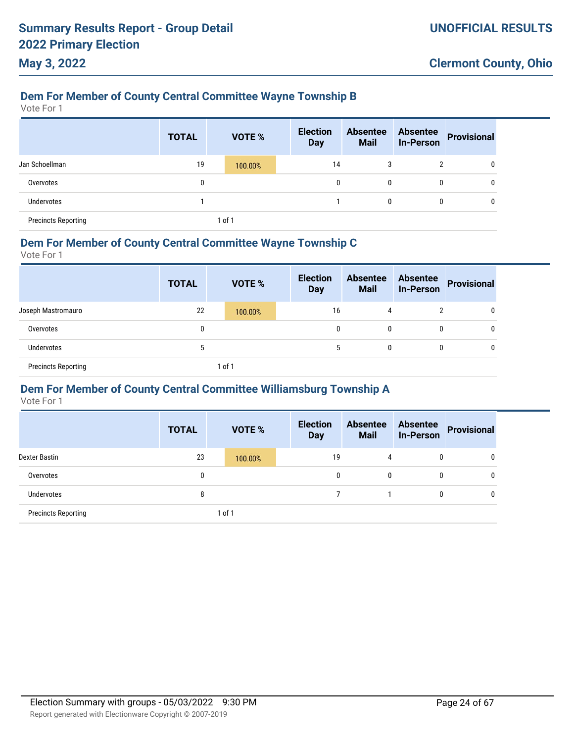### Dem For Member of County Central Committee Wayne Township B

Vote For 1

| | TOTAL | VOTE % | Election Day | Absentee Mail | Absentee In-Person | Provisional |
|---|---|---|---|---|---|---|
| Jan Schoellman | 19 | 100.00% | 14 | 3 | 2 | 0 |
| Overvotes | 0 | | 0 | 0 | 0 | 0 |
| Undervotes | 1 | | 1 | 0 | 0 | 0 |
| Precincts Reporting | | 1 of 1 | | | | |

### Dem For Member of County Central Committee Wayne Township C

Vote For 1

| | TOTAL | VOTE % | Election Day | Absentee Mail | Absentee In-Person | Provisional |
|---|---|---|---|---|---|---|
| Joseph Mastromauro | 22 | 100.00% | 16 | 4 | 2 | 0 |
| Overvotes | 0 | | 0 | 0 | 0 | 0 |
| Undervotes | 5 | | 5 | 0 | 0 | 0 |
| Precincts Reporting | | 1 of 1 | | | | |

### Dem For Member of County Central Committee Williamsburg Township A

Vote For 1

| | TOTAL | VOTE % | Election Day | Absentee Mail | Absentee In-Person | Provisional |
|---|---|---|---|---|---|---|
| Dexter Bastin | 23 | 100.00% | 19 | 4 | 0 | 0 |
| Overvotes | 0 | | 0 | 0 | 0 | 0 |
| Undervotes | 8 | | 7 | 1 | 0 | 0 |
| Precincts Reporting | | 1 of 1 | | | | |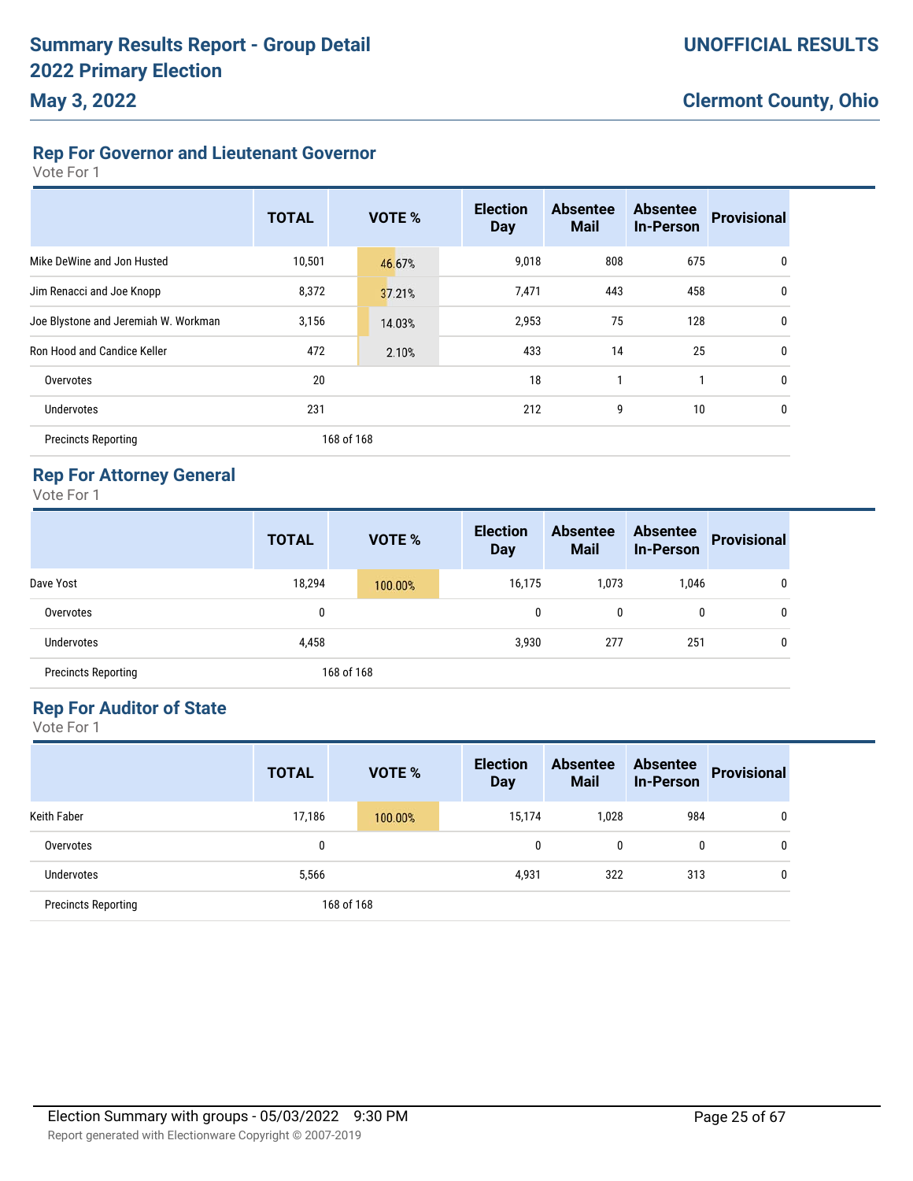# Summary Results Report - Group Detail
# 2022 Primary Election
# May 3, 2022

**UNOFFICIAL RESULTS**

**Clermont County, Ohio**

## Rep For Governor and Lieutenant Governor

Vote For 1

| | TOTAL | VOTE % | Election Day | Absentee Mail | Absentee In-Person | Provisional |
|---|---|---|---|---|---|---|
| Mike DeWine and Jon Husted | 10,501 | 46.67% | 9,018 | 808 | 675 | 0 |
| Jim Renacci and Joe Knopp | 8,372 | 37.21% | 7,471 | 443 | 458 | 0 |
| Joe Blystone and Jeremiah W. Workman | 3,156 | 14.03% | 2,953 | 75 | 128 | 0 |
| Ron Hood and Candice Keller | 472 | 2.10% | 433 | 14 | 25 | 0 |
| Overvotes | 20 | | 18 | 1 | 1 | 0 |
| Undervotes | 231 | | 212 | 9 | 10 | 0 |
| Precincts Reporting | 168 of 168 | | | | | |

## Rep For Attorney General

Vote For 1

| | TOTAL | VOTE % | Election Day | Absentee Mail | Absentee In-Person | Provisional |
|---|---|---|---|---|---|---|
| Dave Yost | 18,294 | 100.00% | 16,175 | 1,073 | 1,046 | 0 |
| Overvotes | 0 | | 0 | 0 | 0 | 0 |
| Undervotes | 4,458 | | 3,930 | 277 | 251 | 0 |
| Precincts Reporting | 168 of 168 | | | | | |

## Rep For Auditor of State

Vote For 1

| | TOTAL | VOTE % | Election Day | Absentee Mail | Absentee In-Person | Provisional |
|---|---|---|---|---|---|---|
| Keith Faber | 17,186 | 100.00% | 15,174 | 1,028 | 984 | 0 |
| Overvotes | 0 | | 0 | 0 | 0 | 0 |
| Undervotes | 5,566 | | 4,931 | 322 | 313 | 0 |
| Precincts Reporting | 168 of 168 | | | | | |

Election Summary with groups - 05/03/2022 9:30 PM

Report generated with Electionware Copyright © 2007-2019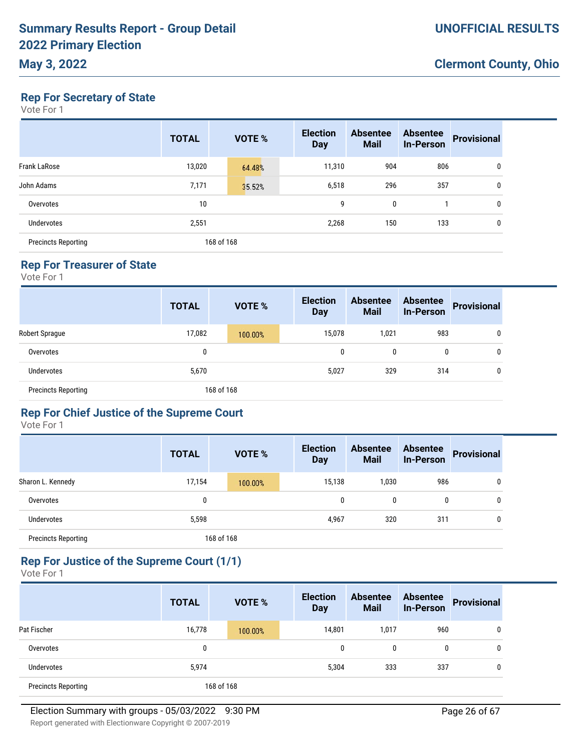## Rep For Secretary of State

Vote For 1

| | TOTAL | VOTE % | Election Day | Absentee Mail | Absentee In-Person | Provisional |
|---|---|---|---|---|---|---|
| Frank LaRose | 13,020 | 64.48% | 11,310 | 904 | 806 | 0 |
| John Adams | 7,171 | 35.52% | 6,518 | 296 | 357 | 0 |
| Overvotes | 10 | | 9 | 0 | 1 | 0 |
| Undervotes | 2,551 | | 2,268 | 150 | 133 | 0 |
| Precincts Reporting | 168 of 168 | | | | | |

## Rep For Treasurer of State

Vote For 1

| | TOTAL | VOTE % | Election Day | Absentee Mail | Absentee In-Person | Provisional |
|---|---|---|---|---|---|---|
| Robert Sprague | 17,082 | 100.00% | 15,078 | 1,021 | 983 | 0 |
| Overvotes | 0 | | 0 | 0 | 0 | 0 |
| Undervotes | 5,670 | | 5,027 | 329 | 314 | 0 |
| Precincts Reporting | 168 of 168 | | | | | |

## Rep For Chief Justice of the Supreme Court

Vote For 1

| | TOTAL | VOTE % | Election Day | Absentee Mail | Absentee In-Person | Provisional |
|---|---|---|---|---|---|---|
| Sharon L. Kennedy | 17,154 | 100.00% | 15,138 | 1,030 | 986 | 0 |
| Overvotes | 0 | | 0 | 0 | 0 | 0 |
| Undervotes | 5,598 | | 4,967 | 320 | 311 | 0 |
| Precincts Reporting | 168 of 168 | | | | | |

## Rep For Justice of the Supreme Court (1/1)

Vote For 1

| | TOTAL | VOTE % | Election Day | Absentee Mail | Absentee In-Person | Provisional |
|---|---|---|---|---|---|---|
| Pat Fischer | 16,778 | 100.00% | 14,801 | 1,017 | 960 | 0 |
| Overvotes | 0 | | 0 | 0 | 0 | 0 |
| Undervotes | 5,974 | | 5,304 | 333 | 337 | 0 |
| Precincts Reporting | 168 of 168 | | | | | |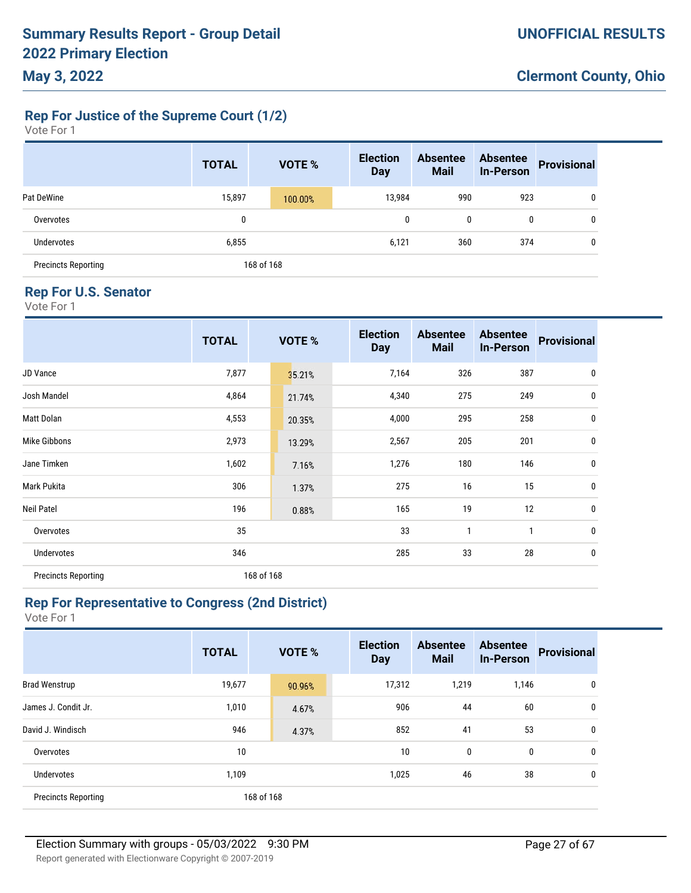## Rep For Justice of the Supreme Court (1/2)

Vote For 1

| | TOTAL | VOTE % | Election Day | Absentee Mail | Absentee In-Person | Provisional |
|---|---|---|---|---|---|---|
| Pat DeWine | 15,897 | 100.00% | 13,984 | 990 | 923 | 0 |
| Overvotes | 0 | | 0 | 0 | 0 | 0 |
| Undervotes | 6,855 | | 6,121 | 360 | 374 | 0 |
| Precincts Reporting | 168 of 168 | | | | | |

## Rep For U.S. Senator

Vote For 1

| | TOTAL | VOTE % | Election Day | Absentee Mail | Absentee In-Person | Provisional |
|---|---|---|---|---|---|---|
| JD Vance | 7,877 | 35.21% | 7,164 | 326 | 387 | 0 |
| Josh Mandel | 4,864 | 21.74% | 4,340 | 275 | 249 | 0 |
| Matt Dolan | 4,553 | 20.35% | 4,000 | 295 | 258 | 0 |
| Mike Gibbons | 2,973 | 13.29% | 2,567 | 205 | 201 | 0 |
| Jane Timken | 1,602 | 7.16% | 1,276 | 180 | 146 | 0 |
| Mark Pukita | 306 | 1.37% | 275 | 16 | 15 | 0 |
| Neil Patel | 196 | 0.88% | 165 | 19 | 12 | 0 |
| Overvotes | 35 | | 33 | 1 | 1 | 0 |
| Undervotes | 346 | | 285 | 33 | 28 | 0 |
| Precincts Reporting | 168 of 168 | | | | | |

## Rep For Representative to Congress (2nd District)

Vote For 1

| | TOTAL | VOTE % | Election Day | Absentee Mail | Absentee In-Person | Provisional |
|---|---|---|---|---|---|---|
| Brad Wenstrup | 19,677 | 90.96% | 17,312 | 1,219 | 1,146 | 0 |
| James J. Condit Jr. | 1,010 | 4.67% | 906 | 44 | 60 | 0 |
| David J. Windisch | 946 | 4.37% | 852 | 41 | 53 | 0 |
| Overvotes | 10 | | 10 | 0 | 0 | 0 |
| Undervotes | 1,109 | | 1,025 | 46 | 38 | 0 |
| Precincts Reporting | 168 of 168 | | | | | |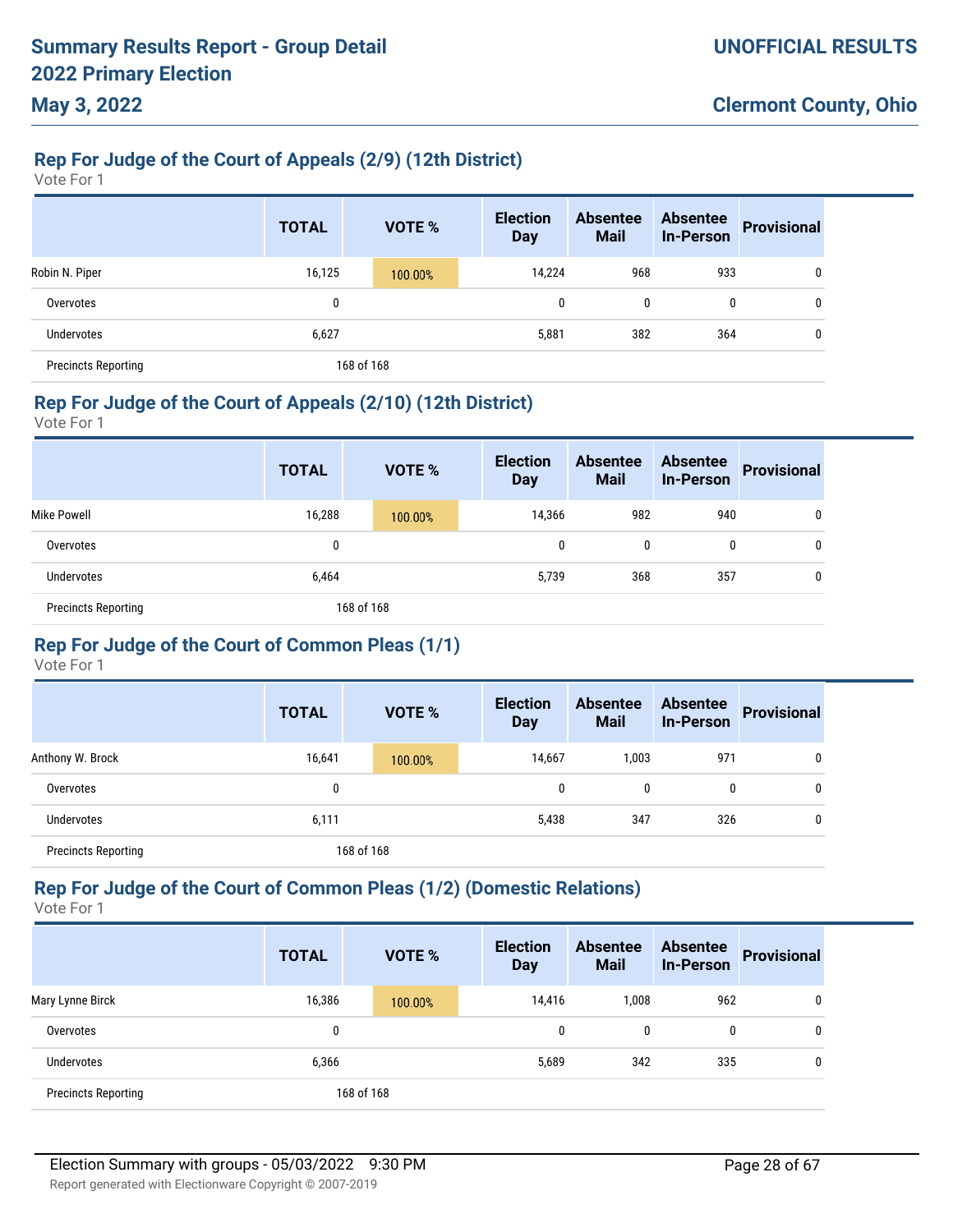## Rep For Judge of the Court of Appeals (2/9) (12th District)

Vote For 1

| | TOTAL | VOTE % | Election Day | Absentee Mail | Absentee In-Person | Provisional |
|---|---|---|---|---|---|---|
| Robin N. Piper | 16,125 | 100.00% | 14,224 | 968 | 933 | 0 |
| Overvotes | 0 | | 0 | 0 | 0 | 0 |
| Undervotes | 6,627 | | 5,881 | 382 | 364 | 0 |
| Precincts Reporting | 168 of 168 | | | | | |

## Rep For Judge of the Court of Appeals (2/10) (12th District)

Vote For 1

| | TOTAL | VOTE % | Election Day | Absentee Mail | Absentee In-Person | Provisional |
|---|---|---|---|---|---|---|
| Mike Powell | 16,288 | 100.00% | 14,366 | 982 | 940 | 0 |
| Overvotes | 0 | | 0 | 0 | 0 | 0 |
| Undervotes | 6,464 | | 5,739 | 368 | 357 | 0 |
| Precincts Reporting | 168 of 168 | | | | | |

## Rep For Judge of the Court of Common Pleas (1/1)

Vote For 1

| | TOTAL | VOTE % | Election Day | Absentee Mail | Absentee In-Person | Provisional |
|---|---|---|---|---|---|---|
| Anthony W. Brock | 16,641 | 100.00% | 14,667 | 1,003 | 971 | 0 |
| Overvotes | 0 | | 0 | 0 | 0 | 0 |
| Undervotes | 6,111 | | 5,438 | 347 | 326 | 0 |
| Precincts Reporting | 168 of 168 | | | | | |

## Rep For Judge of the Court of Common Pleas (1/2) (Domestic Relations)

Vote For 1

| | TOTAL | VOTE % | Election Day | Absentee Mail | Absentee In-Person | Provisional |
|---|---|---|---|---|---|---|
| Mary Lynne Birck | 16,386 | 100.00% | 14,416 | 1,008 | 962 | 0 |
| Overvotes | 0 | | 0 | 0 | 0 | 0 |
| Undervotes | 6,366 | | 5,689 | 342 | 335 | 0 |
| Precincts Reporting | 168 of 168 | | | | | |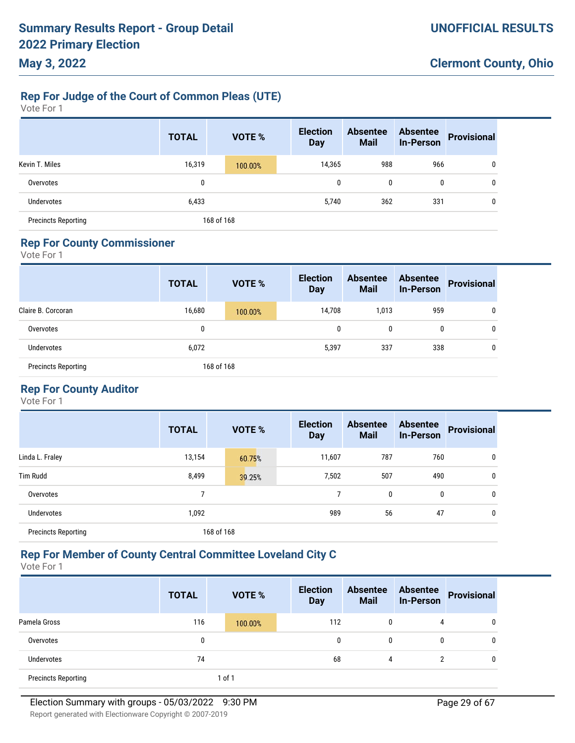# Summary Results Report - Group Detail
# 2022 Primary Election
## May 3, 2022

**UNOFFICIAL RESULTS**

**Clermont County, Ohio**

### Rep For Judge of the Court of Common Pleas (UTE)
Vote For 1

| | TOTAL | VOTE % | Election Day | Absentee Mail | Absentee In-Person | Provisional |
|---|---|---|---|---|---|---|
| Kevin T. Miles | 16,319 | 100.00% | 14,365 | 988 | 966 | 0 |
| Overvotes | 0 | | 0 | 0 | 0 | 0 |
| Undervotes | 6,433 | | 5,740 | 362 | 331 | 0 |
| Precincts Reporting | 168 of 168 | | | | | |

### Rep For County Commissioner
Vote For 1

| | TOTAL | VOTE % | Election Day | Absentee Mail | Absentee In-Person | Provisional |
|---|---|---|---|---|---|---|
| Claire B. Corcoran | 16,680 | 100.00% | 14,708 | 1,013 | 959 | 0 |
| Overvotes | 0 | | 0 | 0 | 0 | 0 |
| Undervotes | 6,072 | | 5,397 | 337 | 338 | 0 |
| Precincts Reporting | 168 of 168 | | | | | |

### Rep For County Auditor
Vote For 1

| | TOTAL | VOTE % | Election Day | Absentee Mail | Absentee In-Person | Provisional |
|---|---|---|---|---|---|---|
| Linda L. Fraley | 13,154 | 60.75% | 11,607 | 787 | 760 | 0 |
| Tim Rudd | 8,499 | 39.25% | 7,502 | 507 | 490 | 0 |
| Overvotes | 7 | | 7 | 0 | 0 | 0 |
| Undervotes | 1,092 | | 989 | 56 | 47 | 0 |
| Precincts Reporting | 168 of 168 | | | | | |

### Rep For Member of County Central Committee Loveland City C
Vote For 1

| | TOTAL | VOTE % | Election Day | Absentee Mail | Absentee In-Person | Provisional |
|---|---|---|---|---|---|---|
| Pamela Gross | 116 | 100.00% | 112 | 0 | 4 | 0 |
| Overvotes | 0 | | 0 | 0 | 0 | 0 |
| Undervotes | 74 | | 68 | 4 | 2 | 0 |
| Precincts Reporting | 1 of 1 | | | | | |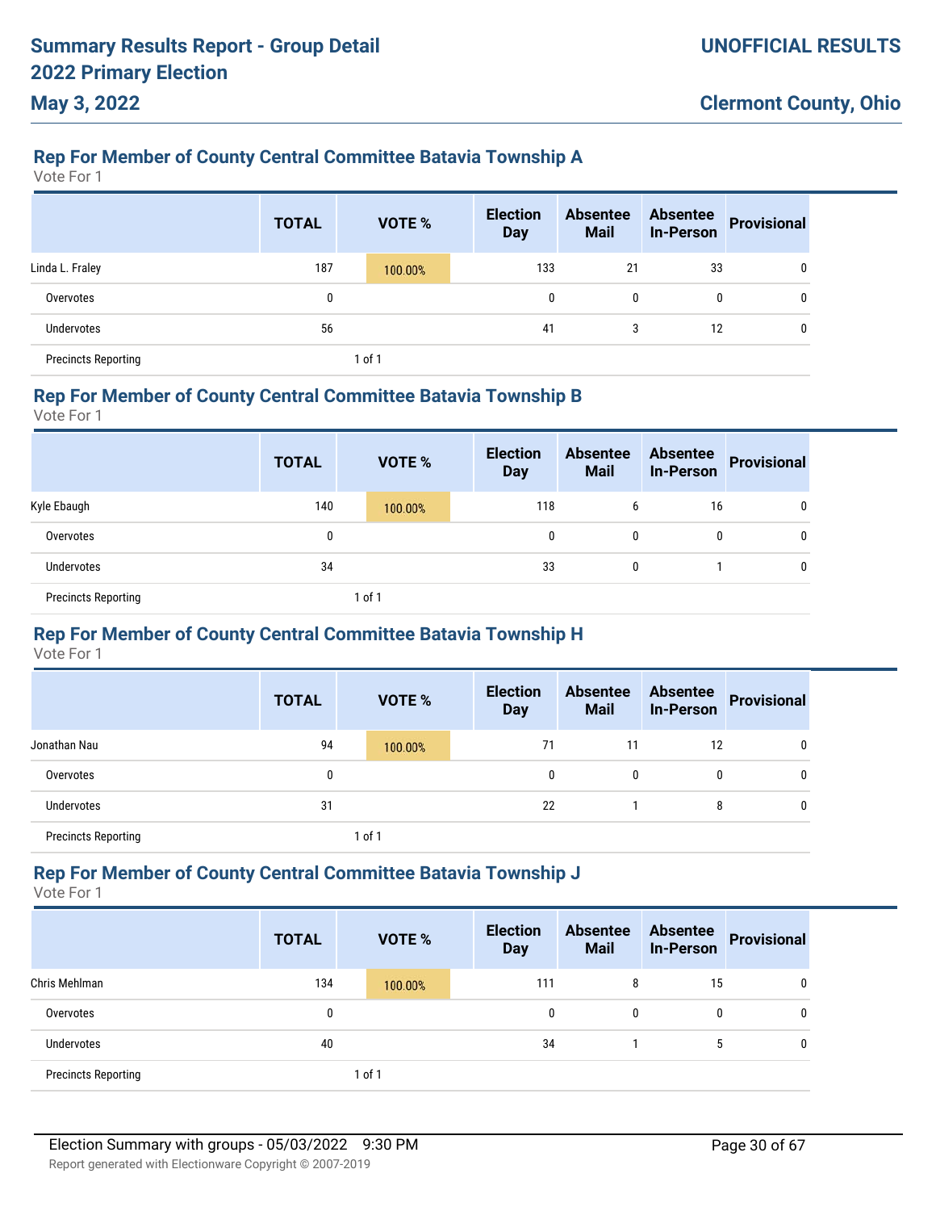# Summary Results Report - Group Detail
# 2022 Primary Election
# May 3, 2022

**UNOFFICIAL RESULTS**

**Clermont County, Ohio**

## Rep For Member of County Central Committee Batavia Township A

Vote For 1

| | TOTAL | VOTE % | Election Day | Absentee Mail | Absentee In-Person | Provisional |
|---|---|---|---|---|---|---|
| Linda L. Fraley | 187 | 100.00% | 133 | 21 | 33 | 0 |
| Overvotes | 0 | | 0 | 0 | 0 | 0 |
| Undervotes | 56 | | 41 | 3 | 12 | 0 |
| Precincts Reporting | | 1 of 1 | | | | |

## Rep For Member of County Central Committee Batavia Township B

Vote For 1

| | TOTAL | VOTE % | Election Day | Absentee Mail | Absentee In-Person | Provisional |
|---|---|---|---|---|---|---|
| Kyle Ebaugh | 140 | 100.00% | 118 | 6 | 16 | 0 |
| Overvotes | 0 | | 0 | 0 | 0 | 0 |
| Undervotes | 34 | | 33 | 0 | 1 | 0 |
| Precincts Reporting | | 1 of 1 | | | | |

## Rep For Member of County Central Committee Batavia Township H

Vote For 1

| | TOTAL | VOTE % | Election Day | Absentee Mail | Absentee In-Person | Provisional |
|---|---|---|---|---|---|---|
| Jonathan Nau | 94 | 100.00% | 71 | 11 | 12 | 0 |
| Overvotes | 0 | | 0 | 0 | 0 | 0 |
| Undervotes | 31 | | 22 | 1 | 8 | 0 |
| Precincts Reporting | | 1 of 1 | | | | |

## Rep For Member of County Central Committee Batavia Township J

Vote For 1

| | TOTAL | VOTE % | Election Day | Absentee Mail | Absentee In-Person | Provisional |
|---|---|---|---|---|---|---|
| Chris Mehlman | 134 | 100.00% | 111 | 8 | 15 | 0 |
| Overvotes | 0 | | 0 | 0 | 0 | 0 |
| Undervotes | 40 | | 34 | 1 | 5 | 0 |
| Precincts Reporting | | 1 of 1 | | | | |

Election Summary with groups - 05/03/2022 9:30 PM

Report generated with Electionware Copyright © 2007-2019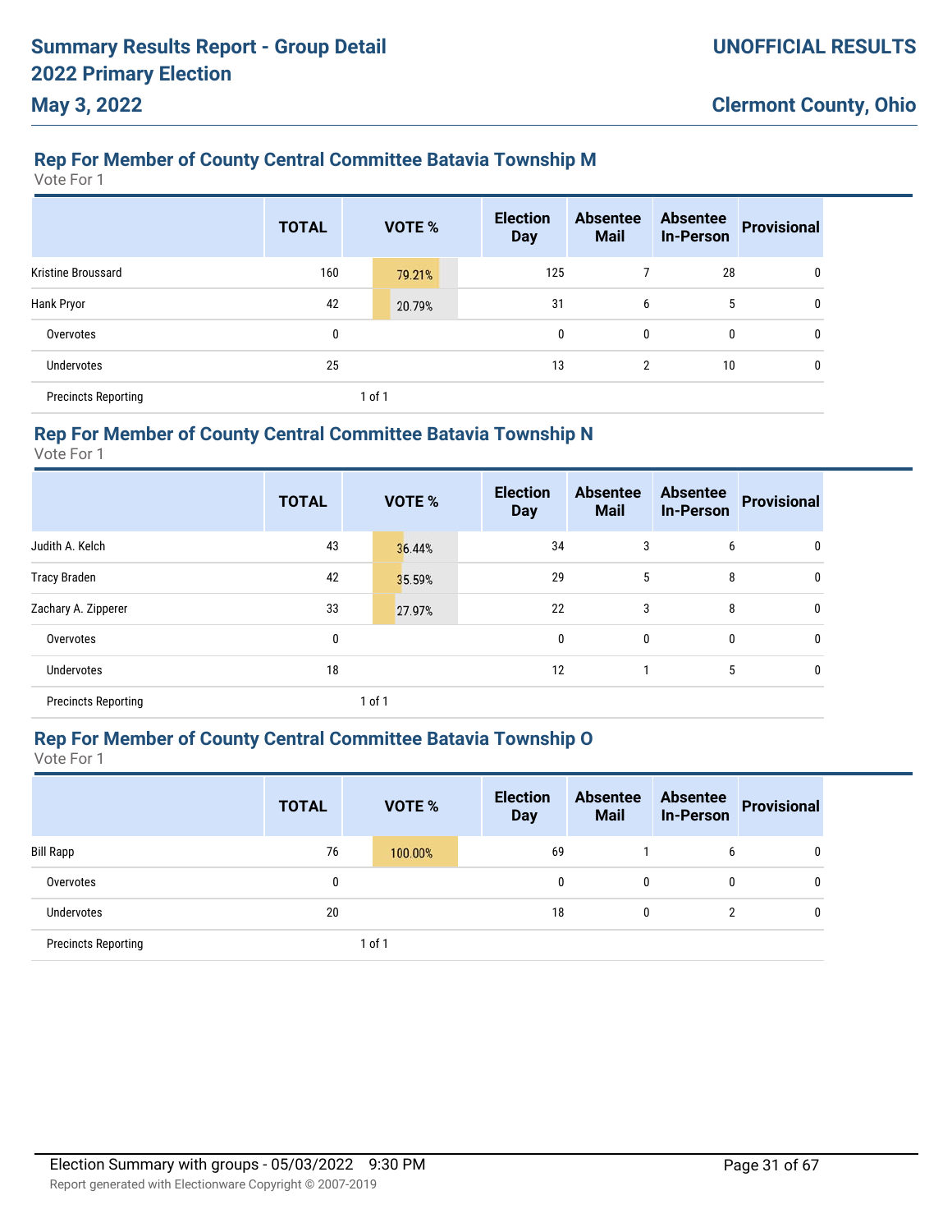## Rep For Member of County Central Committee Batavia Township M

Vote For 1

| | TOTAL | VOTE % | Election Day | Absentee Mail | Absentee In-Person | Provisional |
|---|---|---|---|---|---|---|
| Kristine Broussard | 160 | 79.21% | 125 | 7 | 28 | 0 |
| Hank Pryor | 42 | 20.79% | 31 | 6 | 5 | 0 |
| Overvotes | 0 | | 0 | 0 | 0 | 0 |
| Undervotes | 25 | | 13 | 2 | 10 | 0 |
| Precincts Reporting | | 1 of 1 | | | | |

## Rep For Member of County Central Committee Batavia Township N

Vote For 1

| | TOTAL | VOTE % | Election Day | Absentee Mail | Absentee In-Person | Provisional |
|---|---|---|---|---|---|---|
| Judith A. Kelch | 43 | 36.44% | 34 | 3 | 6 | 0 |
| Tracy Braden | 42 | 35.59% | 29 | 5 | 8 | 0 |
| Zachary A. Zipperer | 33 | 27.97% | 22 | 3 | 8 | 0 |
| Overvotes | 0 | | 0 | 0 | 0 | 0 |
| Undervotes | 18 | | 12 | 1 | 5 | 0 |
| Precincts Reporting | | 1 of 1 | | | | |

## Rep For Member of County Central Committee Batavia Township O

Vote For 1

| | TOTAL | VOTE % | Election Day | Absentee Mail | Absentee In-Person | Provisional |
|---|---|---|---|---|---|---|
| Bill Rapp | 76 | 100.00% | 69 | 1 | 6 | 0 |
| Overvotes | 0 | | 0 | 0 | 0 | 0 |
| Undervotes | 20 | | 18 | 0 | 2 | 0 |
| Precincts Reporting | | 1 of 1 | | | | |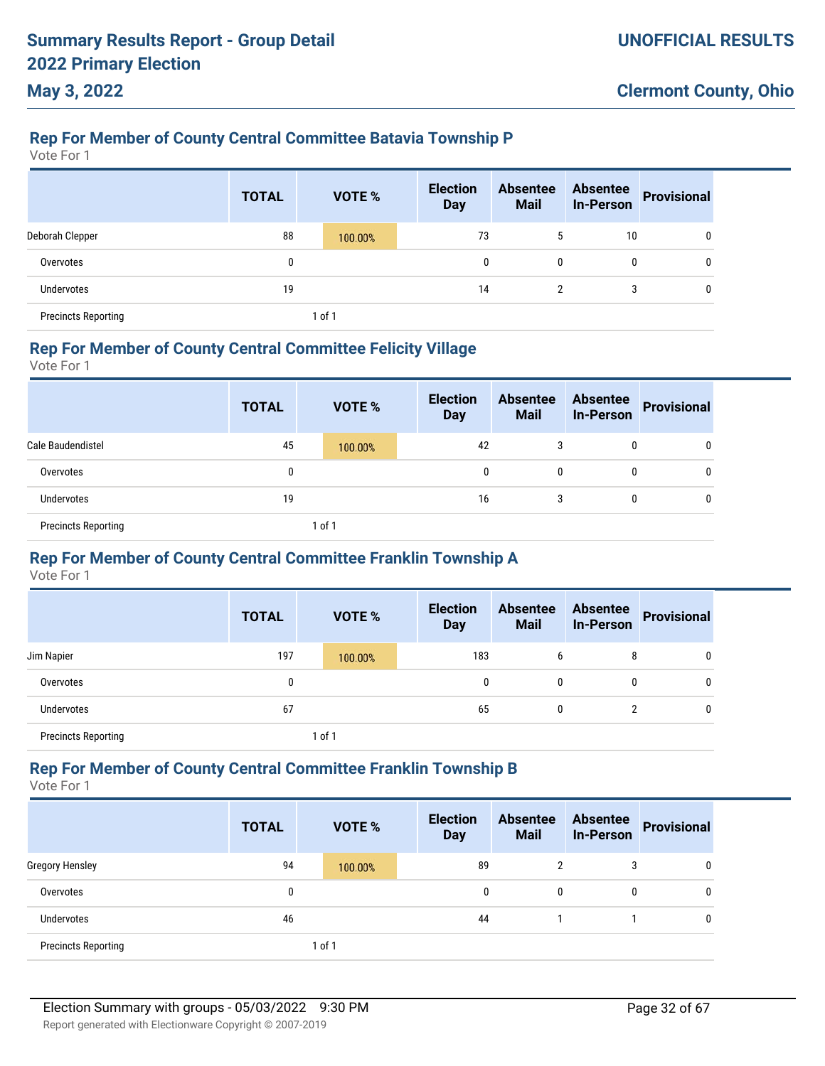## Rep For Member of County Central Committee Batavia Township P

Vote For 1

| | TOTAL | VOTE % | Election Day | Absentee Mail | Absentee In-Person | Provisional |
|---|---|---|---|---|---|---|
| Deborah Clepper | 88 | 100.00% | 73 | 5 | 10 | 0 |
| Overvotes | 0 | | 0 | 0 | 0 | 0 |
| Undervotes | 19 | | 14 | 2 | 3 | 0 |
| Precincts Reporting | | 1 of 1 | | | | |

## Rep For Member of County Central Committee Felicity Village

Vote For 1

| | TOTAL | VOTE % | Election Day | Absentee Mail | Absentee In-Person | Provisional |
|---|---|---|---|---|---|---|
| Cale Baudendistel | 45 | 100.00% | 42 | 3 | 0 | 0 |
| Overvotes | 0 | | 0 | 0 | 0 | 0 |
| Undervotes | 19 | | 16 | 3 | 0 | 0 |
| Precincts Reporting | | 1 of 1 | | | | |

## Rep For Member of County Central Committee Franklin Township A

Vote For 1

| | TOTAL | VOTE % | Election Day | Absentee Mail | Absentee In-Person | Provisional |
|---|---|---|---|---|---|---|
| Jim Napier | 197 | 100.00% | 183 | 6 | 8 | 0 |
| Overvotes | 0 | | 0 | 0 | 0 | 0 |
| Undervotes | 67 | | 65 | 0 | 2 | 0 |
| Precincts Reporting | | 1 of 1 | | | | |

## Rep For Member of County Central Committee Franklin Township B

Vote For 1

| | TOTAL | VOTE % | Election Day | Absentee Mail | Absentee In-Person | Provisional |
|---|---|---|---|---|---|---|
| Gregory Hensley | 94 | 100.00% | 89 | 2 | 3 | 0 |
| Overvotes | 0 | | 0 | 0 | 0 | 0 |
| Undervotes | 46 | | 44 | 1 | 1 | 0 |
| Precincts Reporting | | 1 of 1 | | | | |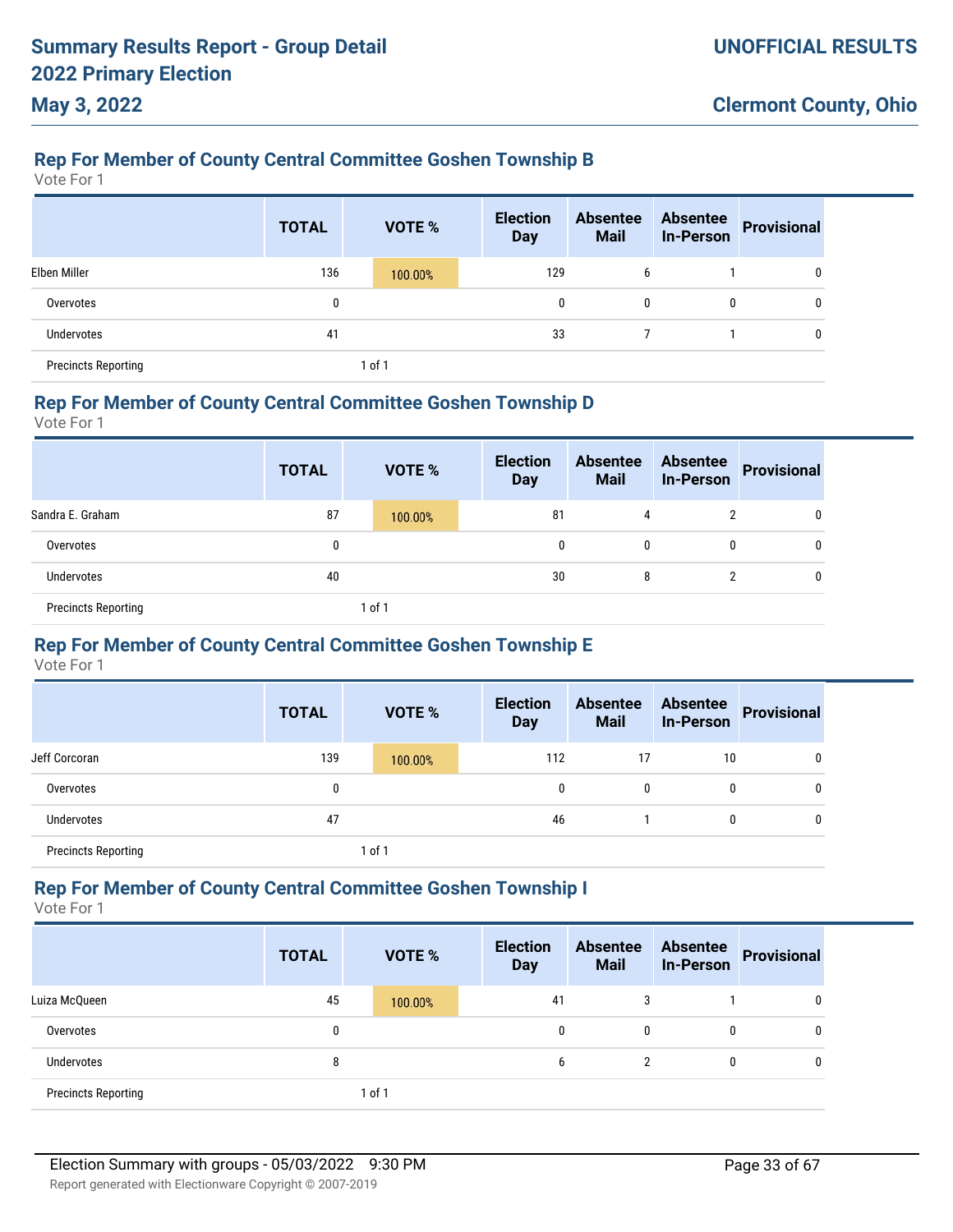## Rep For Member of County Central Committee Goshen Township B

Vote For 1

| | TOTAL | VOTE % | Election Day | Absentee Mail | Absentee In-Person | Provisional |
|---|---|---|---|---|---|---|
| Elben Miller | 136 | 100.00% | 129 | 6 | 1 | 0 |
| Overvotes | 0 | | 0 | 0 | 0 | 0 |
| Undervotes | 41 | | 33 | 7 | 1 | 0 |
| Precincts Reporting | | 1 of 1 | | | | |

## Rep For Member of County Central Committee Goshen Township D

Vote For 1

| | TOTAL | VOTE % | Election Day | Absentee Mail | Absentee In-Person | Provisional |
|---|---|---|---|---|---|---|
| Sandra E. Graham | 87 | 100.00% | 81 | 4 | 2 | 0 |
| Overvotes | 0 | | 0 | 0 | 0 | 0 |
| Undervotes | 40 | | 30 | 8 | 2 | 0 |
| Precincts Reporting | | 1 of 1 | | | | |

## Rep For Member of County Central Committee Goshen Township E

Vote For 1

| | TOTAL | VOTE % | Election Day | Absentee Mail | Absentee In-Person | Provisional |
|---|---|---|---|---|---|---|
| Jeff Corcoran | 139 | 100.00% | 112 | 17 | 10 | 0 |
| Overvotes | 0 | | 0 | 0 | 0 | 0 |
| Undervotes | 47 | | 46 | 1 | 0 | 0 |
| Precincts Reporting | | 1 of 1 | | | | |

## Rep For Member of County Central Committee Goshen Township I

Vote For 1

| | TOTAL | VOTE % | Election Day | Absentee Mail | Absentee In-Person | Provisional |
|---|---|---|---|---|---|---|
| Luiza McQueen | 45 | 100.00% | 41 | 3 | 1 | 0 |
| Overvotes | 0 | | 0 | 0 | 0 | 0 |
| Undervotes | 8 | | 6 | 2 | 0 | 0 |
| Precincts Reporting | | 1 of 1 | | | | |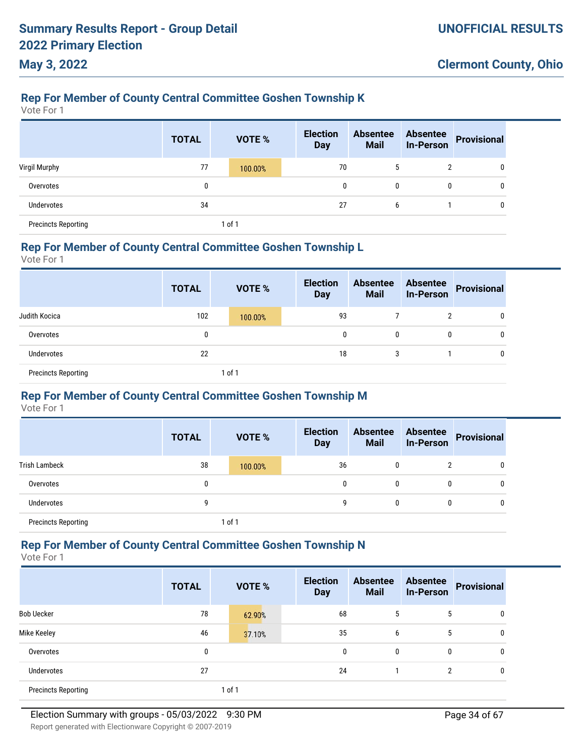## Rep For Member of County Central Committee Goshen Township K

Vote For 1

| | TOTAL | VOTE % | Election Day | Absentee Mail | Absentee In-Person | Provisional |
|---|---|---|---|---|---|---|
| Virgil Murphy | 77 | 100.00% | 70 | 5 | 2 | 0 |
| Overvotes | 0 | | 0 | 0 | 0 | 0 |
| Undervotes | 34 | | 27 | 6 | 1 | 0 |
| Precincts Reporting | | 1 of 1 | | | | |

## Rep For Member of County Central Committee Goshen Township L

Vote For 1

| | TOTAL | VOTE % | Election Day | Absentee Mail | Absentee In-Person | Provisional |
|---|---|---|---|---|---|---|
| Judith Kocica | 102 | 100.00% | 93 | 7 | 2 | 0 |
| Overvotes | 0 | | 0 | 0 | 0 | 0 |
| Undervotes | 22 | | 18 | 3 | 1 | 0 |
| Precincts Reporting | | 1 of 1 | | | | |

## Rep For Member of County Central Committee Goshen Township M

Vote For 1

| | TOTAL | VOTE % | Election Day | Absentee Mail | Absentee In-Person | Provisional |
|---|---|---|---|---|---|---|
| Trish Lambeck | 38 | 100.00% | 36 | 0 | 2 | 0 |
| Overvotes | 0 | | 0 | 0 | 0 | 0 |
| Undervotes | 9 | | 9 | 0 | 0 | 0 |
| Precincts Reporting | | 1 of 1 | | | | |

## Rep For Member of County Central Committee Goshen Township N

Vote For 1

| | TOTAL | VOTE % | Election Day | Absentee Mail | Absentee In-Person | Provisional |
|---|---|---|---|---|---|---|
| Bob Uecker | 78 | 62.90% | 68 | 5 | 5 | 0 |
| Mike Keeley | 46 | 37.10% | 35 | 6 | 5 | 0 |
| Overvotes | 0 | | 0 | 0 | 0 | 0 |
| Undervotes | 27 | | 24 | 1 | 2 | 0 |
| Precincts Reporting | | 1 of 1 | | | | |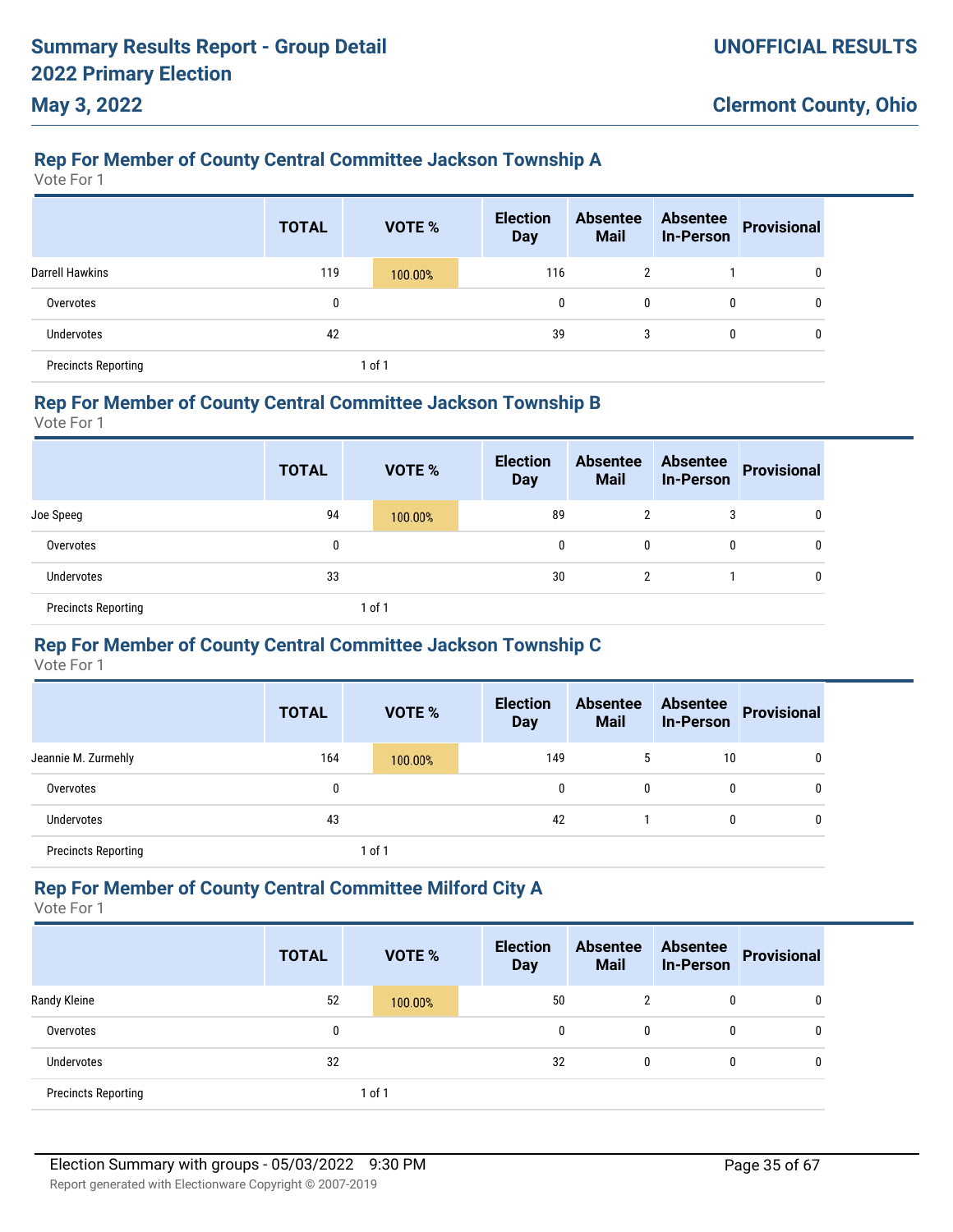### Rep For Member of County Central Committee Jackson Township A

Vote For 1

| | TOTAL | VOTE % | Election Day | Absentee Mail | Absentee In-Person | Provisional |
|---|---|---|---|---|---|---|
| Darrell Hawkins | 119 | 100.00% | 116 | 2 | 1 | 0 |
| Overvotes | 0 | | 0 | 0 | 0 | 0 |
| Undervotes | 42 | | 39 | 3 | 0 | 0 |
| Precincts Reporting | | 1 of 1 | | | | |

### Rep For Member of County Central Committee Jackson Township B

Vote For 1

| | TOTAL | VOTE % | Election Day | Absentee Mail | Absentee In-Person | Provisional |
|---|---|---|---|---|---|---|
| Joe Speeg | 94 | 100.00% | 89 | 2 | 3 | 0 |
| Overvotes | 0 | | 0 | 0 | 0 | 0 |
| Undervotes | 33 | | 30 | 2 | 1 | 0 |
| Precincts Reporting | | 1 of 1 | | | | |

### Rep For Member of County Central Committee Jackson Township C

Vote For 1

| | TOTAL | VOTE % | Election Day | Absentee Mail | Absentee In-Person | Provisional |
|---|---|---|---|---|---|---|
| Jeannie M. Zurmehly | 164 | 100.00% | 149 | 5 | 10 | 0 |
| Overvotes | 0 | | 0 | 0 | 0 | 0 |
| Undervotes | 43 | | 42 | 1 | 0 | 0 |
| Precincts Reporting | | 1 of 1 | | | | |

### Rep For Member of County Central Committee Milford City A

Vote For 1

| | TOTAL | VOTE % | Election Day | Absentee Mail | Absentee In-Person | Provisional |
|---|---|---|---|---|---|---|
| Randy Kleine | 52 | 100.00% | 50 | 2 | 0 | 0 |
| Overvotes | 0 | | 0 | 0 | 0 | 0 |
| Undervotes | 32 | | 32 | 0 | 0 | 0 |
| Precincts Reporting | | 1 of 1 | | | | |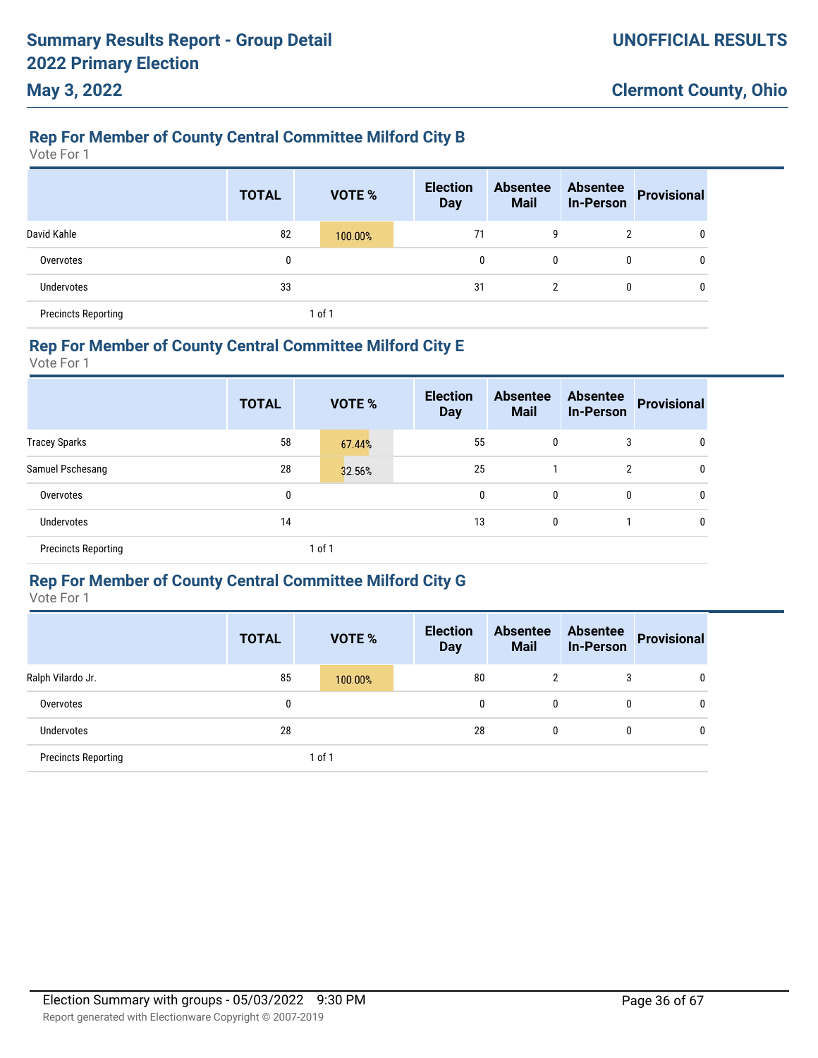**Summary Results Report - Group Detail**
**2022 Primary Election**
**May 3, 2022**

**UNOFFICIAL RESULTS**

**Clermont County, Ohio**

## Rep For Member of County Central Committee Milford City B

Vote For 1

| | TOTAL | VOTE % | Election Day | Absentee Mail | Absentee In-Person | Provisional |
|---|---|---|---|---|---|---|
| David Kahle | 82 | 100.00% | 71 | 9 | 2 | 0 |
| Overvotes | 0 | | 0 | 0 | 0 | 0 |
| Undervotes | 33 | | 31 | 2 | 0 | 0 |
| Precincts Reporting | | 1 of 1 | | | | |

## Rep For Member of County Central Committee Milford City E

Vote For 1

| | TOTAL | VOTE % | Election Day | Absentee Mail | Absentee In-Person | Provisional |
|---|---|---|---|---|---|---|
| Tracey Sparks | 58 | 67.44% | 55 | 0 | 3 | 0 |
| Samuel Pschesang | 28 | 32.56% | 25 | 1 | 2 | 0 |
| Overvotes | 0 | | 0 | 0 | 0 | 0 |
| Undervotes | 14 | | 13 | 0 | 1 | 0 |
| Precincts Reporting | | 1 of 1 | | | | |

## Rep For Member of County Central Committee Milford City G

Vote For 1

| | TOTAL | VOTE % | Election Day | Absentee Mail | Absentee In-Person | Provisional |
|---|---|---|---|---|---|---|
| Ralph Vilardo Jr. | 85 | 100.00% | 80 | 2 | 3 | 0 |
| Overvotes | 0 | | 0 | 0 | 0 | 0 |
| Undervotes | 28 | | 28 | 0 | 0 | 0 |
| Precincts Reporting | | 1 of 1 | | | | |

Election Summary with groups - 05/03/2022 9:30 PM

Report generated with Electionware Copyright © 2007-2019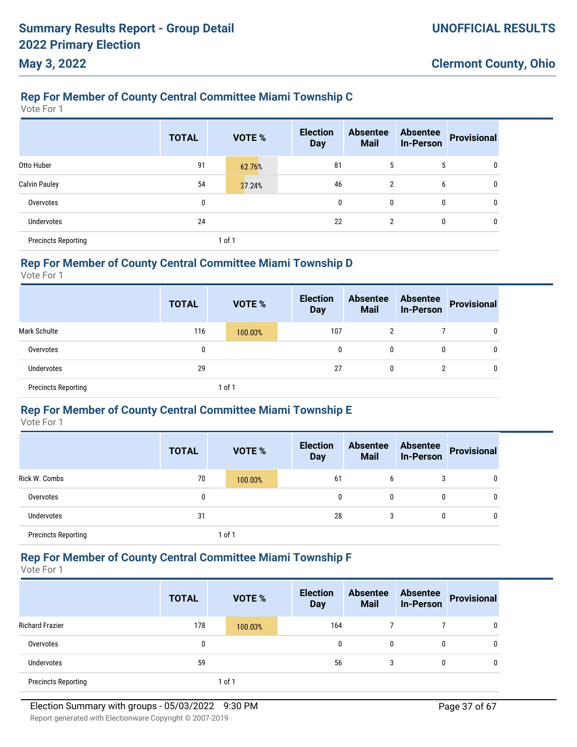## Rep For Member of County Central Committee Miami Township C

Vote For 1

| | TOTAL | VOTE % | Election Day | Absentee Mail | Absentee In-Person | Provisional |
|---|---|---|---|---|---|---|
| Otto Huber | 91 | 62.76% | 81 | 5 | 5 | 0 |
| Calvin Pauley | 54 | 37.24% | 46 | 2 | 6 | 0 |
| Overvotes | 0 | | 0 | 0 | 0 | 0 |
| Undervotes | 24 | | 22 | 2 | 0 | 0 |
| Precincts Reporting | | 1 of 1 | | | | |

## Rep For Member of County Central Committee Miami Township D

Vote For 1

| | TOTAL | VOTE % | Election Day | Absentee Mail | Absentee In-Person | Provisional |
|---|---|---|---|---|---|---|
| Mark Schulte | 116 | 100.00% | 107 | 2 | 7 | 0 |
| Overvotes | 0 | | 0 | 0 | 0 | 0 |
| Undervotes | 29 | | 27 | 0 | 2 | 0 |
| Precincts Reporting | | 1 of 1 | | | | |

## Rep For Member of County Central Committee Miami Township E

Vote For 1

| | TOTAL | VOTE % | Election Day | Absentee Mail | Absentee In-Person | Provisional |
|---|---|---|---|---|---|---|
| Rick W. Combs | 70 | 100.00% | 61 | 6 | 3 | 0 |
| Overvotes | 0 | | 0 | 0 | 0 | 0 |
| Undervotes | 31 | | 28 | 3 | 0 | 0 |
| Precincts Reporting | | 1 of 1 | | | | |

## Rep For Member of County Central Committee Miami Township F

Vote For 1

| | TOTAL | VOTE % | Election Day | Absentee Mail | Absentee In-Person | Provisional |
|---|---|---|---|---|---|---|
| Richard Frazier | 178 | 100.00% | 164 | 7 | 7 | 0 |
| Overvotes | 0 | | 0 | 0 | 0 | 0 |
| Undervotes | 59 | | 56 | 3 | 0 | 0 |
| Precincts Reporting | | 1 of 1 | | | | |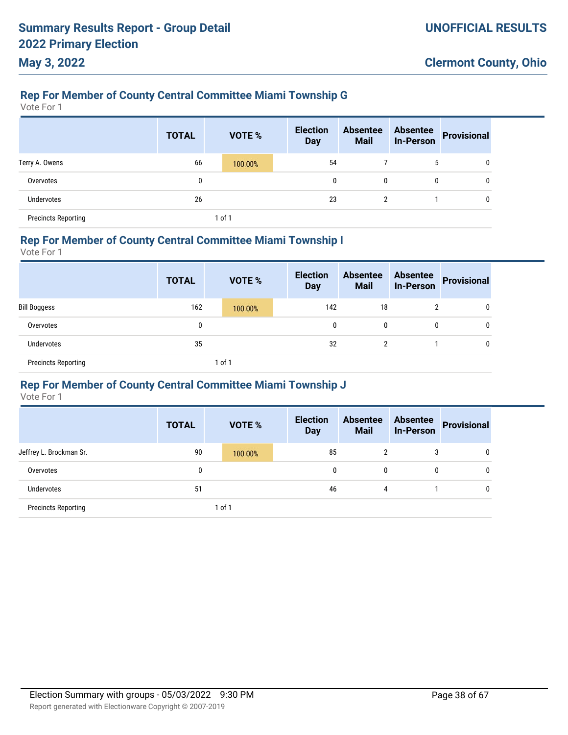## Rep For Member of County Central Committee Miami Township G

Vote For 1

| | TOTAL | VOTE % | Election Day | Absentee Mail | Absentee In-Person | Provisional |
|---|---|---|---|---|---|---|
| Terry A. Owens | 66 | 100.00% | 54 | 7 | 5 | 0 |
| Overvotes | 0 | | 0 | 0 | 0 | 0 |
| Undervotes | 26 | | 23 | 2 | 1 | 0 |
| Precincts Reporting | | 1 of 1 | | | | |

## Rep For Member of County Central Committee Miami Township I

Vote For 1

| | TOTAL | VOTE % | Election Day | Absentee Mail | Absentee In-Person | Provisional |
|---|---|---|---|---|---|---|
| Bill Boggess | 162 | 100.00% | 142 | 18 | 2 | 0 |
| Overvotes | 0 | | 0 | 0 | 0 | 0 |
| Undervotes | 35 | | 32 | 2 | 1 | 0 |
| Precincts Reporting | | 1 of 1 | | | | |

## Rep For Member of County Central Committee Miami Township J

Vote For 1

| | TOTAL | VOTE % | Election Day | Absentee Mail | Absentee In-Person | Provisional |
|---|---|---|---|---|---|---|
| Jeffrey L. Brockman Sr. | 90 | 100.00% | 85 | 2 | 3 | 0 |
| Overvotes | 0 | | 0 | 0 | 0 | 0 |
| Undervotes | 51 | | 46 | 4 | 1 | 0 |
| Precincts Reporting | | 1 of 1 | | | | |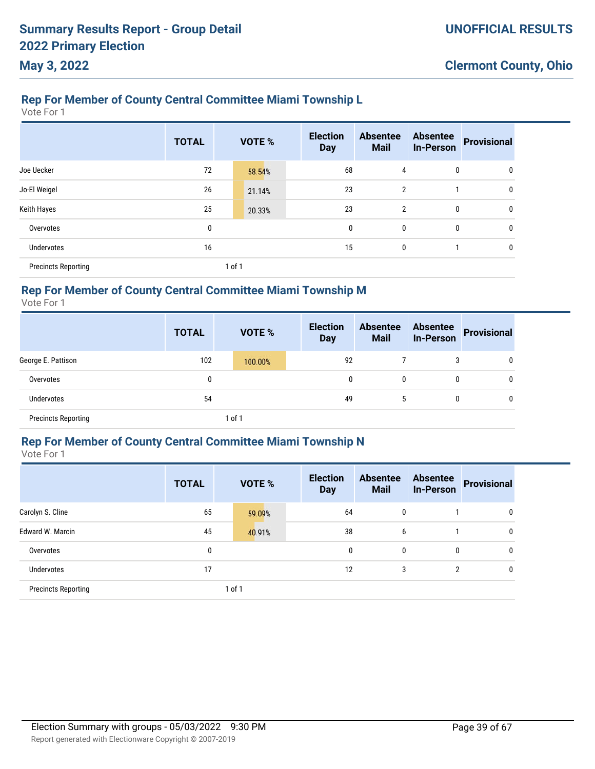## Rep For Member of County Central Committee Miami Township L

Vote For 1

| | TOTAL | VOTE % | Election Day | Absentee Mail | Absentee In-Person | Provisional |
|---|---|---|---|---|---|---|
| Joe Uecker | 72 | 58.54% | 68 | 4 | 0 | 0 |
| Jo-El Weigel | 26 | 21.14% | 23 | 2 | 1 | 0 |
| Keith Hayes | 25 | 20.33% | 23 | 2 | 0 | 0 |
| Overvotes | 0 | | 0 | 0 | 0 | 0 |
| Undervotes | 16 | | 15 | 0 | 1 | 0 |
| Precincts Reporting | | 1 of 1 | | | | |

## Rep For Member of County Central Committee Miami Township M

Vote For 1

| | TOTAL | VOTE % | Election Day | Absentee Mail | Absentee In-Person | Provisional |
|---|---|---|---|---|---|---|
| George E. Pattison | 102 | 100.00% | 92 | 7 | 3 | 0 |
| Overvotes | 0 | | 0 | 0 | 0 | 0 |
| Undervotes | 54 | | 49 | 5 | 0 | 0 |
| Precincts Reporting | | 1 of 1 | | | | |

## Rep For Member of County Central Committee Miami Township N

Vote For 1

| | TOTAL | VOTE % | Election Day | Absentee Mail | Absentee In-Person | Provisional |
|---|---|---|---|---|---|---|
| Carolyn S. Cline | 65 | 59.09% | 64 | 0 | 1 | 0 |
| Edward W. Marcin | 45 | 40.91% | 38 | 6 | 1 | 0 |
| Overvotes | 0 | | 0 | 0 | 0 | 0 |
| Undervotes | 17 | | 12 | 3 | 2 | 0 |
| Precincts Reporting | | 1 of 1 | | | | |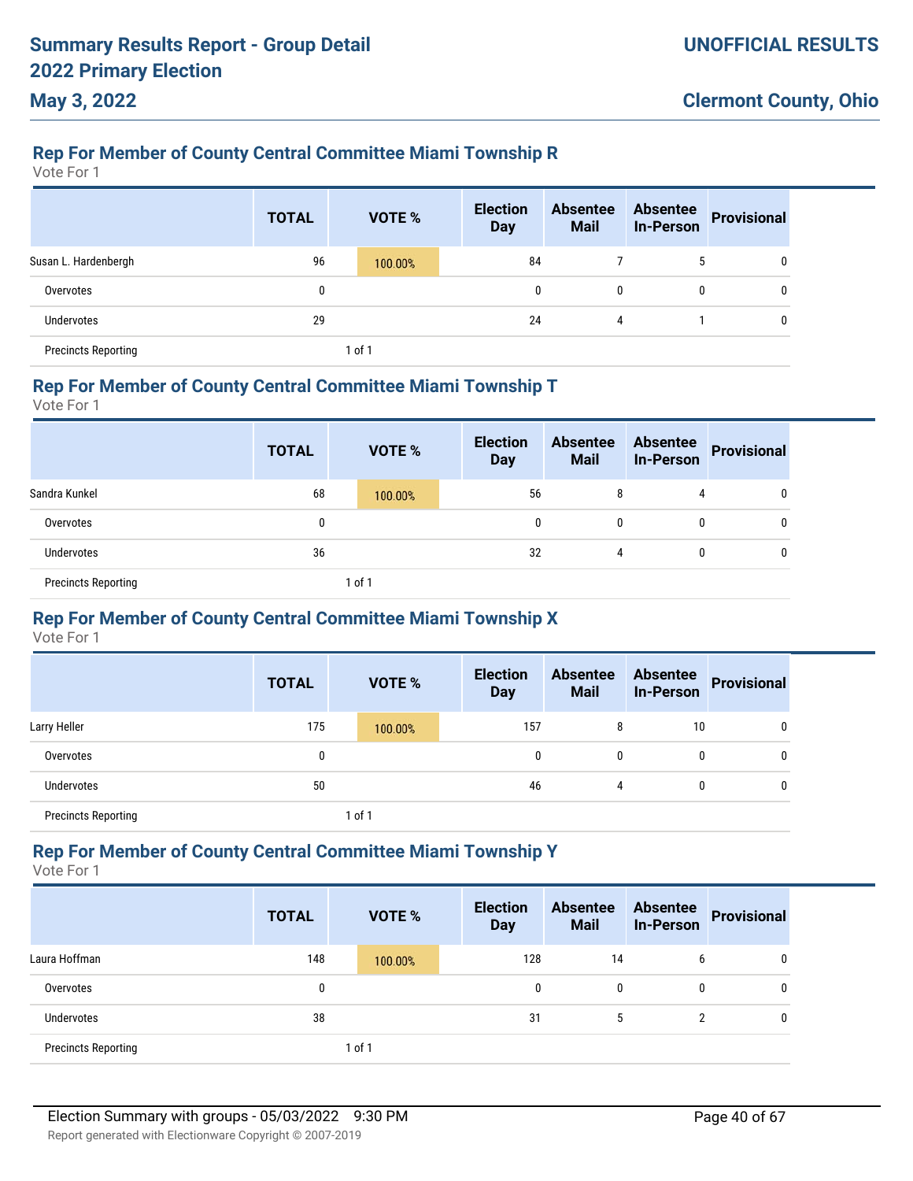## Rep For Member of County Central Committee Miami Township R

Vote For 1

| | TOTAL | VOTE % | Election Day | Absentee Mail | Absentee In-Person | Provisional |
|---|---|---|---|---|---|---|
| Susan L. Hardenbergh | 96 | 100.00% | 84 | 7 | 5 | 0 |
| Overvotes | 0 | | 0 | 0 | 0 | 0 |
| Undervotes | 29 | | 24 | 4 | 1 | 0 |
| Precincts Reporting | | 1 of 1 | | | | |

## Rep For Member of County Central Committee Miami Township T

Vote For 1

| | TOTAL | VOTE % | Election Day | Absentee Mail | Absentee In-Person | Provisional |
|---|---|---|---|---|---|---|
| Sandra Kunkel | 68 | 100.00% | 56 | 8 | 4 | 0 |
| Overvotes | 0 | | 0 | 0 | 0 | 0 |
| Undervotes | 36 | | 32 | 4 | 0 | 0 |
| Precincts Reporting | | 1 of 1 | | | | |

## Rep For Member of County Central Committee Miami Township X

Vote For 1

| | TOTAL | VOTE % | Election Day | Absentee Mail | Absentee In-Person | Provisional |
|---|---|---|---|---|---|---|
| Larry Heller | 175 | 100.00% | 157 | 8 | 10 | 0 |
| Overvotes | 0 | | 0 | 0 | 0 | 0 |
| Undervotes | 50 | | 46 | 4 | 0 | 0 |
| Precincts Reporting | | 1 of 1 | | | | |

## Rep For Member of County Central Committee Miami Township Y

Vote For 1

| | TOTAL | VOTE % | Election Day | Absentee Mail | Absentee In-Person | Provisional |
|---|---|---|---|---|---|---|
| Laura Hoffman | 148 | 100.00% | 128 | 14 | 6 | 0 |
| Overvotes | 0 | | 0 | 0 | 0 | 0 |
| Undervotes | 38 | | 31 | 5 | 2 | 0 |
| Precincts Reporting | | 1 of 1 | | | | |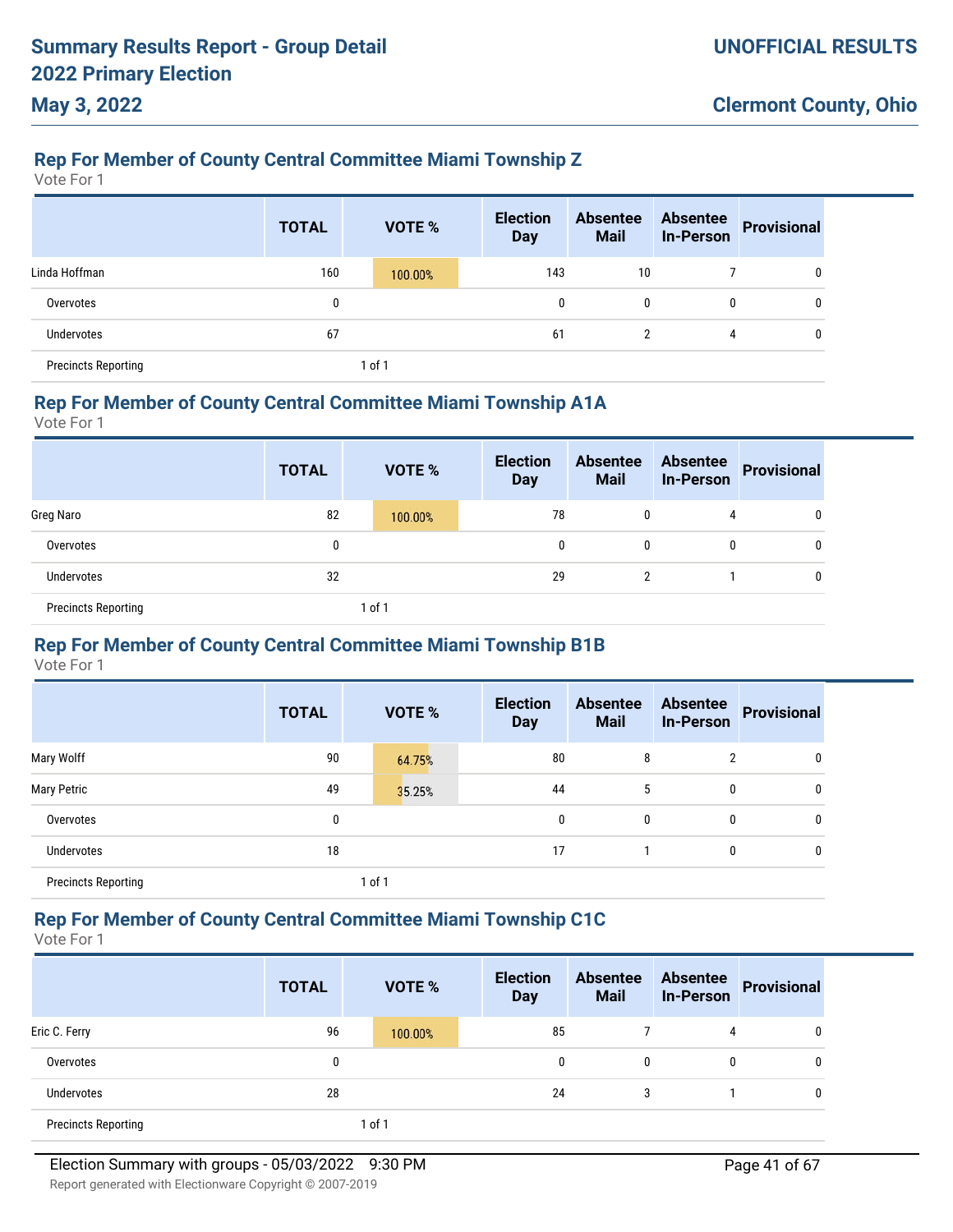## Rep For Member of County Central Committee Miami Township Z

Vote For 1

| | TOTAL | VOTE % | Election Day | Absentee Mail | Absentee In-Person | Provisional |
|---|---|---|---|---|---|---|
| Linda Hoffman | 160 | 100.00% | 143 | 10 | 7 | 0 |
| Overvotes | 0 | | 0 | 0 | 0 | 0 |
| Undervotes | 67 | | 61 | 2 | 4 | 0 |
| Precincts Reporting | | 1 of 1 | | | | |

## Rep For Member of County Central Committee Miami Township A1A

Vote For 1

| | TOTAL | VOTE % | Election Day | Absentee Mail | Absentee In-Person | Provisional |
|---|---|---|---|---|---|---|
| Greg Naro | 82 | 100.00% | 78 | 0 | 4 | 0 |
| Overvotes | 0 | | 0 | 0 | 0 | 0 |
| Undervotes | 32 | | 29 | 2 | 1 | 0 |
| Precincts Reporting | | 1 of 1 | | | | |

## Rep For Member of County Central Committee Miami Township B1B

Vote For 1

| | TOTAL | VOTE % | Election Day | Absentee Mail | Absentee In-Person | Provisional |
|---|---|---|---|---|---|---|
| Mary Wolff | 90 | 64.75% | 80 | 8 | 2 | 0 |
| Mary Petric | 49 | 35.25% | 44 | 5 | 0 | 0 |
| Overvotes | 0 | | 0 | 0 | 0 | 0 |
| Undervotes | 18 | | 17 | 1 | 0 | 0 |
| Precincts Reporting | | 1 of 1 | | | | |

## Rep For Member of County Central Committee Miami Township C1C

Vote For 1

| | TOTAL | VOTE % | Election Day | Absentee Mail | Absentee In-Person | Provisional |
|---|---|---|---|---|---|---|
| Eric C. Ferry | 96 | 100.00% | 85 | 7 | 4 | 0 |
| Overvotes | 0 | | 0 | 0 | 0 | 0 |
| Undervotes | 28 | | 24 | 3 | 1 | 0 |
| Precincts Reporting | | 1 of 1 | | | | |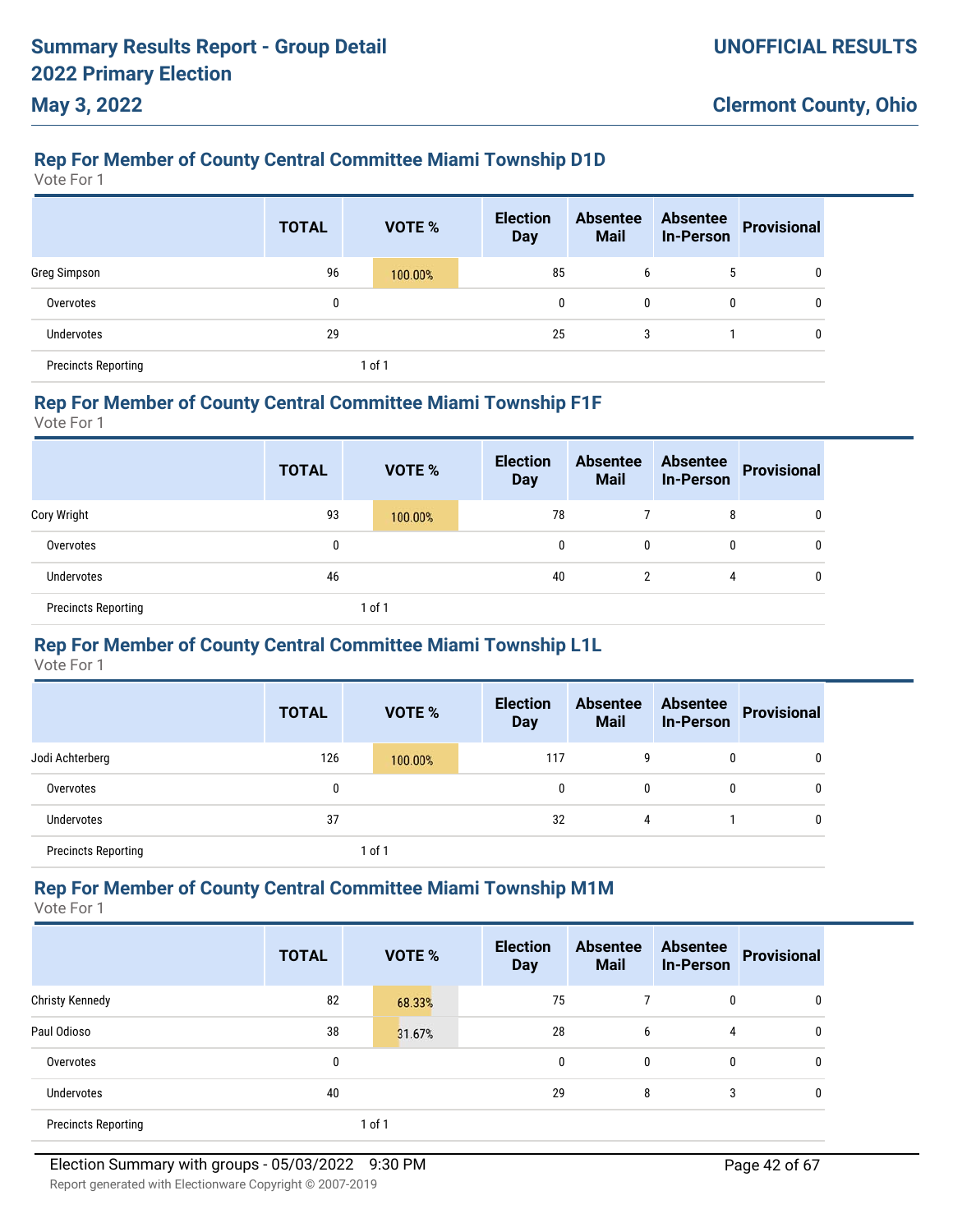# Summary Results Report - Group Detail
## 2022 Primary Election
## May 3, 2022

**UNOFFICIAL RESULTS**

**Clermont County, Ohio**

### Rep For Member of County Central Committee Miami Township D1D

Vote For 1

| | TOTAL | VOTE % | Election Day | Absentee Mail | Absentee In-Person | Provisional |
|---|---|---|---|---|---|---|
| Greg Simpson | 96 | 100.00% | 85 | 6 | 5 | 0 |
| Overvotes | 0 | | 0 | 0 | 0 | 0 |
| Undervotes | 29 | | 25 | 3 | 1 | 0 |
| Precincts Reporting | | 1 of 1 | | | | |

### Rep For Member of County Central Committee Miami Township F1F

Vote For 1

| | TOTAL | VOTE % | Election Day | Absentee Mail | Absentee In-Person | Provisional |
|---|---|---|---|---|---|---|
| Cory Wright | 93 | 100.00% | 78 | 7 | 8 | 0 |
| Overvotes | 0 | | 0 | 0 | 0 | 0 |
| Undervotes | 46 | | 40 | 2 | 4 | 0 |
| Precincts Reporting | | 1 of 1 | | | | |

### Rep For Member of County Central Committee Miami Township L1L

Vote For 1

| | TOTAL | VOTE % | Election Day | Absentee Mail | Absentee In-Person | Provisional |
|---|---|---|---|---|---|---|
| Jodi Achterberg | 126 | 100.00% | 117 | 9 | 0 | 0 |
| Overvotes | 0 | | 0 | 0 | 0 | 0 |
| Undervotes | 37 | | 32 | 4 | 1 | 0 |
| Precincts Reporting | | 1 of 1 | | | | |

### Rep For Member of County Central Committee Miami Township M1M

Vote For 1

| | TOTAL | VOTE % | Election Day | Absentee Mail | Absentee In-Person | Provisional |
|---|---|---|---|---|---|---|
| Christy Kennedy | 82 | 68.33% | 75 | 7 | 0 | 0 |
| Paul Odioso | 38 | 31.67% | 28 | 6 | 4 | 0 |
| Overvotes | 0 | | 0 | 0 | 0 | 0 |
| Undervotes | 40 | | 29 | 8 | 3 | 0 |
| Precincts Reporting | | 1 of 1 | | | | |

Election Summary with groups - 05/03/2022 9:30 PM

Report generated with Electionware Copyright © 2007-2019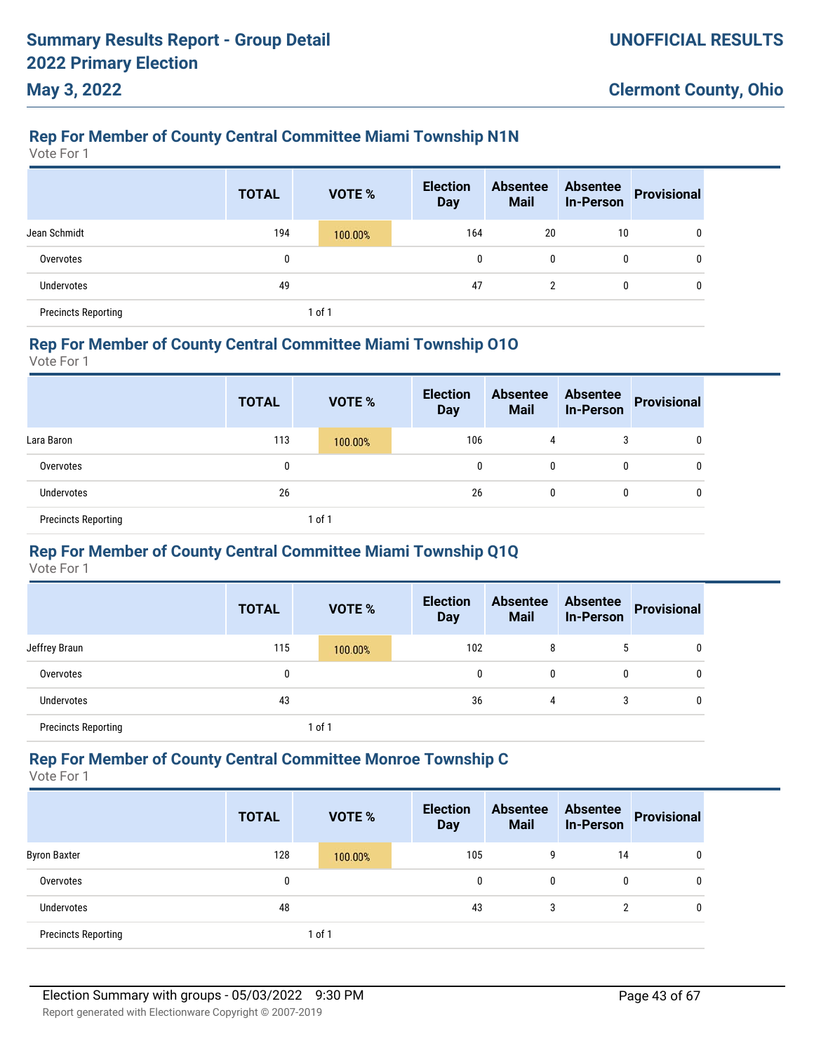## Rep For Member of County Central Committee Miami Township N1N

Vote For 1

| | TOTAL | VOTE % | Election Day | Absentee Mail | Absentee In-Person | Provisional |
|---|---|---|---|---|---|---|
| Jean Schmidt | 194 | 100.00% | 164 | 20 | 10 | 0 |
| Overvotes | 0 | | 0 | 0 | 0 | 0 |
| Undervotes | 49 | | 47 | 2 | 0 | 0 |
| Precincts Reporting | | 1 of 1 | | | | |

## Rep For Member of County Central Committee Miami Township O1O

Vote For 1

| | TOTAL | VOTE % | Election Day | Absentee Mail | Absentee In-Person | Provisional |
|---|---|---|---|---|---|---|
| Lara Baron | 113 | 100.00% | 106 | 4 | 3 | 0 |
| Overvotes | 0 | | 0 | 0 | 0 | 0 |
| Undervotes | 26 | | 26 | 0 | 0 | 0 |
| Precincts Reporting | | 1 of 1 | | | | |

## Rep For Member of County Central Committee Miami Township Q1Q

Vote For 1

| | TOTAL | VOTE % | Election Day | Absentee Mail | Absentee In-Person | Provisional |
|---|---|---|---|---|---|---|
| Jeffrey Braun | 115 | 100.00% | 102 | 8 | 5 | 0 |
| Overvotes | 0 | | 0 | 0 | 0 | 0 |
| Undervotes | 43 | | 36 | 4 | 3 | 0 |
| Precincts Reporting | | 1 of 1 | | | | |

## Rep For Member of County Central Committee Monroe Township C

Vote For 1

| | TOTAL | VOTE % | Election Day | Absentee Mail | Absentee In-Person | Provisional |
|---|---|---|---|---|---|---|
| Byron Baxter | 128 | 100.00% | 105 | 9 | 14 | 0 |
| Overvotes | 0 | | 0 | 0 | 0 | 0 |
| Undervotes | 48 | | 43 | 3 | 2 | 0 |
| Precincts Reporting | | 1 of 1 | | | | |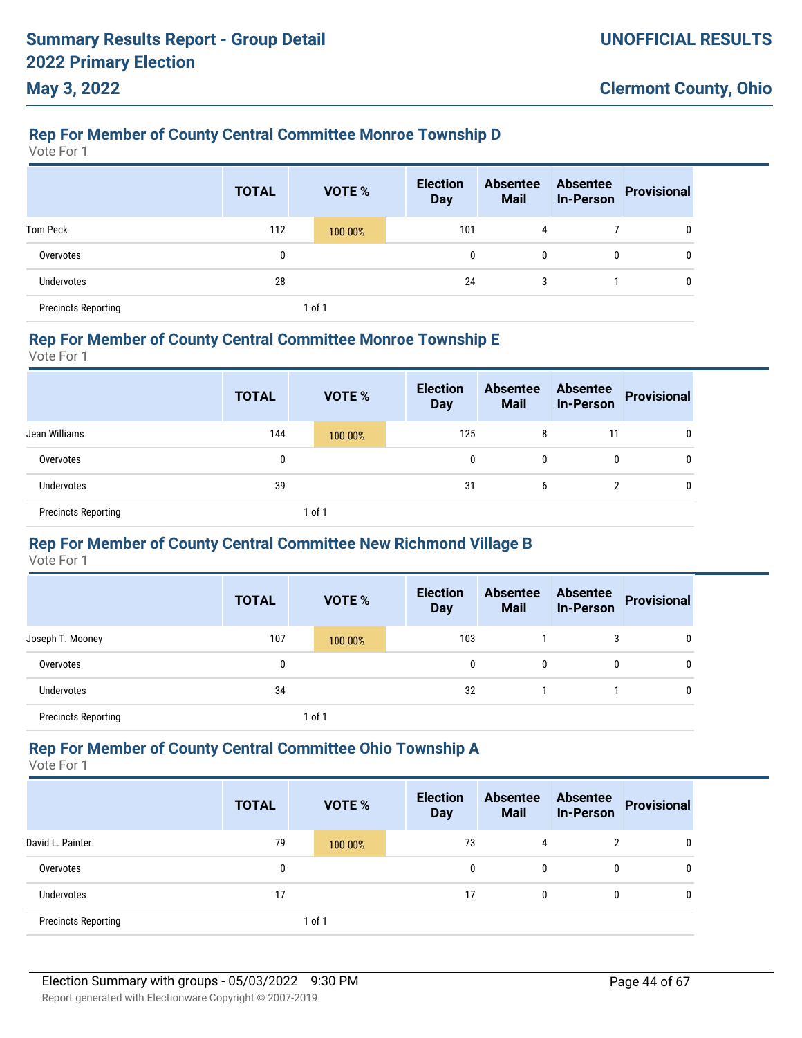## Rep For Member of County Central Committee Monroe Township D

Vote For 1

| | TOTAL | VOTE % | Election Day | Absentee Mail | Absentee In-Person | Provisional |
|---|---|---|---|---|---|---|
| Tom Peck | 112 | 100.00% | 101 | 4 | 7 | 0 |
| Overvotes | 0 | | 0 | 0 | 0 | 0 |
| Undervotes | 28 | | 24 | 3 | 1 | 0 |
| Precincts Reporting | | 1 of 1 | | | | |

## Rep For Member of County Central Committee Monroe Township E

Vote For 1

| | TOTAL | VOTE % | Election Day | Absentee Mail | Absentee In-Person | Provisional |
|---|---|---|---|---|---|---|
| Jean Williams | 144 | 100.00% | 125 | 8 | 11 | 0 |
| Overvotes | 0 | | 0 | 0 | 0 | 0 |
| Undervotes | 39 | | 31 | 6 | 2 | 0 |
| Precincts Reporting | | 1 of 1 | | | | |

## Rep For Member of County Central Committee New Richmond Village B

Vote For 1

| | TOTAL | VOTE % | Election Day | Absentee Mail | Absentee In-Person | Provisional |
|---|---|---|---|---|---|---|
| Joseph T. Mooney | 107 | 100.00% | 103 | 1 | 3 | 0 |
| Overvotes | 0 | | 0 | 0 | 0 | 0 |
| Undervotes | 34 | | 32 | 1 | 1 | 0 |
| Precincts Reporting | | 1 of 1 | | | | |

## Rep For Member of County Central Committee Ohio Township A

Vote For 1

| | TOTAL | VOTE % | Election Day | Absentee Mail | Absentee In-Person | Provisional |
|---|---|---|---|---|---|---|
| David L. Painter | 79 | 100.00% | 73 | 4 | 2 | 0 |
| Overvotes | 0 | | 0 | 0 | 0 | 0 |
| Undervotes | 17 | | 17 | 0 | 0 | 0 |
| Precincts Reporting | | 1 of 1 | | | | |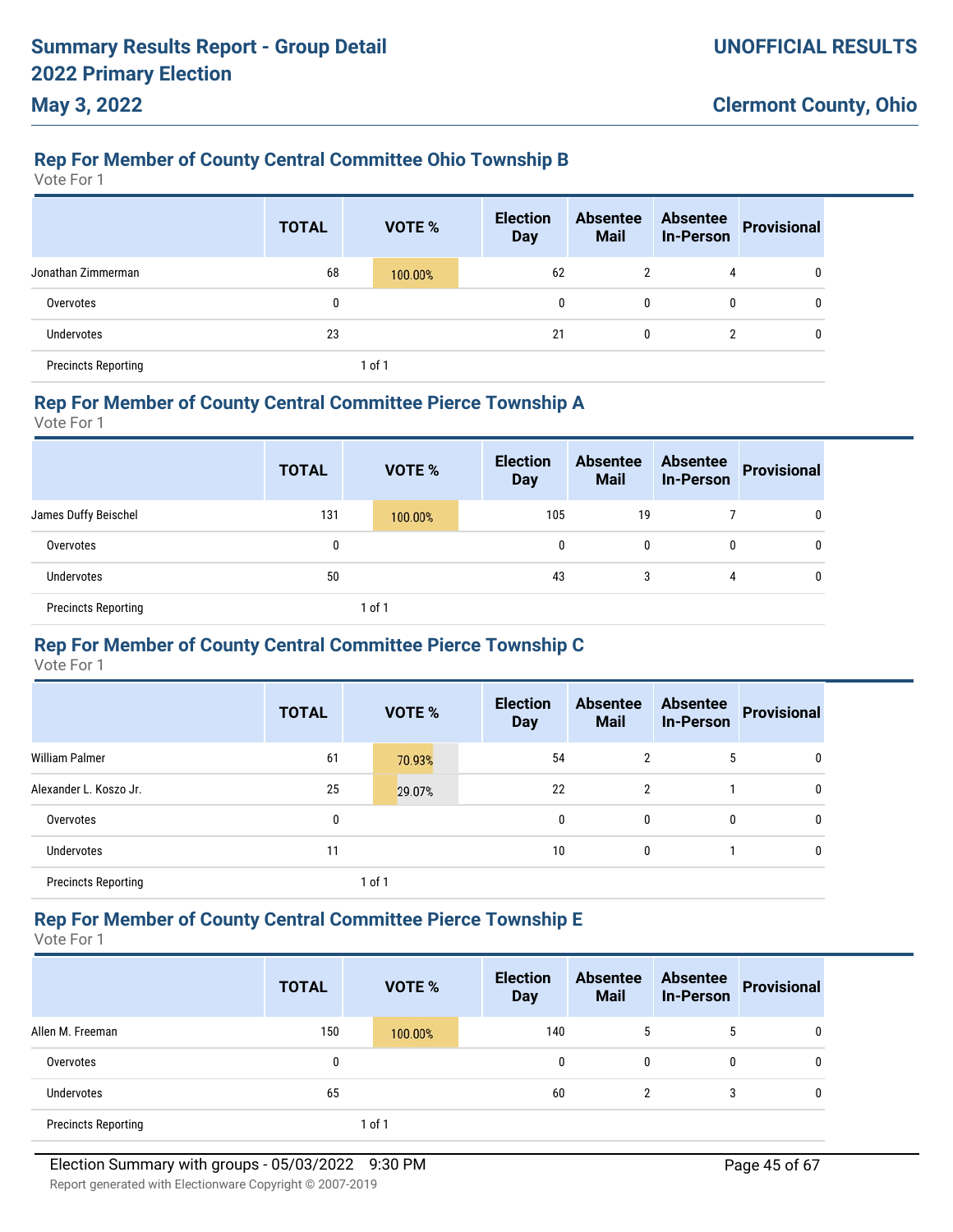## Rep For Member of County Central Committee Ohio Township B

Vote For 1

| | TOTAL | VOTE % | Election Day | Absentee Mail | Absentee In-Person | Provisional |
|---|---|---|---|---|---|---|
| Jonathan Zimmerman | 68 | 100.00% | 62 | 2 | 4 | 0 |
| Overvotes | 0 | | 0 | 0 | 0 | 0 |
| Undervotes | 23 | | 21 | 0 | 2 | 0 |
| Precincts Reporting | | 1 of 1 | | | | |

## Rep For Member of County Central Committee Pierce Township A

Vote For 1

| | TOTAL | VOTE % | Election Day | Absentee Mail | Absentee In-Person | Provisional |
|---|---|---|---|---|---|---|
| James Duffy Beischel | 131 | 100.00% | 105 | 19 | 7 | 0 |
| Overvotes | 0 | | 0 | 0 | 0 | 0 |
| Undervotes | 50 | | 43 | 3 | 4 | 0 |
| Precincts Reporting | | 1 of 1 | | | | |

## Rep For Member of County Central Committee Pierce Township C

Vote For 1

| | TOTAL | VOTE % | Election Day | Absentee Mail | Absentee In-Person | Provisional |
|---|---|---|---|---|---|---|
| William Palmer | 61 | 70.93% | 54 | 2 | 5 | 0 |
| Alexander L. Koszo Jr. | 25 | 29.07% | 22 | 2 | 1 | 0 |
| Overvotes | 0 | | 0 | 0 | 0 | 0 |
| Undervotes | 11 | | 10 | 0 | 1 | 0 |
| Precincts Reporting | | 1 of 1 | | | | |

## Rep For Member of County Central Committee Pierce Township E

Vote For 1

| | TOTAL | VOTE % | Election Day | Absentee Mail | Absentee In-Person | Provisional |
|---|---|---|---|---|---|---|
| Allen M. Freeman | 150 | 100.00% | 140 | 5 | 5 | 0 |
| Overvotes | 0 | | 0 | 0 | 0 | 0 |
| Undervotes | 65 | | 60 | 2 | 3 | 0 |
| Precincts Reporting | | 1 of 1 | | | | |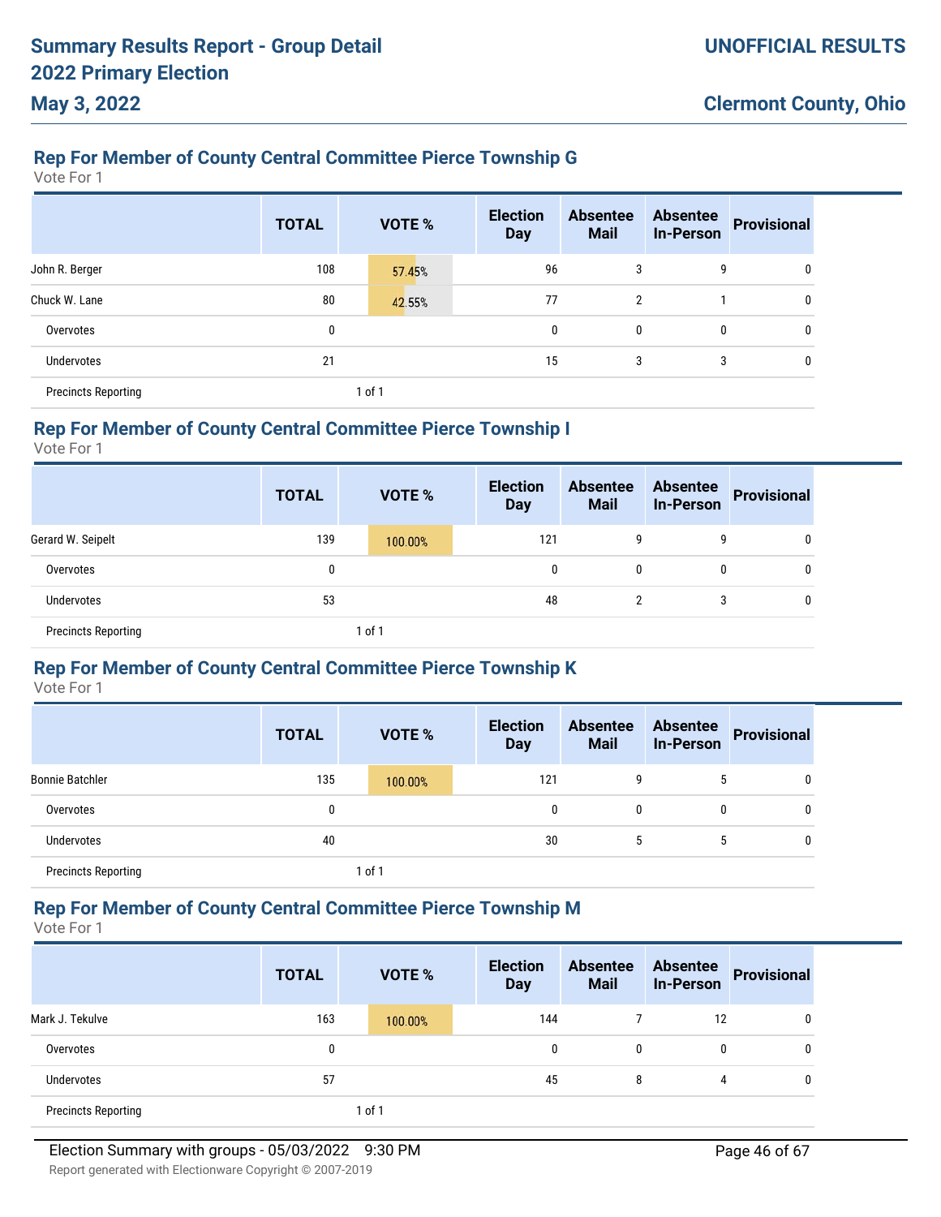## Rep For Member of County Central Committee Pierce Township G

Vote For 1

| | TOTAL | VOTE % | Election Day | Absentee Mail | Absentee In-Person | Provisional |
|---|---|---|---|---|---|---|
| John R. Berger | 108 | 57.45% | 96 | 3 | 9 | 0 |
| Chuck W. Lane | 80 | 42.55% | 77 | 2 | 1 | 0 |
| Overvotes | 0 | | 0 | 0 | 0 | 0 |
| Undervotes | 21 | | 15 | 3 | 3 | 0 |
| Precincts Reporting | | 1 of 1 | | | | |

## Rep For Member of County Central Committee Pierce Township I

Vote For 1

| | TOTAL | VOTE % | Election Day | Absentee Mail | Absentee In-Person | Provisional |
|---|---|---|---|---|---|---|
| Gerard W. Seipelt | 139 | 100.00% | 121 | 9 | 9 | 0 |
| Overvotes | 0 | | 0 | 0 | 0 | 0 |
| Undervotes | 53 | | 48 | 2 | 3 | 0 |
| Precincts Reporting | | 1 of 1 | | | | |

## Rep For Member of County Central Committee Pierce Township K

Vote For 1

| | TOTAL | VOTE % | Election Day | Absentee Mail | Absentee In-Person | Provisional |
|---|---|---|---|---|---|---|
| Bonnie Batchler | 135 | 100.00% | 121 | 9 | 5 | 0 |
| Overvotes | 0 | | 0 | 0 | 0 | 0 |
| Undervotes | 40 | | 30 | 5 | 5 | 0 |
| Precincts Reporting | | 1 of 1 | | | | |

## Rep For Member of County Central Committee Pierce Township M

Vote For 1

| | TOTAL | VOTE % | Election Day | Absentee Mail | Absentee In-Person | Provisional |
|---|---|---|---|---|---|---|
| Mark J. Tekulve | 163 | 100.00% | 144 | 7 | 12 | 0 |
| Overvotes | 0 | | 0 | 0 | 0 | 0 |
| Undervotes | 57 | | 45 | 8 | 4 | 0 |
| Precincts Reporting | | 1 of 1 | | | | |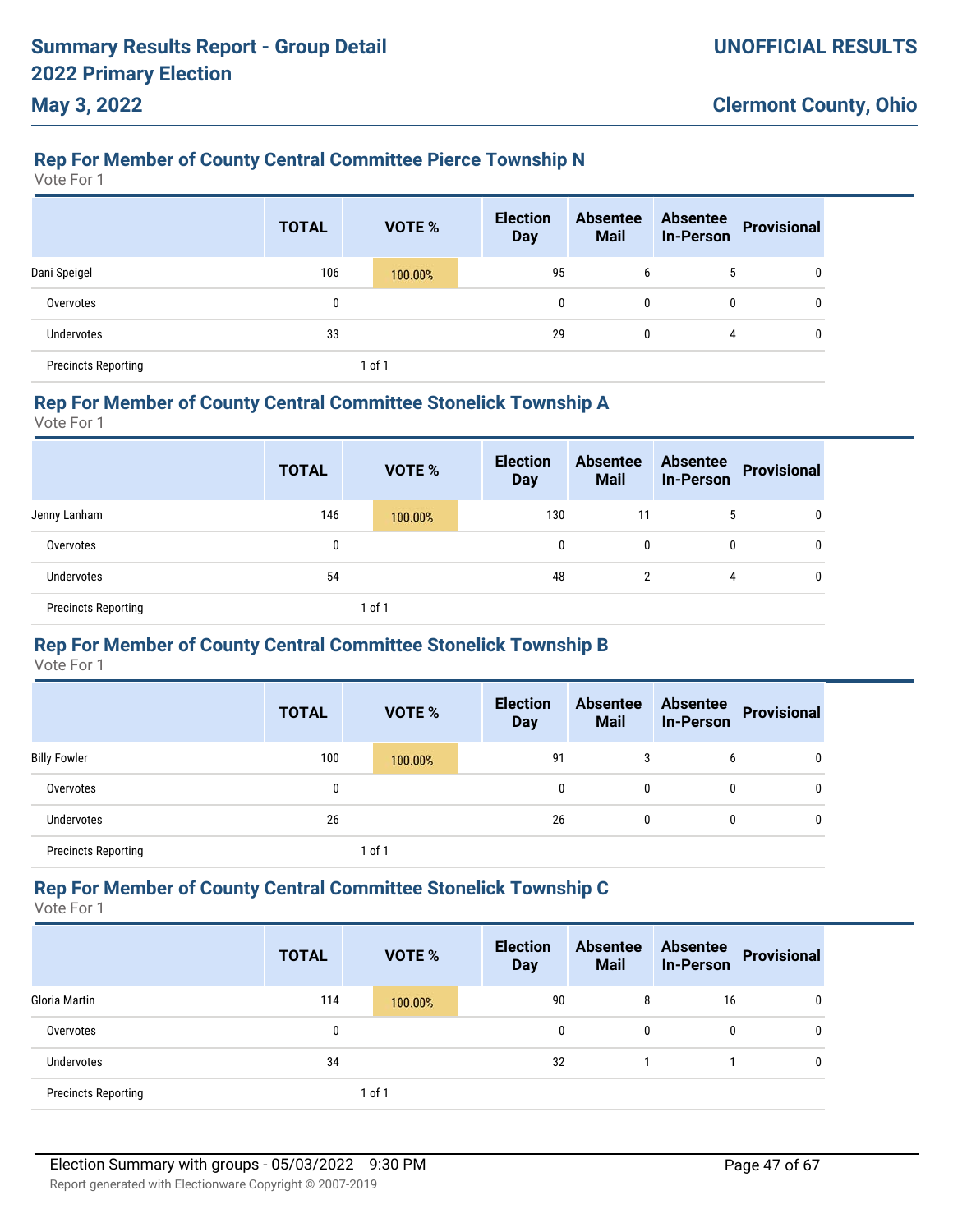## Rep For Member of County Central Committee Pierce Township N

Vote For 1

| | TOTAL | VOTE % | Election Day | Absentee Mail | Absentee In-Person | Provisional |
|---|---|---|---|---|---|---|
| Dani Speigel | 106 | 100.00% | 95 | 6 | 5 | 0 |
| Overvotes | 0 | | 0 | 0 | 0 | 0 |
| Undervotes | 33 | | 29 | 0 | 4 | 0 |
| Precincts Reporting | | 1 of 1 | | | | |

## Rep For Member of County Central Committee Stonelick Township A

Vote For 1

| | TOTAL | VOTE % | Election Day | Absentee Mail | Absentee In-Person | Provisional |
|---|---|---|---|---|---|---|
| Jenny Lanham | 146 | 100.00% | 130 | 11 | 5 | 0 |
| Overvotes | 0 | | 0 | 0 | 0 | 0 |
| Undervotes | 54 | | 48 | 2 | 4 | 0 |
| Precincts Reporting | | 1 of 1 | | | | |

## Rep For Member of County Central Committee Stonelick Township B

Vote For 1

| | TOTAL | VOTE % | Election Day | Absentee Mail | Absentee In-Person | Provisional |
|---|---|---|---|---|---|---|
| Billy Fowler | 100 | 100.00% | 91 | 3 | 6 | 0 |
| Overvotes | 0 | | 0 | 0 | 0 | 0 |
| Undervotes | 26 | | 26 | 0 | 0 | 0 |
| Precincts Reporting | | 1 of 1 | | | | |

## Rep For Member of County Central Committee Stonelick Township C

Vote For 1

| | TOTAL | VOTE % | Election Day | Absentee Mail | Absentee In-Person | Provisional |
|---|---|---|---|---|---|---|
| Gloria Martin | 114 | 100.00% | 90 | 8 | 16 | 0 |
| Overvotes | 0 | | 0 | 0 | 0 | 0 |
| Undervotes | 34 | | 32 | 1 | 1 | 0 |
| Precincts Reporting | | 1 of 1 | | | | |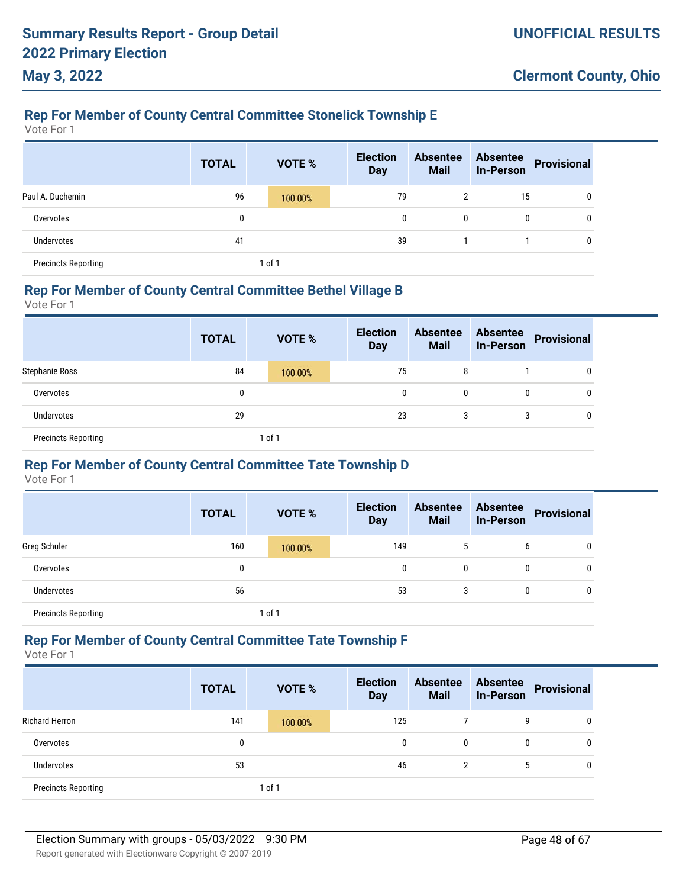## Rep For Member of County Central Committee Stonelick Township E

Vote For 1

| | TOTAL | VOTE % | Election Day | Absentee Mail | Absentee In-Person | Provisional |
|---|---|---|---|---|---|---|
| Paul A. Duchemin | 96 | 100.00% | 79 | 2 | 15 | 0 |
| Overvotes | 0 | | 0 | 0 | 0 | 0 |
| Undervotes | 41 | | 39 | 1 | 1 | 0 |
| Precincts Reporting | | 1 of 1 | | | | |

## Rep For Member of County Central Committee Bethel Village B

Vote For 1

| | TOTAL | VOTE % | Election Day | Absentee Mail | Absentee In-Person | Provisional |
|---|---|---|---|---|---|---|
| Stephanie Ross | 84 | 100.00% | 75 | 8 | 1 | 0 |
| Overvotes | 0 | | 0 | 0 | 0 | 0 |
| Undervotes | 29 | | 23 | 3 | 3 | 0 |
| Precincts Reporting | | 1 of 1 | | | | |

## Rep For Member of County Central Committee Tate Township D

Vote For 1

| | TOTAL | VOTE % | Election Day | Absentee Mail | Absentee In-Person | Provisional |
|---|---|---|---|---|---|---|
| Greg Schuler | 160 | 100.00% | 149 | 5 | 6 | 0 |
| Overvotes | 0 | | 0 | 0 | 0 | 0 |
| Undervotes | 56 | | 53 | 3 | 0 | 0 |
| Precincts Reporting | | 1 of 1 | | | | |

## Rep For Member of County Central Committee Tate Township F

Vote For 1

| | TOTAL | VOTE % | Election Day | Absentee Mail | Absentee In-Person | Provisional |
|---|---|---|---|---|---|---|
| Richard Herron | 141 | 100.00% | 125 | 7 | 9 | 0 |
| Overvotes | 0 | | 0 | 0 | 0 | 0 |
| Undervotes | 53 | | 46 | 2 | 5 | 0 |
| Precincts Reporting | | 1 of 1 | | | | |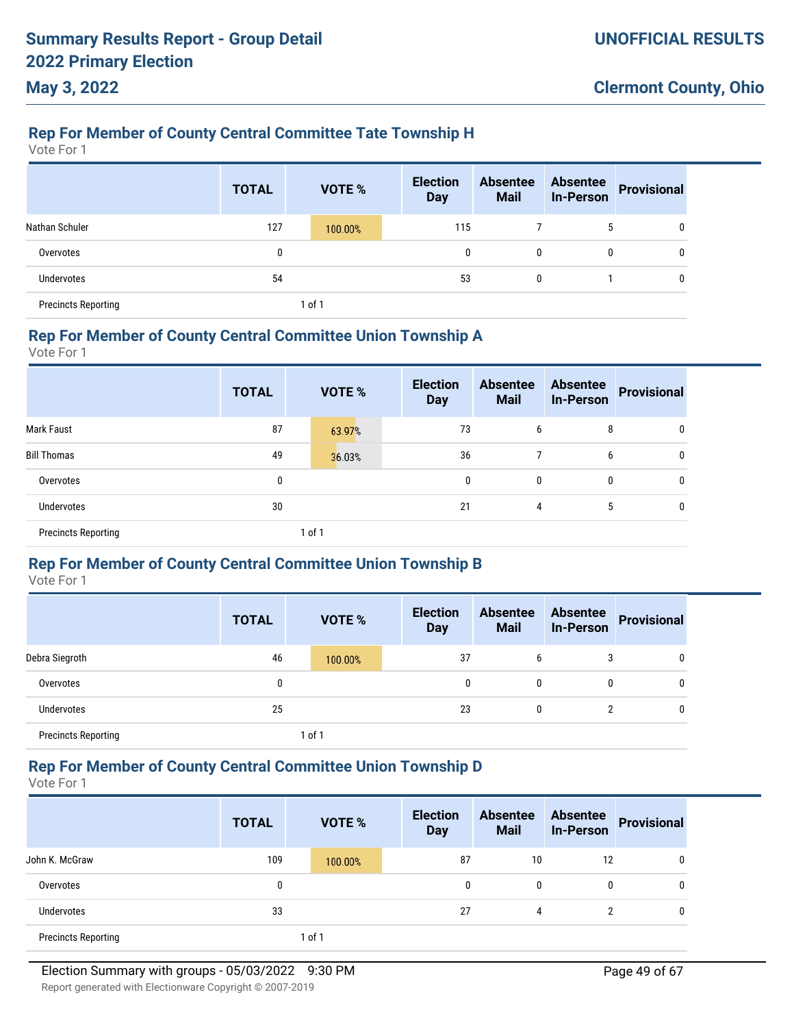### Rep For Member of County Central Committee Tate Township H

Vote For 1

| | TOTAL | VOTE % | Election Day | Absentee Mail | Absentee In-Person | Provisional |
|---|---|---|---|---|---|---|
| Nathan Schuler | 127 | 100.00% | 115 | 7 | 5 | 0 |
| Overvotes | 0 | | 0 | 0 | 0 | 0 |
| Undervotes | 54 | | 53 | 0 | 1 | 0 |
| Precincts Reporting | | 1 of 1 | | | | |

### Rep For Member of County Central Committee Union Township A

Vote For 1

| | TOTAL | VOTE % | Election Day | Absentee Mail | Absentee In-Person | Provisional |
|---|---|---|---|---|---|---|
| Mark Faust | 87 | 63.97% | 73 | 6 | 8 | 0 |
| Bill Thomas | 49 | 36.03% | 36 | 7 | 6 | 0 |
| Overvotes | 0 | | 0 | 0 | 0 | 0 |
| Undervotes | 30 | | 21 | 4 | 5 | 0 |
| Precincts Reporting | | 1 of 1 | | | | |

### Rep For Member of County Central Committee Union Township B

Vote For 1

| | TOTAL | VOTE % | Election Day | Absentee Mail | Absentee In-Person | Provisional |
|---|---|---|---|---|---|---|
| Debra Siegroth | 46 | 100.00% | 37 | 6 | 3 | 0 |
| Overvotes | 0 | | 0 | 0 | 0 | 0 |
| Undervotes | 25 | | 23 | 0 | 2 | 0 |
| Precincts Reporting | | 1 of 1 | | | | |

### Rep For Member of County Central Committee Union Township D

Vote For 1

| | TOTAL | VOTE % | Election Day | Absentee Mail | Absentee In-Person | Provisional |
|---|---|---|---|---|---|---|
| John K. McGraw | 109 | 100.00% | 87 | 10 | 12 | 0 |
| Overvotes | 0 | | 0 | 0 | 0 | 0 |
| Undervotes | 33 | | 27 | 4 | 2 | 0 |
| Precincts Reporting | | 1 of 1 | | | | |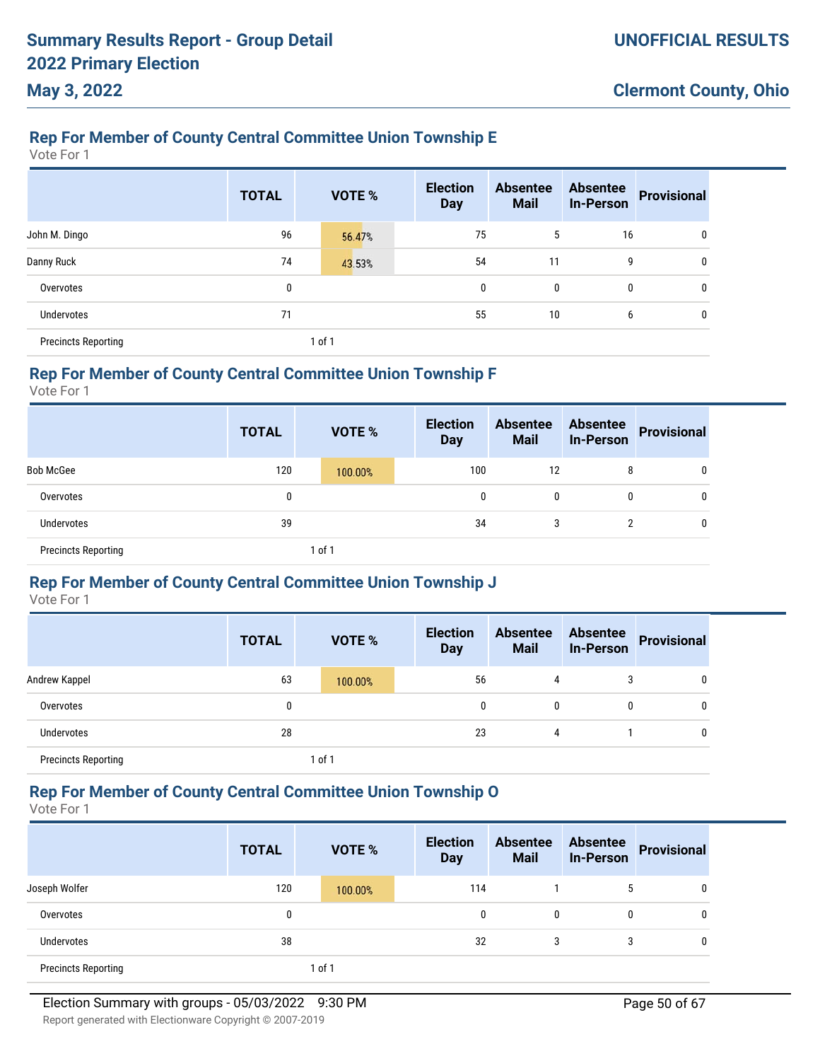### Rep For Member of County Central Committee Union Township E

Vote For 1

| | TOTAL | VOTE % | Election Day | Absentee Mail | Absentee In-Person | Provisional |
|---|---|---|---|---|---|---|
| John M. Dingo | 96 | 56.47% | 75 | 5 | 16 | 0 |
| Danny Ruck | 74 | 43.53% | 54 | 11 | 9 | 0 |
| Overvotes | 0 | | 0 | 0 | 0 | 0 |
| Undervotes | 71 | | 55 | 10 | 6 | 0 |
| Precincts Reporting | | 1 of 1 | | | | |

### Rep For Member of County Central Committee Union Township F

Vote For 1

| | TOTAL | VOTE % | Election Day | Absentee Mail | Absentee In-Person | Provisional |
|---|---|---|---|---|---|---|
| Bob McGee | 120 | 100.00% | 100 | 12 | 8 | 0 |
| Overvotes | 0 | | 0 | 0 | 0 | 0 |
| Undervotes | 39 | | 34 | 3 | 2 | 0 |
| Precincts Reporting | | 1 of 1 | | | | |

### Rep For Member of County Central Committee Union Township J

Vote For 1

| | TOTAL | VOTE % | Election Day | Absentee Mail | Absentee In-Person | Provisional |
|---|---|---|---|---|---|---|
| Andrew Kappel | 63 | 100.00% | 56 | 4 | 3 | 0 |
| Overvotes | 0 | | 0 | 0 | 0 | 0 |
| Undervotes | 28 | | 23 | 4 | 1 | 0 |
| Precincts Reporting | | 1 of 1 | | | | |

### Rep For Member of County Central Committee Union Township O

Vote For 1

| | TOTAL | VOTE % | Election Day | Absentee Mail | Absentee In-Person | Provisional |
|---|---|---|---|---|---|---|
| Joseph Wolfer | 120 | 100.00% | 114 | 1 | 5 | 0 |
| Overvotes | 0 | | 0 | 0 | 0 | 0 |
| Undervotes | 38 | | 32 | 3 | 3 | 0 |
| Precincts Reporting | | 1 of 1 | | | | |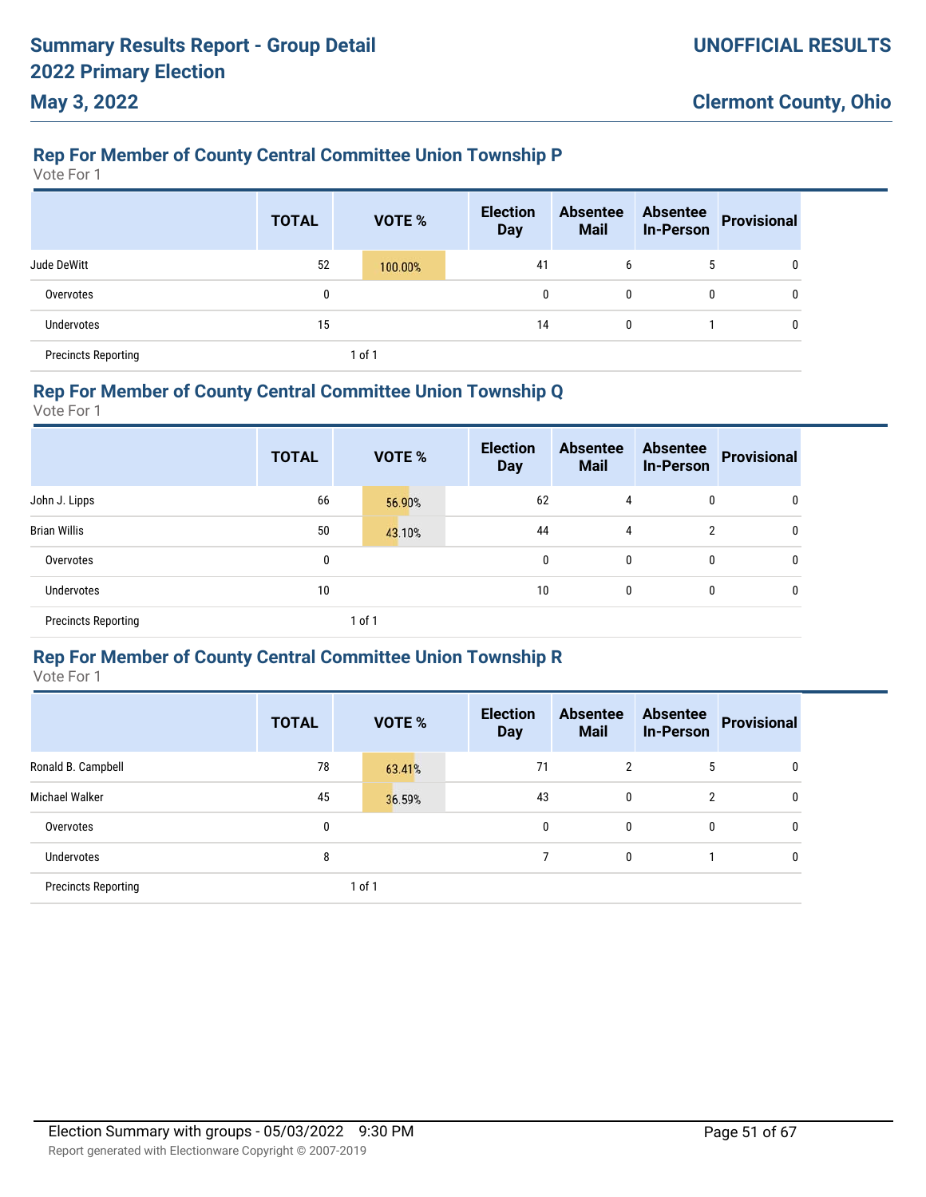## Rep For Member of County Central Committee Union Township P

Vote For 1

| | TOTAL | VOTE % | Election Day | Absentee Mail | Absentee In-Person | Provisional |
|---|---|---|---|---|---|---|
| Jude DeWitt | 52 | 100.00% | 41 | 6 | 5 | 0 |
| Overvotes | 0 | | 0 | 0 | 0 | 0 |
| Undervotes | 15 | | 14 | 0 | 1 | 0 |
| Precincts Reporting | | 1 of 1 | | | | |

## Rep For Member of County Central Committee Union Township Q

Vote For 1

| | TOTAL | VOTE % | Election Day | Absentee Mail | Absentee In-Person | Provisional |
|---|---|---|---|---|---|---|
| John J. Lipps | 66 | 56.90% | 62 | 4 | 0 | 0 |
| Brian Willis | 50 | 43.10% | 44 | 4 | 2 | 0 |
| Overvotes | 0 | | 0 | 0 | 0 | 0 |
| Undervotes | 10 | | 10 | 0 | 0 | 0 |
| Precincts Reporting | | 1 of 1 | | | | |

## Rep For Member of County Central Committee Union Township R

Vote For 1

| | TOTAL | VOTE % | Election Day | Absentee Mail | Absentee In-Person | Provisional |
|---|---|---|---|---|---|---|
| Ronald B. Campbell | 78 | 63.41% | 71 | 2 | 5 | 0 |
| Michael Walker | 45 | 36.59% | 43 | 0 | 2 | 0 |
| Overvotes | 0 | | 0 | 0 | 0 | 0 |
| Undervotes | 8 | | 7 | 0 | 1 | 0 |
| Precincts Reporting | | 1 of 1 | | | | |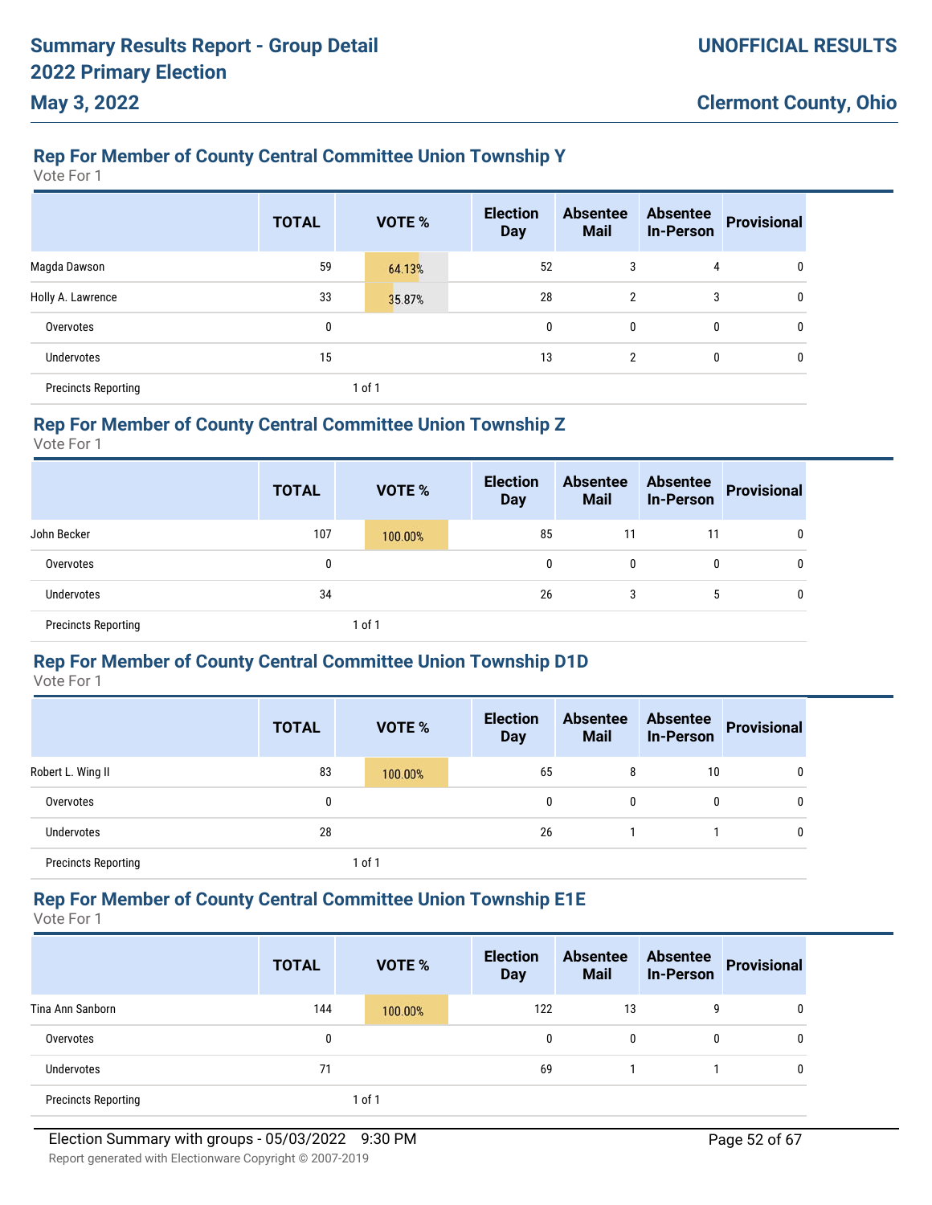## Rep For Member of County Central Committee Union Township Y

Vote For 1

| | TOTAL | VOTE % | Election Day | Absentee Mail | Absentee In-Person | Provisional |
|---|---|---|---|---|---|---|
| Magda Dawson | 59 | 64.13% | 52 | 3 | 4 | 0 |
| Holly A. Lawrence | 33 | 35.87% | 28 | 2 | 3 | 0 |
| Overvotes | 0 | | 0 | 0 | 0 | 0 |
| Undervotes | 15 | | 13 | 2 | 0 | 0 |
| Precincts Reporting | | 1 of 1 | | | | |

## Rep For Member of County Central Committee Union Township Z

Vote For 1

| | TOTAL | VOTE % | Election Day | Absentee Mail | Absentee In-Person | Provisional |
|---|---|---|---|---|---|---|
| John Becker | 107 | 100.00% | 85 | 11 | 11 | 0 |
| Overvotes | 0 | | 0 | 0 | 0 | 0 |
| Undervotes | 34 | | 26 | 3 | 5 | 0 |
| Precincts Reporting | | 1 of 1 | | | | |

## Rep For Member of County Central Committee Union Township D1D

Vote For 1

| | TOTAL | VOTE % | Election Day | Absentee Mail | Absentee In-Person | Provisional |
|---|---|---|---|---|---|---|
| Robert L. Wing II | 83 | 100.00% | 65 | 8 | 10 | 0 |
| Overvotes | 0 | | 0 | 0 | 0 | 0 |
| Undervotes | 28 | | 26 | 1 | 1 | 0 |
| Precincts Reporting | | 1 of 1 | | | | |

## Rep For Member of County Central Committee Union Township E1E

Vote For 1

| | TOTAL | VOTE % | Election Day | Absentee Mail | Absentee In-Person | Provisional |
|---|---|---|---|---|---|---|
| Tina Ann Sanborn | 144 | 100.00% | 122 | 13 | 9 | 0 |
| Overvotes | 0 | | 0 | 0 | 0 | 0 |
| Undervotes | 71 | | 69 | 1 | 1 | 0 |
| Precincts Reporting | | 1 of 1 | | | | |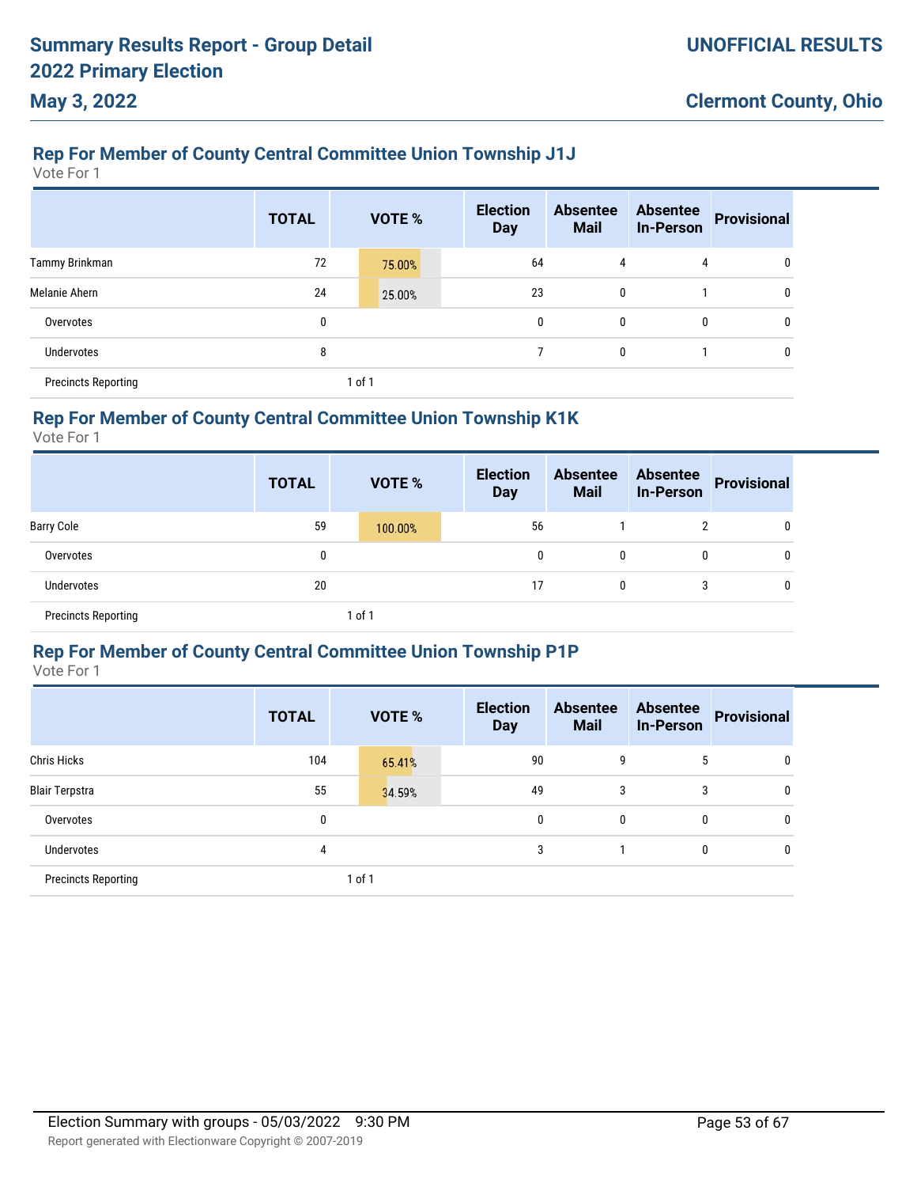## Rep For Member of County Central Committee Union Township J1J

Vote For 1

| | TOTAL | VOTE % | Election Day | Absentee Mail | Absentee In-Person | Provisional |
|---|---|---|---|---|---|---|
| Tammy Brinkman | 72 | 75.00% | 64 | 4 | 4 | 0 |
| Melanie Ahern | 24 | 25.00% | 23 | 0 | 1 | 0 |
| Overvotes | 0 | | 0 | 0 | 0 | 0 |
| Undervotes | 8 | | 7 | 0 | 1 | 0 |
| Precincts Reporting | | 1 of 1 | | | | |

## Rep For Member of County Central Committee Union Township K1K

Vote For 1

| | TOTAL | VOTE % | Election Day | Absentee Mail | Absentee In-Person | Provisional |
|---|---|---|---|---|---|---|
| Barry Cole | 59 | 100.00% | 56 | 1 | 2 | 0 |
| Overvotes | 0 | | 0 | 0 | 0 | 0 |
| Undervotes | 20 | | 17 | 0 | 3 | 0 |
| Precincts Reporting | | 1 of 1 | | | | |

## Rep For Member of County Central Committee Union Township P1P

Vote For 1

| | TOTAL | VOTE % | Election Day | Absentee Mail | Absentee In-Person | Provisional |
|---|---|---|---|---|---|---|
| Chris Hicks | 104 | 65.41% | 90 | 9 | 5 | 0 |
| Blair Terpstra | 55 | 34.59% | 49 | 3 | 3 | 0 |
| Overvotes | 0 | | 0 | 0 | 0 | 0 |
| Undervotes | 4 | | 3 | 1 | 0 | 0 |
| Precincts Reporting | | 1 of 1 | | | | |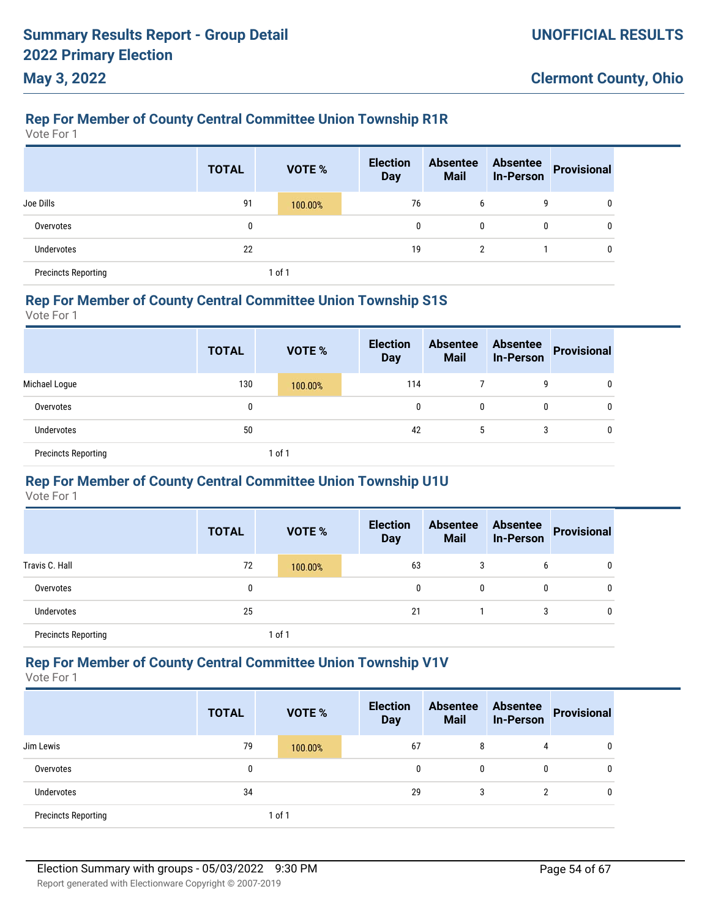## Rep For Member of County Central Committee Union Township R1R

Vote For 1

| | TOTAL | VOTE % | Election Day | Absentee Mail | Absentee In-Person | Provisional |
|---|---|---|---|---|---|---|
| Joe Dills | 91 | 100.00% | 76 | 6 | 9 | 0 |
| Overvotes | 0 | | 0 | 0 | 0 | 0 |
| Undervotes | 22 | | 19 | 2 | 1 | 0 |
| Precincts Reporting | | 1 of 1 | | | | |

## Rep For Member of County Central Committee Union Township S1S

Vote For 1

| | TOTAL | VOTE % | Election Day | Absentee Mail | Absentee In-Person | Provisional |
|---|---|---|---|---|---|---|
| Michael Logue | 130 | 100.00% | 114 | 7 | 9 | 0 |
| Overvotes | 0 | | 0 | 0 | 0 | 0 |
| Undervotes | 50 | | 42 | 5 | 3 | 0 |
| Precincts Reporting | | 1 of 1 | | | | |

## Rep For Member of County Central Committee Union Township U1U

Vote For 1

| | TOTAL | VOTE % | Election Day | Absentee Mail | Absentee In-Person | Provisional |
|---|---|---|---|---|---|---|
| Travis C. Hall | 72 | 100.00% | 63 | 3 | 6 | 0 |
| Overvotes | 0 | | 0 | 0 | 0 | 0 |
| Undervotes | 25 | | 21 | 1 | 3 | 0 |
| Precincts Reporting | | 1 of 1 | | | | |

## Rep For Member of County Central Committee Union Township V1V

Vote For 1

| | TOTAL | VOTE % | Election Day | Absentee Mail | Absentee In-Person | Provisional |
|---|---|---|---|---|---|---|
| Jim Lewis | 79 | 100.00% | 67 | 8 | 4 | 0 |
| Overvotes | 0 | | 0 | 0 | 0 | 0 |
| Undervotes | 34 | | 29 | 3 | 2 | 0 |
| Precincts Reporting | | 1 of 1 | | | | |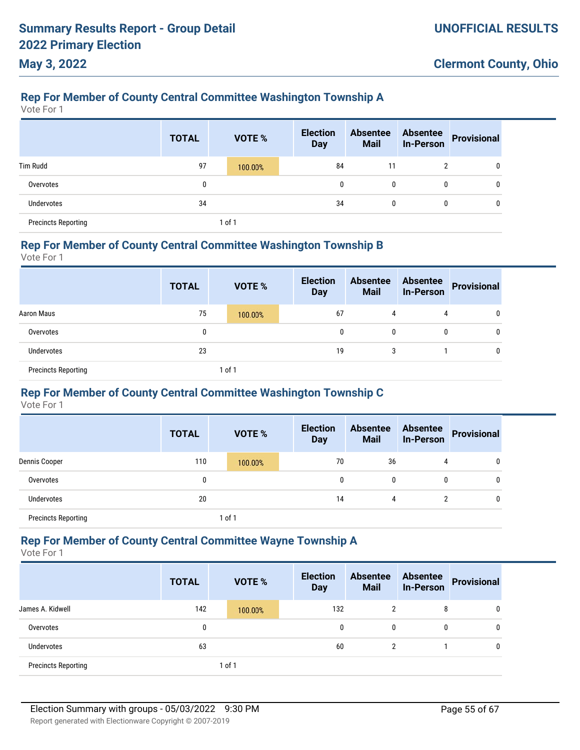## Rep For Member of County Central Committee Washington Township A

Vote For 1

| | TOTAL | VOTE % | Election Day | Absentee Mail | Absentee In-Person | Provisional |
|---|---|---|---|---|---|---|
| Tim Rudd | 97 | 100.00% | 84 | 11 | 2 | 0 |
| Overvotes | 0 | | 0 | 0 | 0 | 0 |
| Undervotes | 34 | | 34 | 0 | 0 | 0 |
| Precincts Reporting | | 1 of 1 | | | | |

## Rep For Member of County Central Committee Washington Township B

Vote For 1

| | TOTAL | VOTE % | Election Day | Absentee Mail | Absentee In-Person | Provisional |
|---|---|---|---|---|---|---|
| Aaron Maus | 75 | 100.00% | 67 | 4 | 4 | 0 |
| Overvotes | 0 | | 0 | 0 | 0 | 0 |
| Undervotes | 23 | | 19 | 3 | 1 | 0 |
| Precincts Reporting | | 1 of 1 | | | | |

## Rep For Member of County Central Committee Washington Township C

Vote For 1

| | TOTAL | VOTE % | Election Day | Absentee Mail | Absentee In-Person | Provisional |
|---|---|---|---|---|---|---|
| Dennis Cooper | 110 | 100.00% | 70 | 36 | 4 | 0 |
| Overvotes | 0 | | 0 | 0 | 0 | 0 |
| Undervotes | 20 | | 14 | 4 | 2 | 0 |
| Precincts Reporting | | 1 of 1 | | | | |

## Rep For Member of County Central Committee Wayne Township A

Vote For 1

| | TOTAL | VOTE % | Election Day | Absentee Mail | Absentee In-Person | Provisional |
|---|---|---|---|---|---|---|
| James A. Kidwell | 142 | 100.00% | 132 | 2 | 8 | 0 |
| Overvotes | 0 | | 0 | 0 | 0 | 0 |
| Undervotes | 63 | | 60 | 2 | 1 | 0 |
| Precincts Reporting | | 1 of 1 | | | | |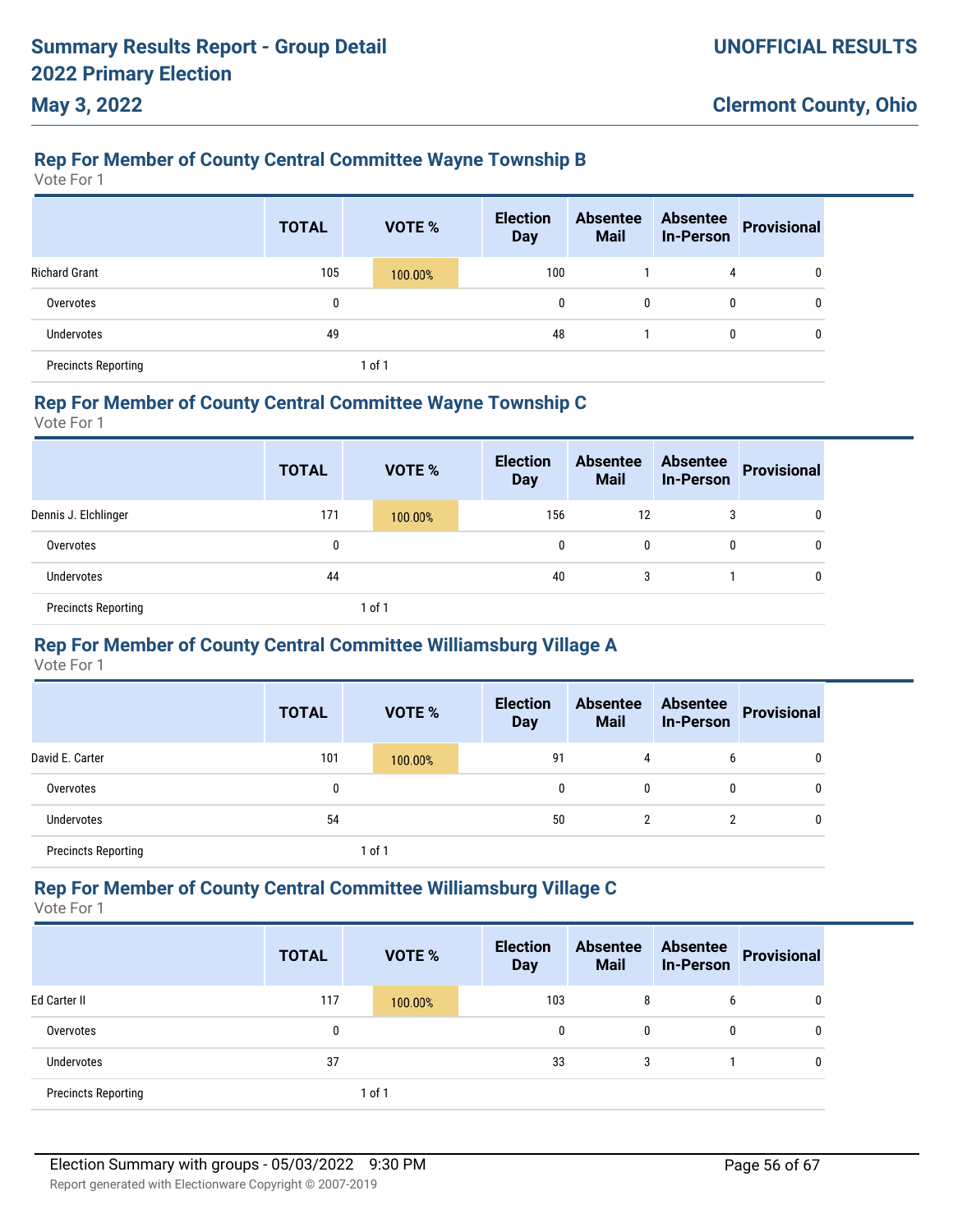## Rep For Member of County Central Committee Wayne Township B

Vote For 1

| | TOTAL | VOTE % | Election Day | Absentee Mail | Absentee In-Person | Provisional |
|---|---|---|---|---|---|---|
| Richard Grant | 105 | 100.00% | 100 | 1 | 4 | 0 |
| Overvotes | 0 | | 0 | 0 | 0 | 0 |
| Undervotes | 49 | | 48 | 1 | 0 | 0 |
| Precincts Reporting | | 1 of 1 | | | | |

## Rep For Member of County Central Committee Wayne Township C

Vote For 1

| | TOTAL | VOTE % | Election Day | Absentee Mail | Absentee In-Person | Provisional |
|---|---|---|---|---|---|---|
| Dennis J. Elchlinger | 171 | 100.00% | 156 | 12 | 3 | 0 |
| Overvotes | 0 | | 0 | 0 | 0 | 0 |
| Undervotes | 44 | | 40 | 3 | 1 | 0 |
| Precincts Reporting | | 1 of 1 | | | | |

## Rep For Member of County Central Committee Williamsburg Village A

Vote For 1

| | TOTAL | VOTE % | Election Day | Absentee Mail | Absentee In-Person | Provisional |
|---|---|---|---|---|---|---|
| David E. Carter | 101 | 100.00% | 91 | 4 | 6 | 0 |
| Overvotes | 0 | | 0 | 0 | 0 | 0 |
| Undervotes | 54 | | 50 | 2 | 2 | 0 |
| Precincts Reporting | | 1 of 1 | | | | |

## Rep For Member of County Central Committee Williamsburg Village C

Vote For 1

| | TOTAL | VOTE % | Election Day | Absentee Mail | Absentee In-Person | Provisional |
|---|---|---|---|---|---|---|
| Ed Carter II | 117 | 100.00% | 103 | 8 | 6 | 0 |
| Overvotes | 0 | | 0 | 0 | 0 | 0 |
| Undervotes | 37 | | 33 | 3 | 1 | 0 |
| Precincts Reporting | | 1 of 1 | | | | |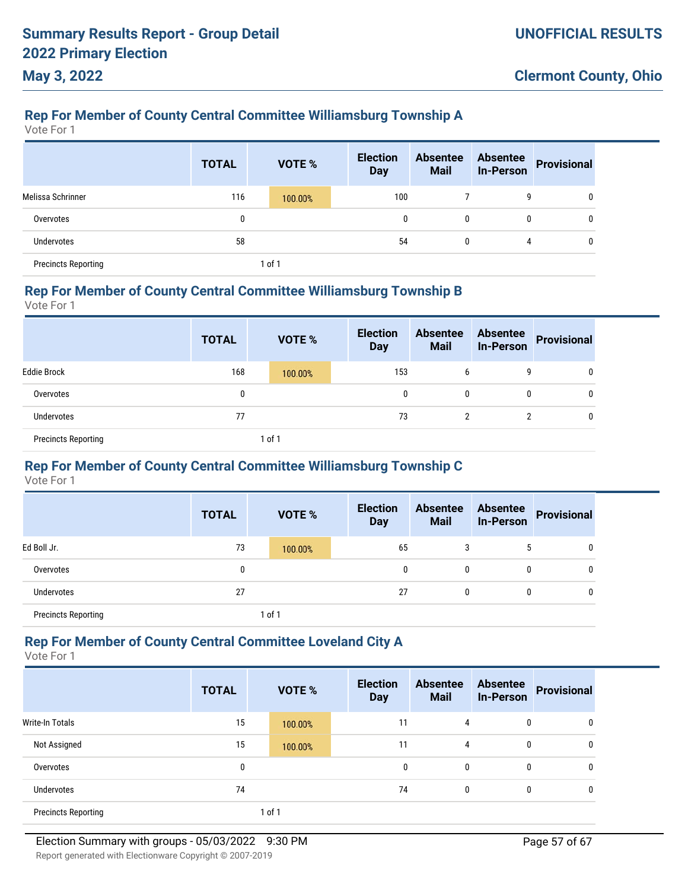## Rep For Member of County Central Committee Williamsburg Township A

Vote For 1

| | TOTAL | VOTE % | Election Day | Absentee Mail | Absentee In-Person | Provisional |
|---|---|---|---|---|---|---|
| Melissa Schrinner | 116 | 100.00% | 100 | 7 | 9 | 0 |
| Overvotes | 0 | | 0 | 0 | 0 | 0 |
| Undervotes | 58 | | 54 | 0 | 4 | 0 |
| Precincts Reporting | | 1 of 1 | | | | |

## Rep For Member of County Central Committee Williamsburg Township B

Vote For 1

| | TOTAL | VOTE % | Election Day | Absentee Mail | Absentee In-Person | Provisional |
|---|---|---|---|---|---|---|
| Eddie Brock | 168 | 100.00% | 153 | 6 | 9 | 0 |
| Overvotes | 0 | | 0 | 0 | 0 | 0 |
| Undervotes | 77 | | 73 | 2 | 2 | 0 |
| Precincts Reporting | | 1 of 1 | | | | |

## Rep For Member of County Central Committee Williamsburg Township C

Vote For 1

| | TOTAL | VOTE % | Election Day | Absentee Mail | Absentee In-Person | Provisional |
|---|---|---|---|---|---|---|
| Ed Boll Jr. | 73 | 100.00% | 65 | 3 | 5 | 0 |
| Overvotes | 0 | | 0 | 0 | 0 | 0 |
| Undervotes | 27 | | 27 | 0 | 0 | 0 |
| Precincts Reporting | | 1 of 1 | | | | |

## Rep For Member of County Central Committee Loveland City A

Vote For 1

| | TOTAL | VOTE % | Election Day | Absentee Mail | Absentee In-Person | Provisional |
|---|---|---|---|---|---|---|
| Write-In Totals | 15 | 100.00% | 11 | 4 | 0 | 0 |
| Not Assigned | 15 | 100.00% | 11 | 4 | 0 | 0 |
| Overvotes | 0 | | 0 | 0 | 0 | 0 |
| Undervotes | 74 | | 74 | 0 | 0 | 0 |
| Precincts Reporting | | 1 of 1 | | | | |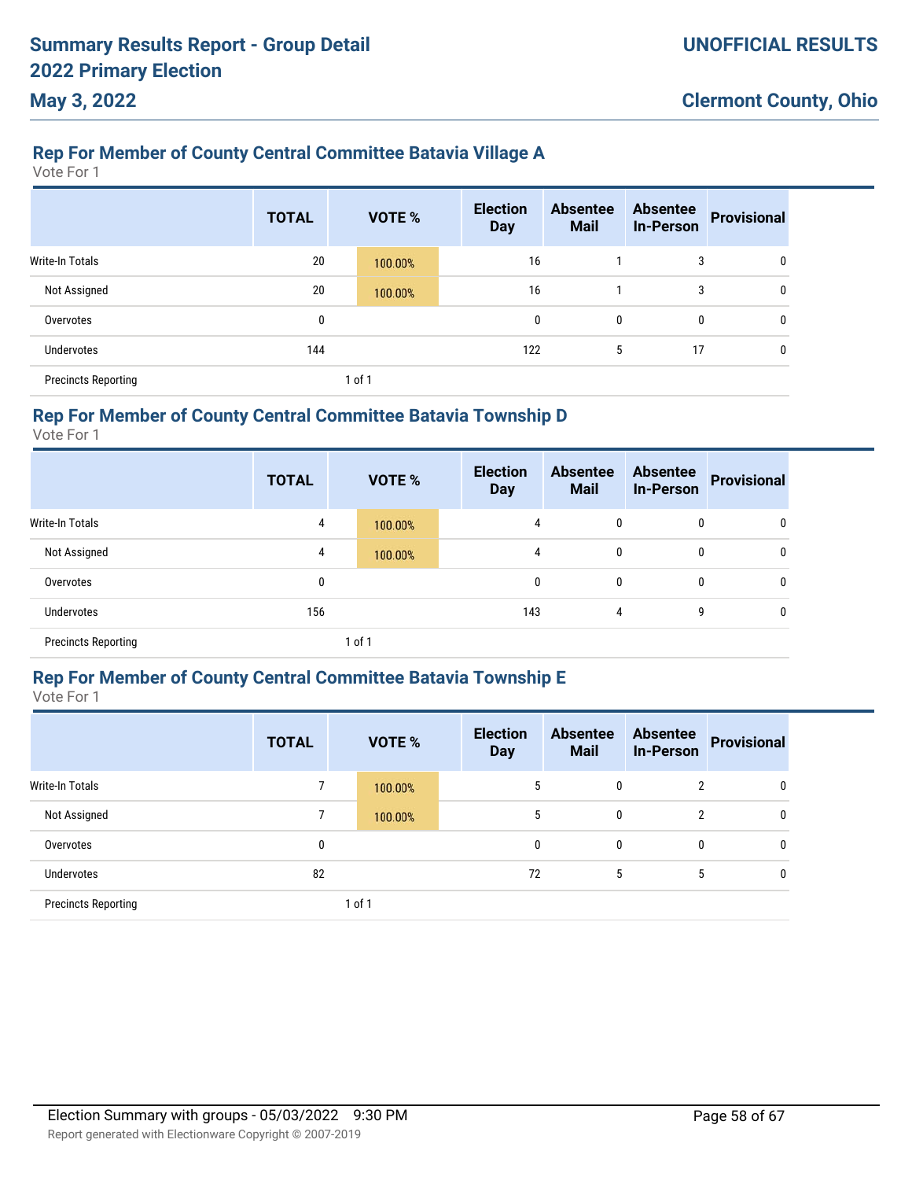## Rep For Member of County Central Committee Batavia Village A

Vote For 1

| | TOTAL | VOTE % | Election Day | Absentee Mail | Absentee In-Person | Provisional |
|---|---|---|---|---|---|---|
| Write-In Totals | 20 | 100.00% | 16 | 1 | 3 | 0 |
| Not Assigned | 20 | 100.00% | 16 | 1 | 3 | 0 |
| Overvotes | 0 | | 0 | 0 | 0 | 0 |
| Undervotes | 144 | | 122 | 5 | 17 | 0 |
| Precincts Reporting | | 1 of 1 | | | | |

## Rep For Member of County Central Committee Batavia Township D

Vote For 1

| | TOTAL | VOTE % | Election Day | Absentee Mail | Absentee In-Person | Provisional |
|---|---|---|---|---|---|---|
| Write-In Totals | 4 | 100.00% | 4 | 0 | 0 | 0 |
| Not Assigned | 4 | 100.00% | 4 | 0 | 0 | 0 |
| Overvotes | 0 | | 0 | 0 | 0 | 0 |
| Undervotes | 156 | | 143 | 4 | 9 | 0 |
| Precincts Reporting | | 1 of 1 | | | | |

## Rep For Member of County Central Committee Batavia Township E

Vote For 1

| | TOTAL | VOTE % | Election Day | Absentee Mail | Absentee In-Person | Provisional |
|---|---|---|---|---|---|---|
| Write-In Totals | 7 | 100.00% | 5 | 0 | 2 | 0 |
| Not Assigned | 7 | 100.00% | 5 | 0 | 2 | 0 |
| Overvotes | 0 | | 0 | 0 | 0 | 0 |
| Undervotes | 82 | | 72 | 5 | 5 | 0 |
| Precincts Reporting | | 1 of 1 | | | | |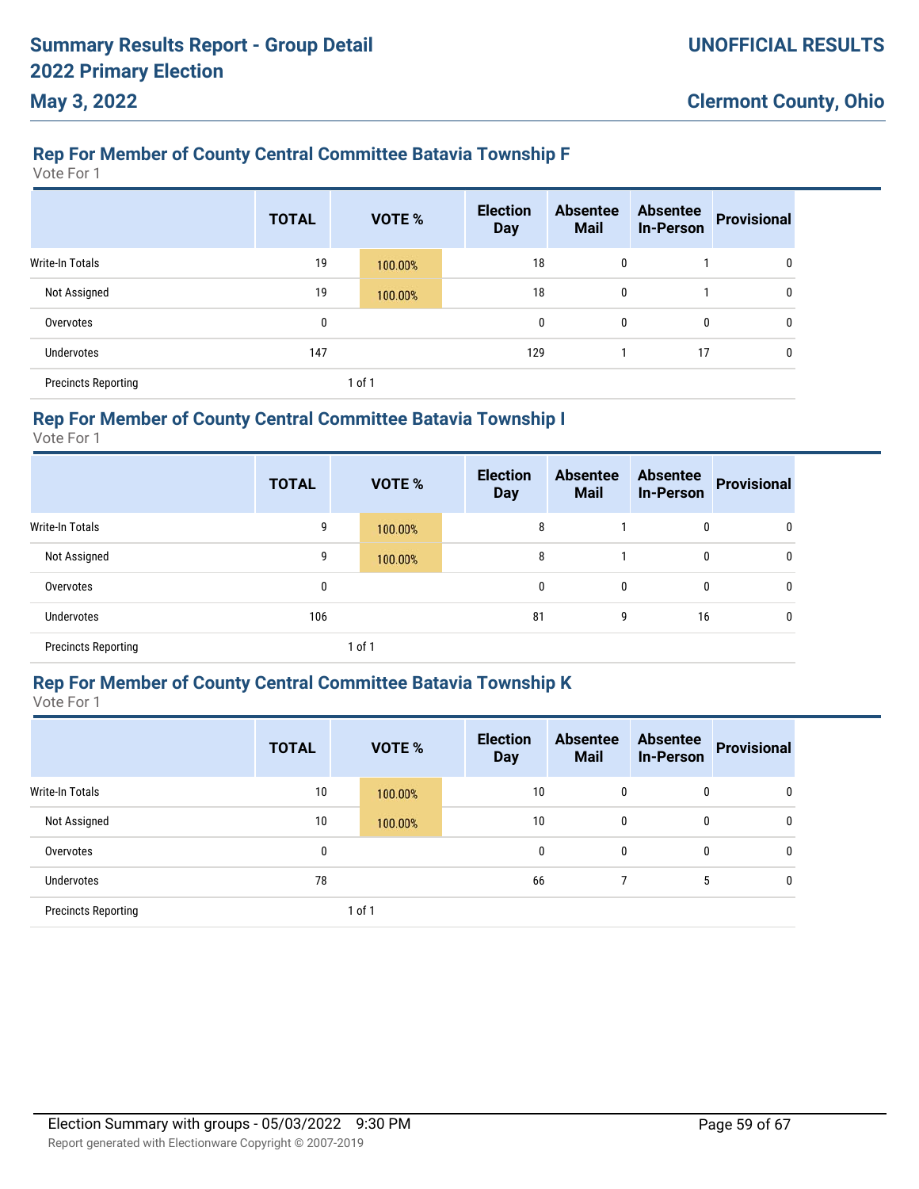### Rep For Member of County Central Committee Batavia Township F

Vote For 1

| | TOTAL | VOTE % | Election Day | Absentee Mail | Absentee In-Person | Provisional |
|---|---|---|---|---|---|---|
| Write-In Totals | 19 | 100.00% | 18 | 0 | 1 | 0 |
| Not Assigned | 19 | 100.00% | 18 | 0 | 1 | 0 |
| Overvotes | 0 | | 0 | 0 | 0 | 0 |
| Undervotes | 147 | | 129 | 1 | 17 | 0 |
| Precincts Reporting | | 1 of 1 | | | | |

### Rep For Member of County Central Committee Batavia Township I

Vote For 1

| | TOTAL | VOTE % | Election Day | Absentee Mail | Absentee In-Person | Provisional |
|---|---|---|---|---|---|---|
| Write-In Totals | 9 | 100.00% | 8 | 1 | 0 | 0 |
| Not Assigned | 9 | 100.00% | 8 | 1 | 0 | 0 |
| Overvotes | 0 | | 0 | 0 | 0 | 0 |
| Undervotes | 106 | | 81 | 9 | 16 | 0 |
| Precincts Reporting | | 1 of 1 | | | | |

### Rep For Member of County Central Committee Batavia Township K

Vote For 1

| | TOTAL | VOTE % | Election Day | Absentee Mail | Absentee In-Person | Provisional |
|---|---|---|---|---|---|---|
| Write-In Totals | 10 | 100.00% | 10 | 0 | 0 | 0 |
| Not Assigned | 10 | 100.00% | 10 | 0 | 0 | 0 |
| Overvotes | 0 | | 0 | 0 | 0 | 0 |
| Undervotes | 78 | | 66 | 7 | 5 | 0 |
| Precincts Reporting | | 1 of 1 | | | | |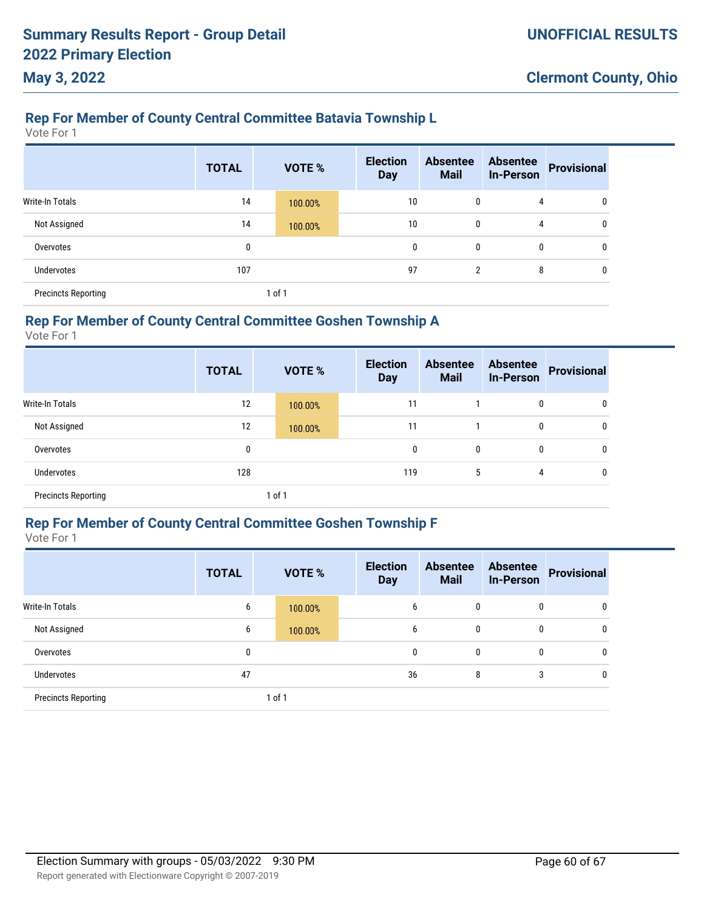### Rep For Member of County Central Committee Batavia Township L

Vote For 1

| | TOTAL | VOTE % | Election Day | Absentee Mail | Absentee In-Person | Provisional |
|---|---|---|---|---|---|---|
| Write-In Totals | 14 | 100.00% | 10 | 0 | 4 | 0 |
| Not Assigned | 14 | 100.00% | 10 | 0 | 4 | 0 |
| Overvotes | 0 | | 0 | 0 | 0 | 0 |
| Undervotes | 107 | | 97 | 2 | 8 | 0 |
| Precincts Reporting | | 1 of 1 | | | | |

### Rep For Member of County Central Committee Goshen Township A

Vote For 1

| | TOTAL | VOTE % | Election Day | Absentee Mail | Absentee In-Person | Provisional |
|---|---|---|---|---|---|---|
| Write-In Totals | 12 | 100.00% | 11 | 1 | 0 | 0 |
| Not Assigned | 12 | 100.00% | 11 | 1 | 0 | 0 |
| Overvotes | 0 | | 0 | 0 | 0 | 0 |
| Undervotes | 128 | | 119 | 5 | 4 | 0 |
| Precincts Reporting | | 1 of 1 | | | | |

### Rep For Member of County Central Committee Goshen Township F

Vote For 1

| | TOTAL | VOTE % | Election Day | Absentee Mail | Absentee In-Person | Provisional |
|---|---|---|---|---|---|---|
| Write-In Totals | 6 | 100.00% | 6 | 0 | 0 | 0 |
| Not Assigned | 6 | 100.00% | 6 | 0 | 0 | 0 |
| Overvotes | 0 | | 0 | 0 | 0 | 0 |
| Undervotes | 47 | | 36 | 8 | 3 | 0 |
| Precincts Reporting | | 1 of 1 | | | | |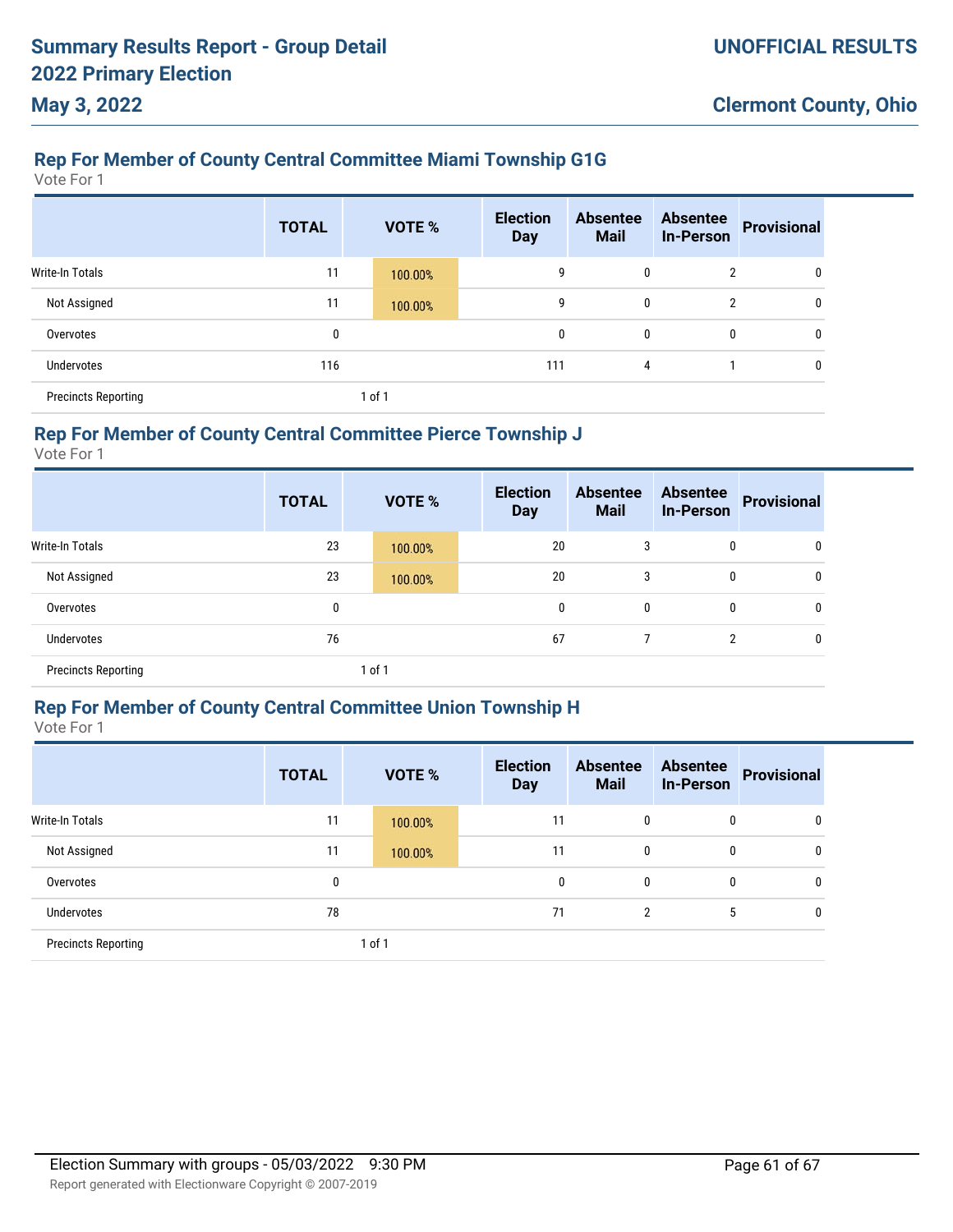## Rep For Member of County Central Committee Miami Township G1G

Vote For 1

| | TOTAL | VOTE % | Election Day | Absentee Mail | Absentee In-Person | Provisional |
|---|---|---|---|---|---|---|
| Write-In Totals | 11 | 100.00% | 9 | 0 | 2 | 0 |
| Not Assigned | 11 | 100.00% | 9 | 0 | 2 | 0 |
| Overvotes | 0 | | 0 | 0 | 0 | 0 |
| Undervotes | 116 | | 111 | 4 | 1 | 0 |
| Precincts Reporting | | 1 of 1 | | | | |

## Rep For Member of County Central Committee Pierce Township J

Vote For 1

| | TOTAL | VOTE % | Election Day | Absentee Mail | Absentee In-Person | Provisional |
|---|---|---|---|---|---|---|
| Write-In Totals | 23 | 100.00% | 20 | 3 | 0 | 0 |
| Not Assigned | 23 | 100.00% | 20 | 3 | 0 | 0 |
| Overvotes | 0 | | 0 | 0 | 0 | 0 |
| Undervotes | 76 | | 67 | 7 | 2 | 0 |
| Precincts Reporting | | 1 of 1 | | | | |

## Rep For Member of County Central Committee Union Township H

Vote For 1

| | TOTAL | VOTE % | Election Day | Absentee Mail | Absentee In-Person | Provisional |
|---|---|---|---|---|---|---|
| Write-In Totals | 11 | 100.00% | 11 | 0 | 0 | 0 |
| Not Assigned | 11 | 100.00% | 11 | 0 | 0 | 0 |
| Overvotes | 0 | | 0 | 0 | 0 | 0 |
| Undervotes | 78 | | 71 | 2 | 5 | 0 |
| Precincts Reporting | | 1 of 1 | | | | |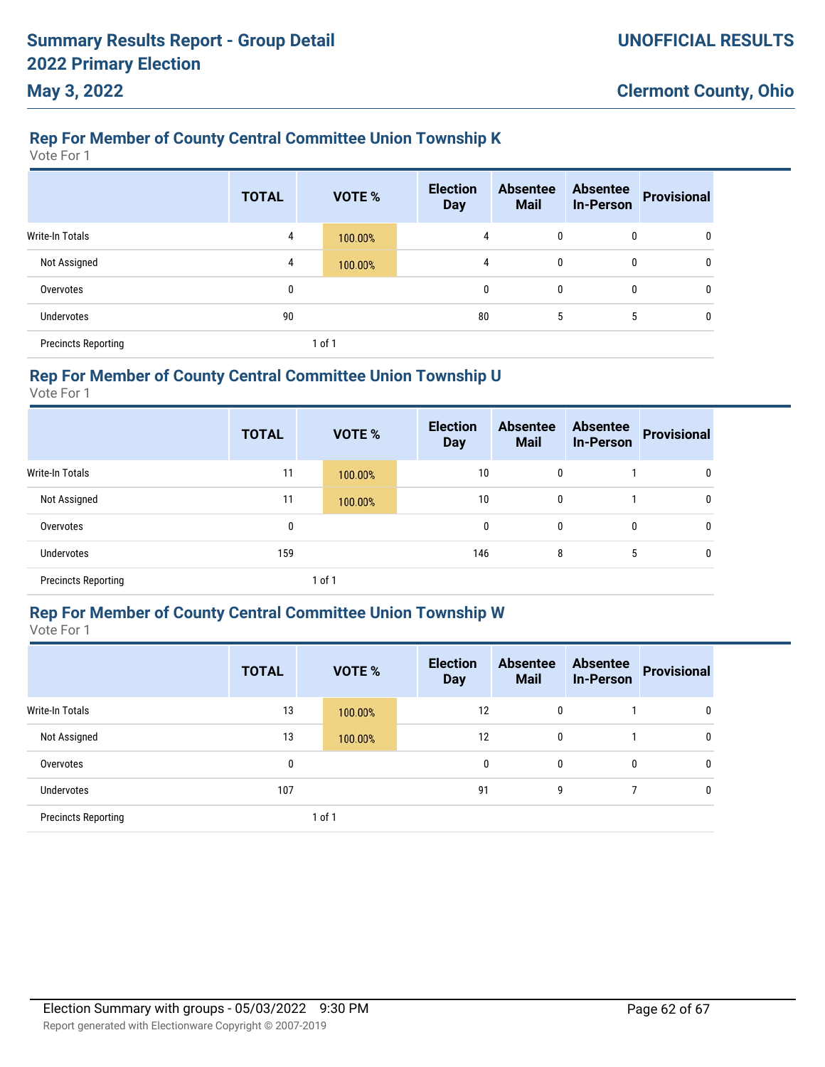### Rep For Member of County Central Committee Union Township K

Vote For 1

| | TOTAL | VOTE % | Election Day | Absentee Mail | Absentee In-Person | Provisional |
|---|---|---|---|---|---|---|
| Write-In Totals | 4 | 100.00% | 4 | 0 | 0 | 0 |
| Not Assigned | 4 | 100.00% | 4 | 0 | 0 | 0 |
| Overvotes | 0 | | 0 | 0 | 0 | 0 |
| Undervotes | 90 | | 80 | 5 | 5 | 0 |
| Precincts Reporting | | 1 of 1 | | | | |

### Rep For Member of County Central Committee Union Township U

Vote For 1

| | TOTAL | VOTE % | Election Day | Absentee Mail | Absentee In-Person | Provisional |
|---|---|---|---|---|---|---|
| Write-In Totals | 11 | 100.00% | 10 | 0 | 1 | 0 |
| Not Assigned | 11 | 100.00% | 10 | 0 | 1 | 0 |
| Overvotes | 0 | | 0 | 0 | 0 | 0 |
| Undervotes | 159 | | 146 | 8 | 5 | 0 |
| Precincts Reporting | | 1 of 1 | | | | |

### Rep For Member of County Central Committee Union Township W

Vote For 1

| | TOTAL | VOTE % | Election Day | Absentee Mail | Absentee In-Person | Provisional |
|---|---|---|---|---|---|---|
| Write-In Totals | 13 | 100.00% | 12 | 0 | 1 | 0 |
| Not Assigned | 13 | 100.00% | 12 | 0 | 1 | 0 |
| Overvotes | 0 | | 0 | 0 | 0 | 0 |
| Undervotes | 107 | | 91 | 9 | 7 | 0 |
| Precincts Reporting | | 1 of 1 | | | | |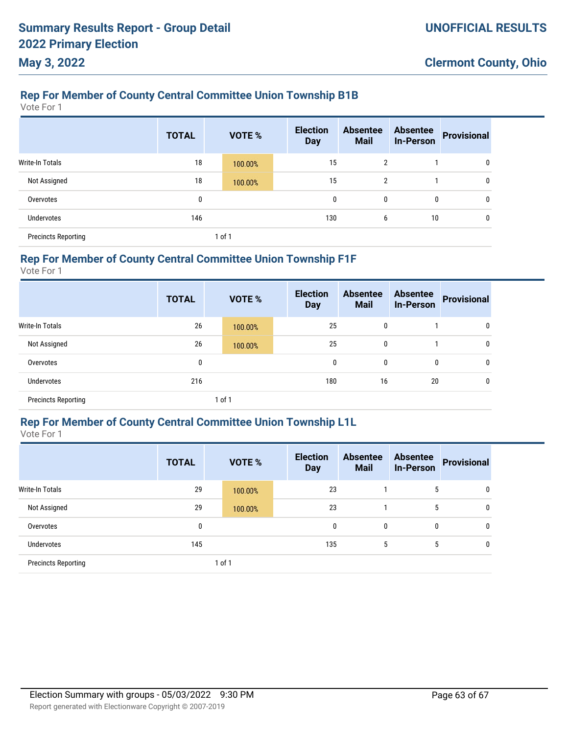## Rep For Member of County Central Committee Union Township B1B

Vote For 1

| | TOTAL | VOTE % | Election Day | Absentee Mail | Absentee In-Person | Provisional |
|---|---|---|---|---|---|---|
| Write-In Totals | 18 | 100.00% | 15 | 2 | 1 | 0 |
| Not Assigned | 18 | 100.00% | 15 | 2 | 1 | 0 |
| Overvotes | 0 | | 0 | 0 | 0 | 0 |
| Undervotes | 146 | | 130 | 6 | 10 | 0 |
| Precincts Reporting | | 1 of 1 | | | | |

## Rep For Member of County Central Committee Union Township F1F

Vote For 1

| | TOTAL | VOTE % | Election Day | Absentee Mail | Absentee In-Person | Provisional |
|---|---|---|---|---|---|---|
| Write-In Totals | 26 | 100.00% | 25 | 0 | 1 | 0 |
| Not Assigned | 26 | 100.00% | 25 | 0 | 1 | 0 |
| Overvotes | 0 | | 0 | 0 | 0 | 0 |
| Undervotes | 216 | | 180 | 16 | 20 | 0 |
| Precincts Reporting | | 1 of 1 | | | | |

## Rep For Member of County Central Committee Union Township L1L

Vote For 1

| | TOTAL | VOTE % | Election Day | Absentee Mail | Absentee In-Person | Provisional |
|---|---|---|---|---|---|---|
| Write-In Totals | 29 | 100.00% | 23 | 1 | 5 | 0 |
| Not Assigned | 29 | 100.00% | 23 | 1 | 5 | 0 |
| Overvotes | 0 | | 0 | 0 | 0 | 0 |
| Undervotes | 145 | | 135 | 5 | 5 | 0 |
| Precincts Reporting | | 1 of 1 | | | | |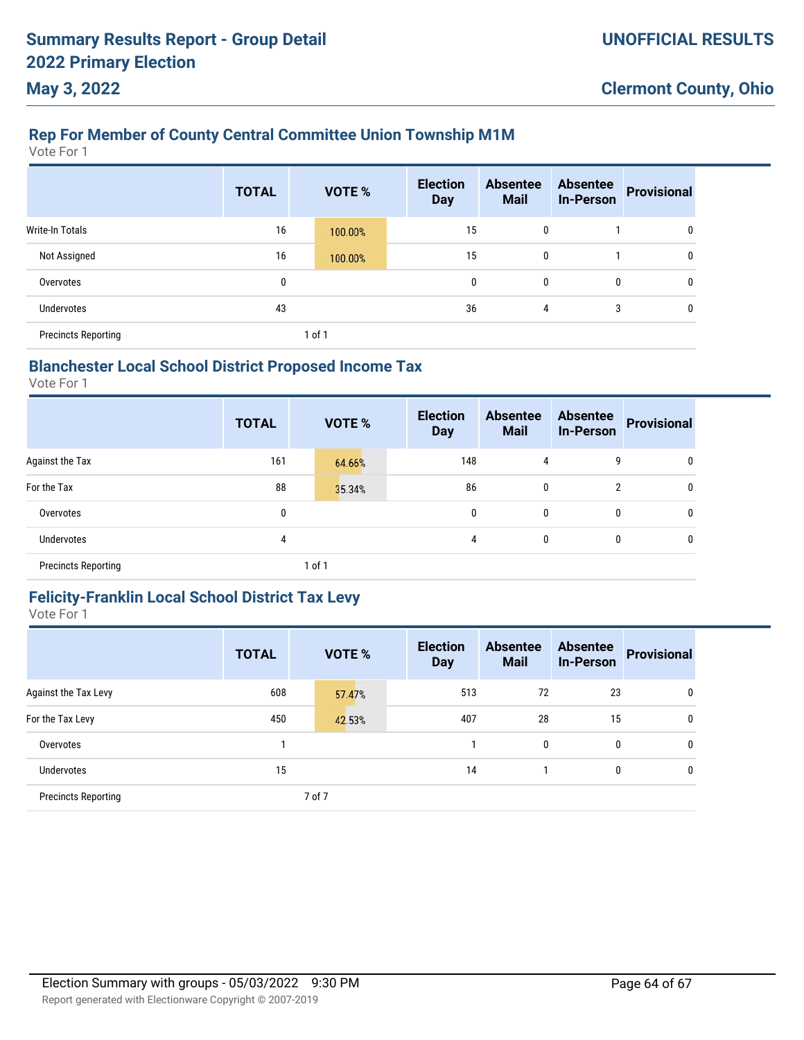## Rep For Member of County Central Committee Union Township M1M

Vote For 1

| | TOTAL | VOTE % | Election Day | Absentee Mail | Absentee In-Person | Provisional |
|---|---|---|---|---|---|---|
| Write-In Totals | 16 | 100.00% | 15 | 0 | 1 | 0 |
| Not Assigned | 16 | 100.00% | 15 | 0 | 1 | 0 |
| Overvotes | 0 | | 0 | 0 | 0 | 0 |
| Undervotes | 43 | | 36 | 4 | 3 | 0 |
| Precincts Reporting | | 1 of 1 | | | | |

## Blanchester Local School District Proposed Income Tax

Vote For 1

| | TOTAL | VOTE % | Election Day | Absentee Mail | Absentee In-Person | Provisional |
|---|---|---|---|---|---|---|
| Against the Tax | 161 | 64.66% | 148 | 4 | 9 | 0 |
| For the Tax | 88 | 35.34% | 86 | 0 | 2 | 0 |
| Overvotes | 0 | | 0 | 0 | 0 | 0 |
| Undervotes | 4 | | 4 | 0 | 0 | 0 |
| Precincts Reporting | | 1 of 1 | | | | |

## Felicity-Franklin Local School District Tax Levy

Vote For 1

| | TOTAL | VOTE % | Election Day | Absentee Mail | Absentee In-Person | Provisional |
|---|---|---|---|---|---|---|
| Against the Tax Levy | 608 | 57.47% | 513 | 72 | 23 | 0 |
| For the Tax Levy | 450 | 42.53% | 407 | 28 | 15 | 0 |
| Overvotes | 1 | | 1 | 0 | 0 | 0 |
| Undervotes | 15 | | 14 | 1 | 0 | 0 |
| Precincts Reporting | | 7 of 7 | | | | |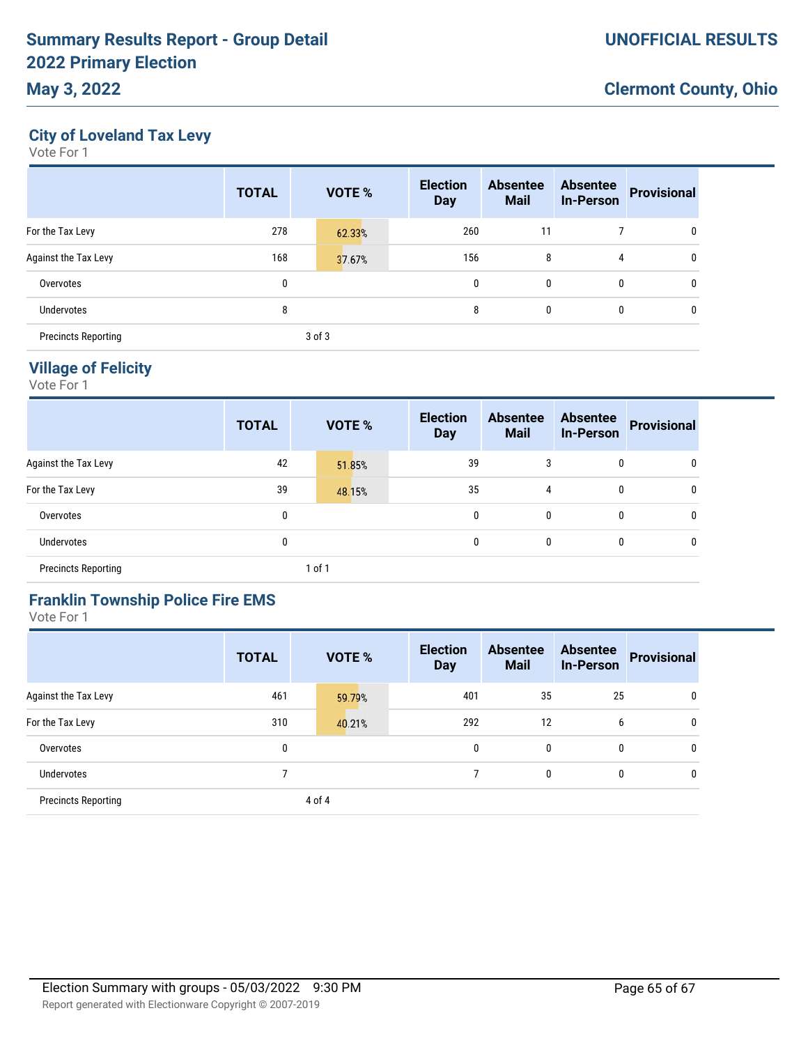# Summary Results Report - Group Detail
# 2022 Primary Election
# May 3, 2022

**UNOFFICIAL RESULTS**

**Clermont County, Ohio**

## City of Loveland Tax Levy

Vote For 1

| | TOTAL | VOTE % | Election Day | Absentee Mail | Absentee In-Person | Provisional |
|---|---|---|---|---|---|---|
| For the Tax Levy | 278 | 62.33% | 260 | 11 | 7 | 0 |
| Against the Tax Levy | 168 | 37.67% | 156 | 8 | 4 | 0 |
| Overvotes | 0 | | 0 | 0 | 0 | 0 |
| Undervotes | 8 | | 8 | 0 | 0 | 0 |
| Precincts Reporting | | 3 of 3 | | | | |

## Village of Felicity

Vote For 1

| | TOTAL | VOTE % | Election Day | Absentee Mail | Absentee In-Person | Provisional |
|---|---|---|---|---|---|---|
| Against the Tax Levy | 42 | 51.85% | 39 | 3 | 0 | 0 |
| For the Tax Levy | 39 | 48.15% | 35 | 4 | 0 | 0 |
| Overvotes | 0 | | 0 | 0 | 0 | 0 |
| Undervotes | 0 | | 0 | 0 | 0 | 0 |
| Precincts Reporting | | 1 of 1 | | | | |

## Franklin Township Police Fire EMS

Vote For 1

| | TOTAL | VOTE % | Election Day | Absentee Mail | Absentee In-Person | Provisional |
|---|---|---|---|---|---|---|
| Against the Tax Levy | 461 | 59.79% | 401 | 35 | 25 | 0 |
| For the Tax Levy | 310 | 40.21% | 292 | 12 | 6 | 0 |
| Overvotes | 0 | | 0 | 0 | 0 | 0 |
| Undervotes | 7 | | 7 | 0 | 0 | 0 |
| Precincts Reporting | | 4 of 4 | | | | |

Election Summary with groups - 05/03/2022 9:30 PM

Report generated with Electionware Copyright © 2007-2019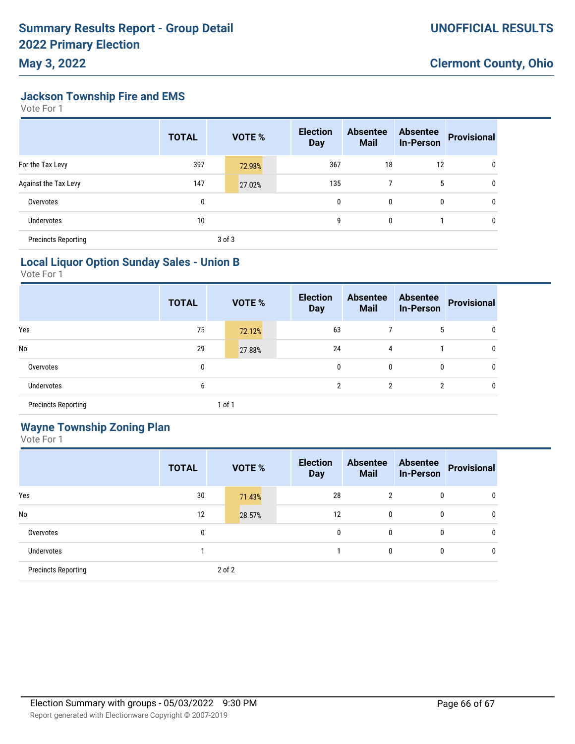## Jackson Township Fire and EMS

Vote For 1

| | TOTAL | VOTE % | Election Day | Absentee Mail | Absentee In-Person | Provisional |
|---|---|---|---|---|---|---|
| For the Tax Levy | 397 | 72.98% | 367 | 18 | 12 | 0 |
| Against the Tax Levy | 147 | 27.02% | 135 | 7 | 5 | 0 |
| Overvotes | 0 | | 0 | 0 | 0 | 0 |
| Undervotes | 10 | | 9 | 0 | 1 | 0 |
| Precincts Reporting | | 3 of 3 | | | | |

## Local Liquor Option Sunday Sales - Union B

Vote For 1

| | TOTAL | VOTE % | Election Day | Absentee Mail | Absentee In-Person | Provisional |
|---|---|---|---|---|---|---|
| Yes | 75 | 72.12% | 63 | 7 | 5 | 0 |
| No | 29 | 27.88% | 24 | 4 | 1 | 0 |
| Overvotes | 0 | | 0 | 0 | 0 | 0 |
| Undervotes | 6 | | 2 | 2 | 2 | 0 |
| Precincts Reporting | | 1 of 1 | | | | |

## Wayne Township Zoning Plan

Vote For 1

| | TOTAL | VOTE % | Election Day | Absentee Mail | Absentee In-Person | Provisional |
|---|---|---|---|---|---|---|
| Yes | 30 | 71.43% | 28 | 2 | 0 | 0 |
| No | 12 | 28.57% | 12 | 0 | 0 | 0 |
| Overvotes | 0 | | 0 | 0 | 0 | 0 |
| Undervotes | 1 | | 1 | 0 | 0 | 0 |
| Precincts Reporting | | 2 of 2 | | | | |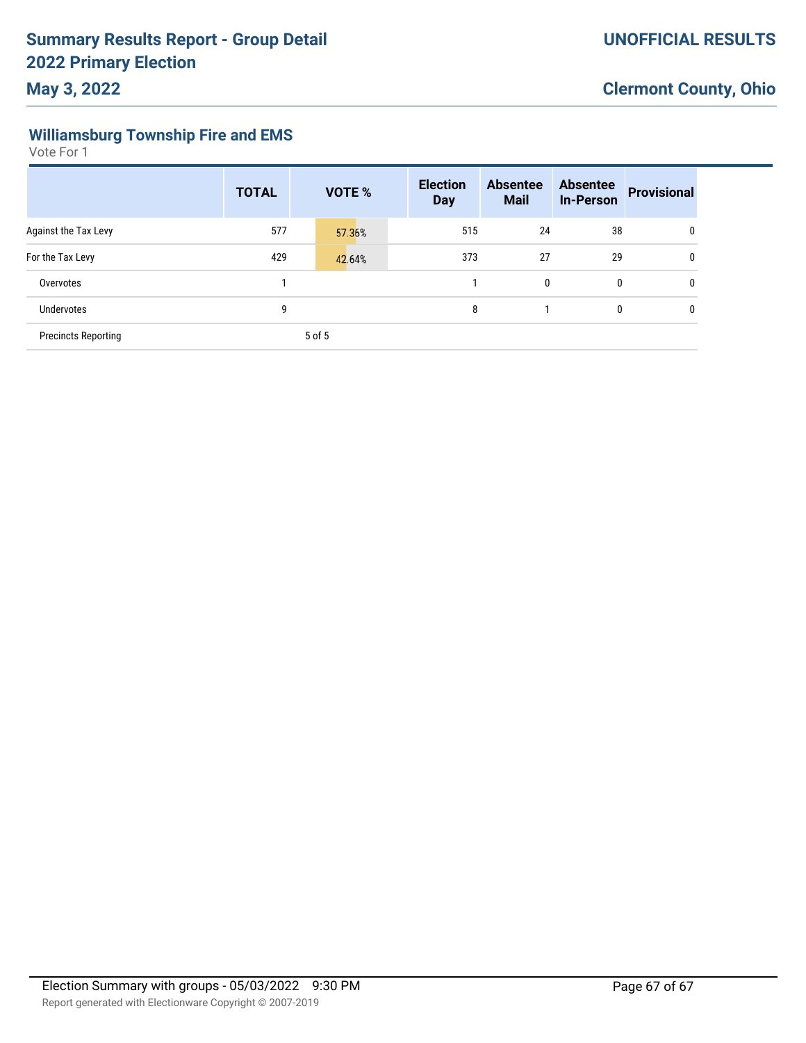## Williamsburg Township Fire and EMS

Vote For 1

| | TOTAL | VOTE % | Election Day | Absentee Mail | Absentee In-Person | Provisional |
|---|---|---|---|---|---|---|
| Against the Tax Levy | 577 | 57.36% | 515 | 24 | 38 | 0 |
| For the Tax Levy | 429 | 42.64% | 373 | 27 | 29 | 0 |
| Overvotes | 1 | | 1 | 0 | 0 | 0 |
| Undervotes | 9 | | 8 | 1 | 0 | 0 |
| Precincts Reporting | | 5 of 5 | | | | |